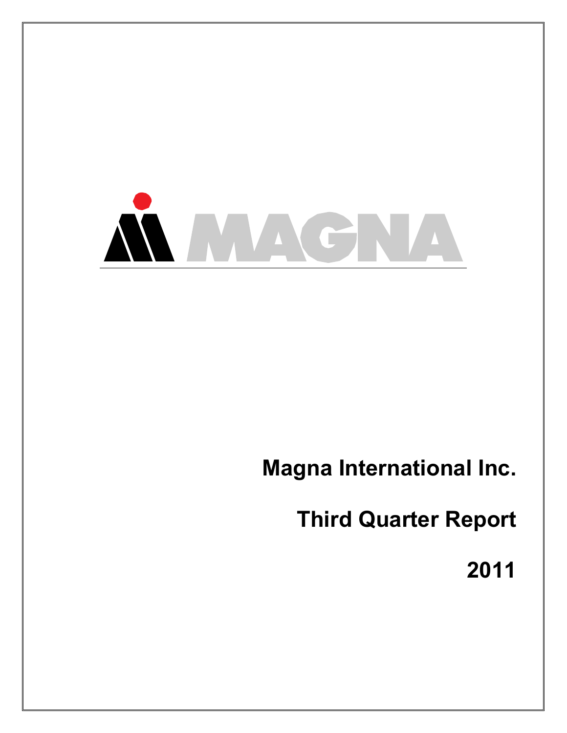MAGNA

**Magna International Inc.**

**Third Quarter Report**

**2011**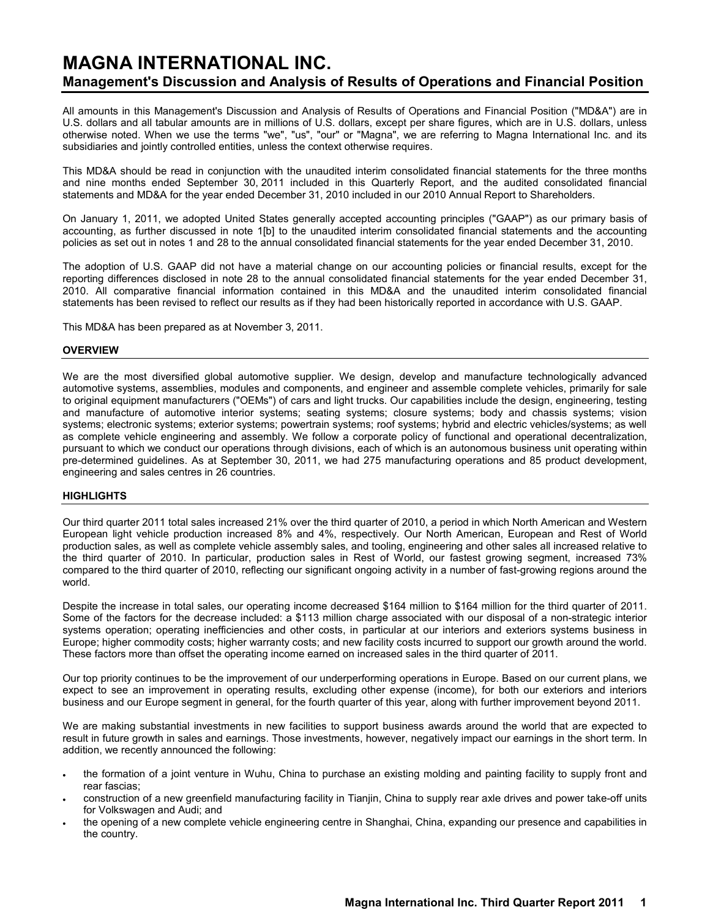# MAGNA INTERNATIONAL INC.

## Management's Discussion and Analysis of Results of Operations and Financial Position

All amounts in this Management's Discussion and Analysis of Results of Operations and Financial Position ("MD&A") are in U.S. dollars and all tabular amounts are in millions of U.S. dollars, except per share figures, which are in U.S. dollars, unless otherwise noted. When we use the terms "we", "us", "our" or "Magna", we are referring to Magna International Inc. and its subsidiaries and jointly controlled entities, unless the context otherwise requires.

This MD&A should be read in conjunction with the unaudited interim consolidated financial statements for the three months and nine months ended September 30, 2011 included in this Quarterly Report, and the audited consolidated financial statements and MD&A for the year ended December 31, 2010 included in our 2010 Annual Report to Shareholders.

On January 1, 2011, we adopted United States generally accepted accounting principles ("GAAP") as our primary basis of accounting, as further discussed in note 1[b] to the unaudited interim consolidated financial statements and the accounting policies as set out in notes 1 and 28 to the annual consolidated financial statements for the year ended December 31, 2010.

The adoption of U.S. GAAP did not have a material change on our accounting policies or financial results, except for the reporting differences disclosed in note 28 to the annual consolidated financial statements for the year ended December 31, 2010. All comparative financial information contained in this MD&A and the unaudited interim consolidated financial statements has been revised to reflect our results as if they had been historically reported in accordance with U.S. GAAP.

This MD&A has been prepared as at November 3, 2011.

### OVERVIEW

We are the most diversified global automotive supplier. We design, develop and manufacture technologically advanced automotive systems, assemblies, modules and components, and engineer and assemble complete vehicles, primarily for sale to original equipment manufacturers ("OEMs") of cars and light trucks. Our capabilities include the design, engineering, testing and manufacture of automotive interior systems; seating systems; closure systems; body and chassis systems; vision systems; electronic systems; exterior systems; powertrain systems; roof systems; hybrid and electric vehicles/systems; as well as complete vehicle engineering and assembly. We follow a corporate policy of functional and operational decentralization, pursuant to which we conduct our operations through divisions, each of which is an autonomous business unit operating within pre-determined guidelines. As at September 30, 2011, we had 275 manufacturing operations and 85 product development, engineering and sales centres in 26 countries.

### HIGHLIGHTS

Our third quarter 2011 total sales increased 21% over the third quarter of 2010, a period in which North American and Western European light vehicle production increased 8% and 4%, respectively. Our North American, European and Rest of World production sales, as well as complete vehicle assembly sales, and tooling, engineering and other sales all increased relative to the third quarter of 2010. In particular, production sales in Rest of World, our fastest growing segment, increased 73% compared to the third quarter of 2010, reflecting our significant ongoing activity in a number of fast-growing regions around the world.

Despite the increase in total sales, our operating income decreased $164 million to $164 million for the third quarter of 2011. Some of the factors for the decrease included: a $113 million charge associated with our disposal of a non-strategic interior systems operation; operating inefficiencies and other costs, in particular at our interiors and exteriors systems business in Europe; higher commodity costs; higher warranty costs; and new facility costs incurred to support our growth around the world. These factors more than offset the operating income earned on increased sales in the third quarter of 2011.

Our top priority continues to be the improvement of our underperforming operations in Europe. Based on our current plans, we expect to see an improvement in operating results, excluding other expense (income), for both our exteriors and interiors business and our Europe segment in general, for the fourth quarter of this year, along with further improvement beyond 2011.

We are making substantial investments in new facilities to support business awards around the world that are expected to result in future growth in sales and earnings. Those investments, however, negatively impact our earnings in the short term. In addition, we recently announced the following:

- the formation of a joint venture in Wuhu, China to purchase an existing molding and painting facility to supply front and rear fascias;
- construction of a new greenfield manufacturing facility in Tianjin, China to supply rear axle drives and power take-off units for Volkswagen and Audi; and
- the opening of a new complete vehicle engineering centre in Shanghai, China, expanding our presence and capabilities in the country.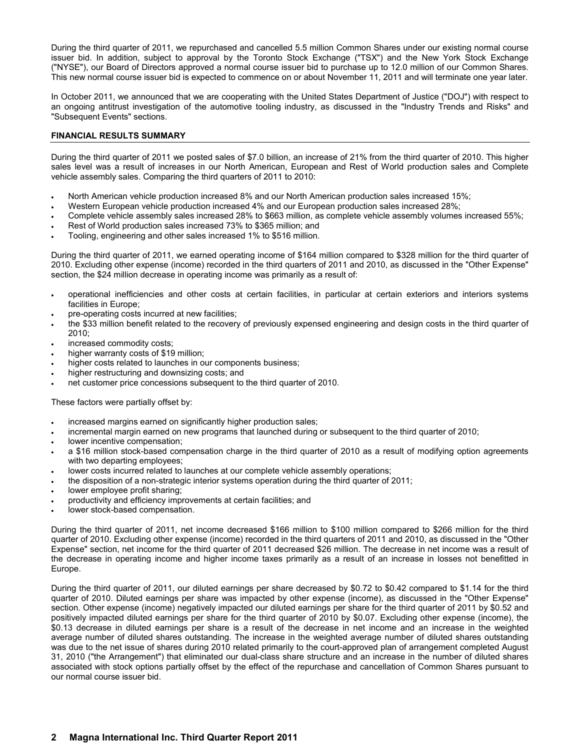During the third quarter of 2011, we repurchased and cancelled 5.5 million Common Shares under our existing normal course issuer bid. In addition, subject to approval by the Toronto Stock Exchange ("TSX") and the New York Stock Exchange ("NYSE"), our Board of Directors approved a normal course issuer bid to purchase up to 12.0 million of our Common Shares. This new normal course issuer bid is expected to commence on or about November 11, 2011 and will terminate one year later.

In October 2011, we announced that we are cooperating with the United States Department of Justice ("DOJ") with respect to an ongoing antitrust investigation of the automotive tooling industry, as discussed in the "Industry Trends and Risks" and "Subsequent Events" sections.

## FINANCIAL RESULTS SUMMARY

During the third quarter of 2011 we posted sales of $7.0 billion, an increase of 21% from the third quarter of 2010. This higher sales level was a result of increases in our North American, European and Rest of World production sales and Complete vehicle assembly sales. Comparing the third quarters of 2011 to 2010:

- North American vehicle production increased 8% and our North American production sales increased 15%;
- Western European vehicle production increased 4% and our European production sales increased 28%;
- Complete vehicle assembly sales increased 28% to $663 million, as complete vehicle assembly volumes increased 55%;
- Rest of World production sales increased 73% to $365 million; and
- Tooling, engineering and other sales increased 1% to $516 million.

During the third quarter of 2011, we earned operating income of $164 million compared to $328 million for the third quarter of 2010. Excluding other expense (income) recorded in the third quarters of 2011 and 2010, as discussed in the "Other Expense" section, the $24 million decrease in operating income was primarily as a result of:

- operational inefficiencies and other costs at certain facilities, in particular at certain exteriors and interiors systems facilities in Europe;
- pre-operating costs incurred at new facilities;
- the $33 million benefit related to the recovery of previously expensed engineering and design costs in the third quarter of 2010;
- increased commodity costs;
- higher warranty costs of $19 million;
- higher costs related to launches in our components business;
- higher restructuring and downsizing costs; and
- net customer price concessions subsequent to the third quarter of 2010.

These factors were partially offset by:

- increased margins earned on significantly higher production sales;
- incremental margin earned on new programs that launched during or subsequent to the third quarter of 2010;
- lower incentive compensation;
- a $16 million stock-based compensation charge in the third quarter of 2010 as a result of modifying option agreements with two departing employees;
- lower costs incurred related to launches at our complete vehicle assembly operations;
- the disposition of a non-strategic interior systems operation during the third quarter of 2011;
- lower employee profit sharing;
- productivity and efficiency improvements at certain facilities; and
- lower stock-based compensation.

During the third quarter of 2011, net income decreased $166 million to $100 million compared to $266 million for the third quarter of 2010. Excluding other expense (income) recorded in the third quarters of 2011 and 2010, as discussed in the "Other Expense" section, net income for the third quarter of 2011 decreased $26 million. The decrease in net income was a result of the decrease in operating income and higher income taxes primarily as a result of an increase in losses not benefitted in Europe.

During the third quarter of 2011, our diluted earnings per share decreased by $0.72 to $0.42 compared to $1.14 for the third quarter of 2010. Diluted earnings per share was impacted by other expense (income), as discussed in the "Other Expense" section. Other expense (income) negatively impacted our diluted earnings per share for the third quarter of 2011 by $0.52 and positively impacted diluted earnings per share for the third quarter of 2010 by $0.07. Excluding other expense (income), the $0.13 decrease in diluted earnings per share is a result of the decrease in net income and an increase in the weighted average number of diluted shares outstanding. The increase in the weighted average number of diluted shares outstanding was due to the net issue of shares during 2010 related primarily to the court-approved plan of arrangement completed August 31, 2010 ("the Arrangement") that eliminated our dual-class share structure and an increase in the number of diluted shares associated with stock options partially offset by the effect of the repurchase and cancellation of Common Shares pursuant to our normal course issuer bid.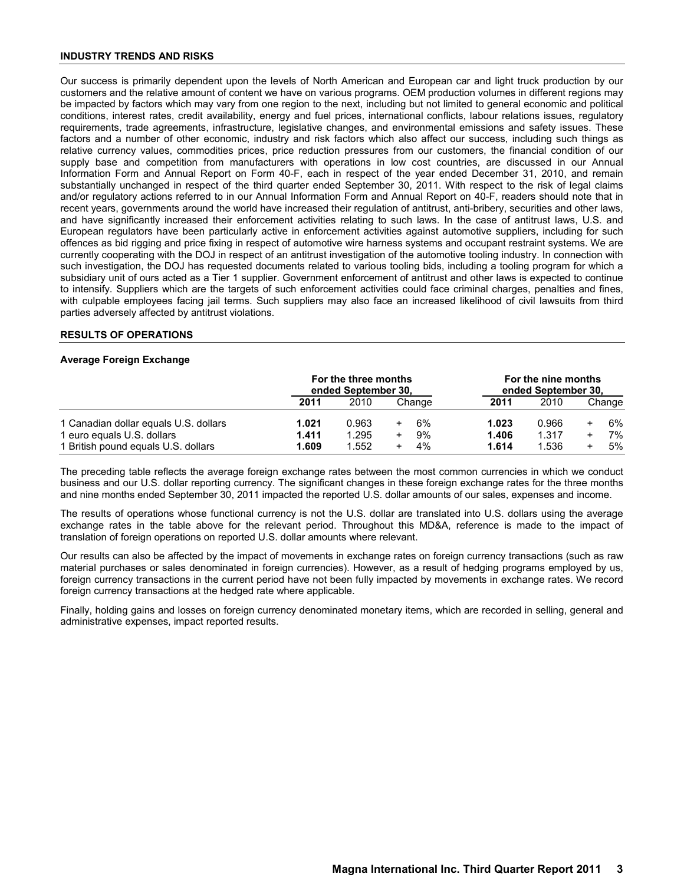## INDUSTRY TRENDS AND RISKS

Our success is primarily dependent upon the levels of North American and European car and light truck production by our customers and the relative amount of content we have on various programs. OEM production volumes in different regions may be impacted by factors which may vary from one region to the next, including but not limited to general economic and political conditions, interest rates, credit availability, energy and fuel prices, international conflicts, labour relations issues, regulatory requirements, trade agreements, infrastructure, legislative changes, and environmental emissions and safety issues. These factors and a number of other economic, industry and risk factors which also affect our success, including such things as relative currency values, commodities prices, price reduction pressures from our customers, the financial condition of our supply base and competition from manufacturers with operations in low cost countries, are discussed in our Annual Information Form and Annual Report on Form 40-F, each in respect of the year ended December 31, 2010, and remain substantially unchanged in respect of the third quarter ended September 30, 2011. With respect to the risk of legal claims and/or regulatory actions referred to in our Annual Information Form and Annual Report on 40-F, readers should note that in recent years, governments around the world have increased their regulation of antitrust, anti-bribery, securities and other laws, and have significantly increased their enforcement activities relating to such laws. In the case of antitrust laws, U.S. and European regulators have been particularly active in enforcement activities against automotive suppliers, including for such offences as bid rigging and price fixing in respect of automotive wire harness systems and occupant restraint systems. We are currently cooperating with the DOJ in respect of an antitrust investigation of the automotive tooling industry. In connection with such investigation, the DOJ has requested documents related to various tooling bids, including a tooling program for which a subsidiary unit of ours acted as a Tier 1 supplier. Government enforcement of antitrust and other laws is expected to continue to intensify. Suppliers which are the targets of such enforcement activities could face criminal charges, penalties and fines, with culpable employees facing jail terms. Such suppliers may also face an increased likelihood of civil lawsuits from third parties adversely affected by antitrust violations.

## RESULTS OF OPERATIONS

### Average Foreign Exchange

| | For the three months ended September 30, | | | For the nine months ended September 30, | | |
|---|---|---|---|---|---|---|
| | **2011** | 2010 | Change | **2011** | 2010 | Change |
| 1 Canadian dollar equals U.S. dollars | **1.021** | 0.963 | + 6% | **1.023** | 0.966 | + 6% |
| 1 euro equals U.S. dollars | **1.411** | 1.295 | + 9% | **1.406** | 1.317 | + 7% |
| 1 British pound equals U.S. dollars | **1.609** | 1.552 | + 4% | **1.614** | 1.536 | + 5% |

The preceding table reflects the average foreign exchange rates between the most common currencies in which we conduct business and our U.S. dollar reporting currency. The significant changes in these foreign exchange rates for the three months and nine months ended September 30, 2011 impacted the reported U.S. dollar amounts of our sales, expenses and income.

The results of operations whose functional currency is not the U.S. dollar are translated into U.S. dollars using the average exchange rates in the table above for the relevant period. Throughout this MD&A, reference is made to the impact of translation of foreign operations on reported U.S. dollar amounts where relevant.

Our results can also be affected by the impact of movements in exchange rates on foreign currency transactions (such as raw material purchases or sales denominated in foreign currencies). However, as a result of hedging programs employed by us, foreign currency transactions in the current period have not been fully impacted by movements in exchange rates. We record foreign currency transactions at the hedged rate where applicable.

Finally, holding gains and losses on foreign currency denominated monetary items, which are recorded in selling, general and administrative expenses, impact reported results.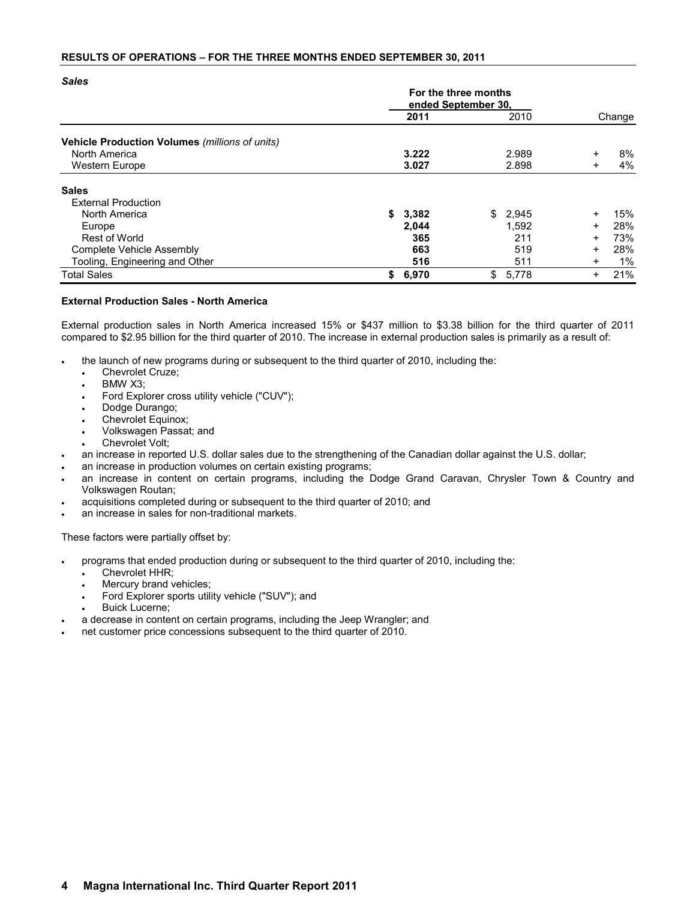## RESULTS OF OPERATIONS – FOR THE THREE MONTHS ENDED SEPTEMBER 30, 2011

### *Sales*

| | For the three months ended September 30, | | |
|---|---|---|---|
| | **2011** | 2010 | Change |
| **Vehicle Production Volumes** *(millions of units)* | | | |
| North America | **3.222** | 2.989 | + 8% |
| Western Europe | **3.027** | 2.898 | + 4% |
| **Sales** | | | |
| External Production | | | |
| North America | **$ 3,382** | $ 2,945 | + 15% |
| Europe | **2,044** | 1,592 | + 28% |
| Rest of World | **365** | 211 | + 73% |
| Complete Vehicle Assembly | **663** | 519 | + 28% |
| Tooling, Engineering and Other | **516** | 511 | + 1% |
| Total Sales | **$ 6,970** | $ 5,778 | + 21% |

**External Production Sales - North America**

External production sales in North America increased 15% or $437 million to $3.38 billion for the third quarter of 2011 compared to $2.95 billion for the third quarter of 2010. The increase in external production sales is primarily as a result of:

- the launch of new programs during or subsequent to the third quarter of 2010, including the:
  - Chevrolet Cruze;
  - BMW X3;
  - Ford Explorer cross utility vehicle ("CUV");
  - Dodge Durango;
  - Chevrolet Equinox;
  - Volkswagen Passat; and
  - Chevrolet Volt;
- an increase in reported U.S. dollar sales due to the strengthening of the Canadian dollar against the U.S. dollar;
- an increase in production volumes on certain existing programs;
- an increase in content on certain programs, including the Dodge Grand Caravan, Chrysler Town & Country and Volkswagen Routan;
- acquisitions completed during or subsequent to the third quarter of 2010; and
- an increase in sales for non-traditional markets.

These factors were partially offset by:

- programs that ended production during or subsequent to the third quarter of 2010, including the:
  - Chevrolet HHR;
  - Mercury brand vehicles;
  - Ford Explorer sports utility vehicle ("SUV"); and
  - Buick Lucerne;
- a decrease in content on certain programs, including the Jeep Wrangler; and
- net customer price concessions subsequent to the third quarter of 2010.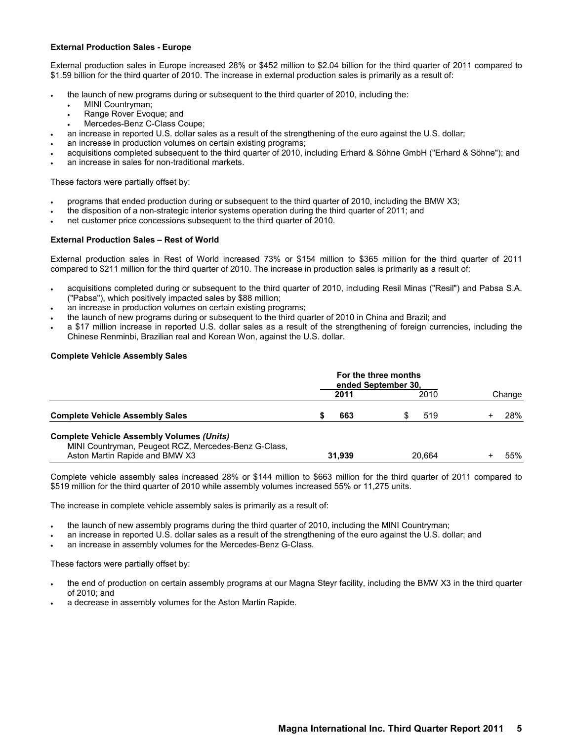**External Production Sales - Europe**

External production sales in Europe increased 28% or $452 million to $2.04 billion for the third quarter of 2011 compared to $1.59 billion for the third quarter of 2010. The increase in external production sales is primarily as a result of:

- the launch of new programs during or subsequent to the third quarter of 2010, including the:
  - MINI Countryman;
  - Range Rover Evoque; and
  - Mercedes-Benz C-Class Coupe;
- an increase in reported U.S. dollar sales as a result of the strengthening of the euro against the U.S. dollar;
- an increase in production volumes on certain existing programs;
- acquisitions completed subsequent to the third quarter of 2010, including Erhard & Söhne GmbH ("Erhard & Söhne"); and
- an increase in sales for non-traditional markets.

These factors were partially offset by:

- programs that ended production during or subsequent to the third quarter of 2010, including the BMW X3;
- the disposition of a non-strategic interior systems operation during the third quarter of 2011; and
- net customer price concessions subsequent to the third quarter of 2010.

**External Production Sales – Rest of World**

External production sales in Rest of World increased 73% or $154 million to $365 million for the third quarter of 2011 compared to $211 million for the third quarter of 2010. The increase in production sales is primarily as a result of:

- acquisitions completed during or subsequent to the third quarter of 2010, including Resil Minas ("Resil") and Pabsa S.A. ("Pabsa"), which positively impacted sales by $88 million;
- an increase in production volumes on certain existing programs;
- the launch of new programs during or subsequent to the third quarter of 2010 in China and Brazil; and
- a $17 million increase in reported U.S. dollar sales as a result of the strengthening of foreign currencies, including the Chinese Renminbi, Brazilian real and Korean Won, against the U.S. dollar.

**Complete Vehicle Assembly Sales**

| | For the three months ended September 30, | | |
|---|---|---|---|
| | **2011** | 2010 | Change |
| **Complete Vehicle Assembly Sales** | **$ 663** | $ 519 | + 28% |
| **Complete Vehicle Assembly Volumes *(Units)*** MINI Countryman, Peugeot RCZ, Mercedes-Benz G-Class, Aston Martin Rapide and BMW X3 | **31,939** | 20,664 | + 55% |

Complete vehicle assembly sales increased 28% or $144 million to $663 million for the third quarter of 2011 compared to $519 million for the third quarter of 2010 while assembly volumes increased 55% or 11,275 units.

The increase in complete vehicle assembly sales is primarily as a result of:

- the launch of new assembly programs during the third quarter of 2010, including the MINI Countryman;
- an increase in reported U.S. dollar sales as a result of the strengthening of the euro against the U.S. dollar; and
- an increase in assembly volumes for the Mercedes-Benz G-Class.

These factors were partially offset by:

- the end of production on certain assembly programs at our Magna Steyr facility, including the BMW X3 in the third quarter of 2010; and
- a decrease in assembly volumes for the Aston Martin Rapide.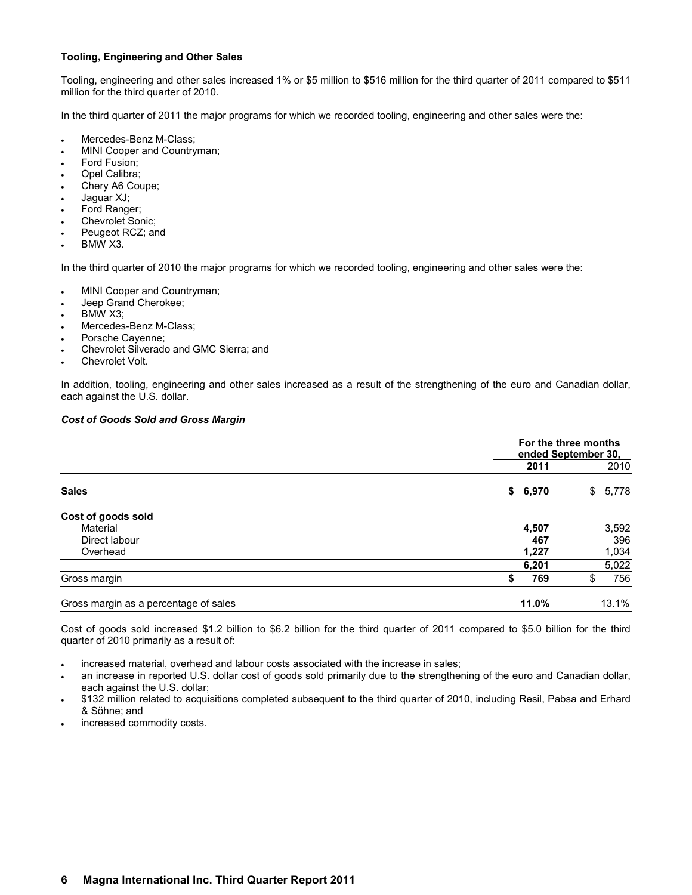**Tooling, Engineering and Other Sales**

Tooling, engineering and other sales increased 1% or $5 million to $516 million for the third quarter of 2011 compared to $511 million for the third quarter of 2010.

In the third quarter of 2011 the major programs for which we recorded tooling, engineering and other sales were the:

- Mercedes-Benz M-Class;
- MINI Cooper and Countryman;
- Ford Fusion;
- Opel Calibra;
- Chery A6 Coupe;
- Jaguar XJ;
- Ford Ranger;
- Chevrolet Sonic;
- Peugeot RCZ; and
- BMW X3.

In the third quarter of 2010 the major programs for which we recorded tooling, engineering and other sales were the:

- MINI Cooper and Countryman;
- Jeep Grand Cherokee;
- BMW X3;
- Mercedes-Benz M-Class;
- Porsche Cayenne;
- Chevrolet Silverado and GMC Sierra; and
- Chevrolet Volt.

In addition, tooling, engineering and other sales increased as a result of the strengthening of the euro and Canadian dollar, each against the U.S. dollar.

***Cost of Goods Sold and Gross Margin***

| | For the three months ended September 30, | |
|---|---|---|
| | **2011** | 2010 |
| **Sales** | **$ 6,970** | $ 5,778 |
| **Cost of goods sold** | | |
| Material | **4,507** | 3,592 |
| Direct labour | **467** | 396 |
| Overhead | **1,227** | 1,034 |
| | **6,201** | 5,022 |
| Gross margin | **$ 769** | $ 756 |
| Gross margin as a percentage of sales | **11.0%** | 13.1% |

Cost of goods sold increased $1.2 billion to $6.2 billion for the third quarter of 2011 compared to $5.0 billion for the third quarter of 2010 primarily as a result of:

- increased material, overhead and labour costs associated with the increase in sales;
- an increase in reported U.S. dollar cost of goods sold primarily due to the strengthening of the euro and Canadian dollar, each against the U.S. dollar;
- $132 million related to acquisitions completed subsequent to the third quarter of 2010, including Resil, Pabsa and Erhard & Söhne; and
- increased commodity costs.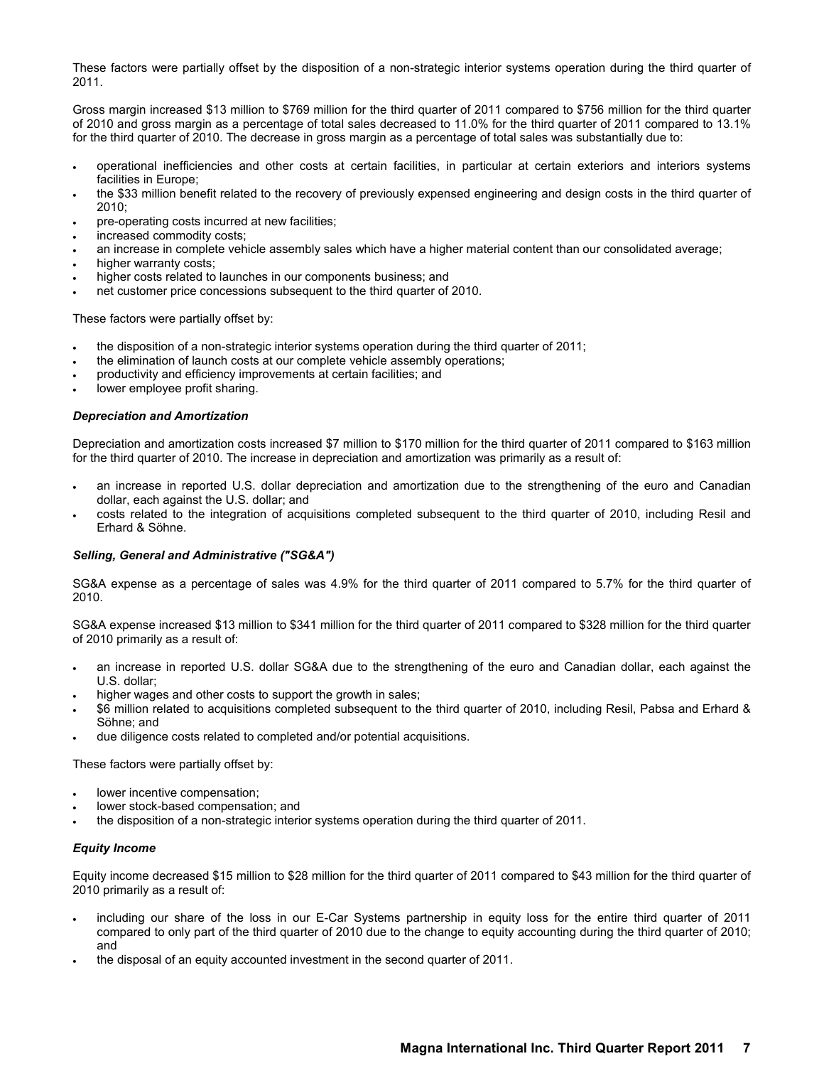These factors were partially offset by the disposition of a non-strategic interior systems operation during the third quarter of 2011.

Gross margin increased $13 million to $769 million for the third quarter of 2011 compared to $756 million for the third quarter of 2010 and gross margin as a percentage of total sales decreased to 11.0% for the third quarter of 2011 compared to 13.1% for the third quarter of 2010. The decrease in gross margin as a percentage of total sales was substantially due to:

- operational inefficiencies and other costs at certain facilities, in particular at certain exteriors and interiors systems facilities in Europe;
- the $33 million benefit related to the recovery of previously expensed engineering and design costs in the third quarter of 2010;
- pre-operating costs incurred at new facilities;
- increased commodity costs;
- an increase in complete vehicle assembly sales which have a higher material content than our consolidated average;
- higher warranty costs;
- higher costs related to launches in our components business; and
- net customer price concessions subsequent to the third quarter of 2010.

These factors were partially offset by:

- the disposition of a non-strategic interior systems operation during the third quarter of 2011;
- the elimination of launch costs at our complete vehicle assembly operations;
- productivity and efficiency improvements at certain facilities; and
- lower employee profit sharing.

***Depreciation and Amortization***

Depreciation and amortization costs increased $7 million to $170 million for the third quarter of 2011 compared to $163 million for the third quarter of 2010. The increase in depreciation and amortization was primarily as a result of:

- an increase in reported U.S. dollar depreciation and amortization due to the strengthening of the euro and Canadian dollar, each against the U.S. dollar; and
- costs related to the integration of acquisitions completed subsequent to the third quarter of 2010, including Resil and Erhard & Söhne.

***Selling, General and Administrative ("SG&A")***

SG&A expense as a percentage of sales was 4.9% for the third quarter of 2011 compared to 5.7% for the third quarter of 2010.

SG&A expense increased $13 million to $341 million for the third quarter of 2011 compared to $328 million for the third quarter of 2010 primarily as a result of:

- an increase in reported U.S. dollar SG&A due to the strengthening of the euro and Canadian dollar, each against the U.S. dollar;
- higher wages and other costs to support the growth in sales;
- $6 million related to acquisitions completed subsequent to the third quarter of 2010, including Resil, Pabsa and Erhard & Söhne; and
- due diligence costs related to completed and/or potential acquisitions.

These factors were partially offset by:

- lower incentive compensation;
- lower stock-based compensation; and
- the disposition of a non-strategic interior systems operation during the third quarter of 2011.

***Equity Income***

Equity income decreased $15 million to $28 million for the third quarter of 2011 compared to $43 million for the third quarter of 2010 primarily as a result of:

- including our share of the loss in our E-Car Systems partnership in equity loss for the entire third quarter of 2011 compared to only part of the third quarter of 2010 due to the change to equity accounting during the third quarter of 2010; and
- the disposal of an equity accounted investment in the second quarter of 2011.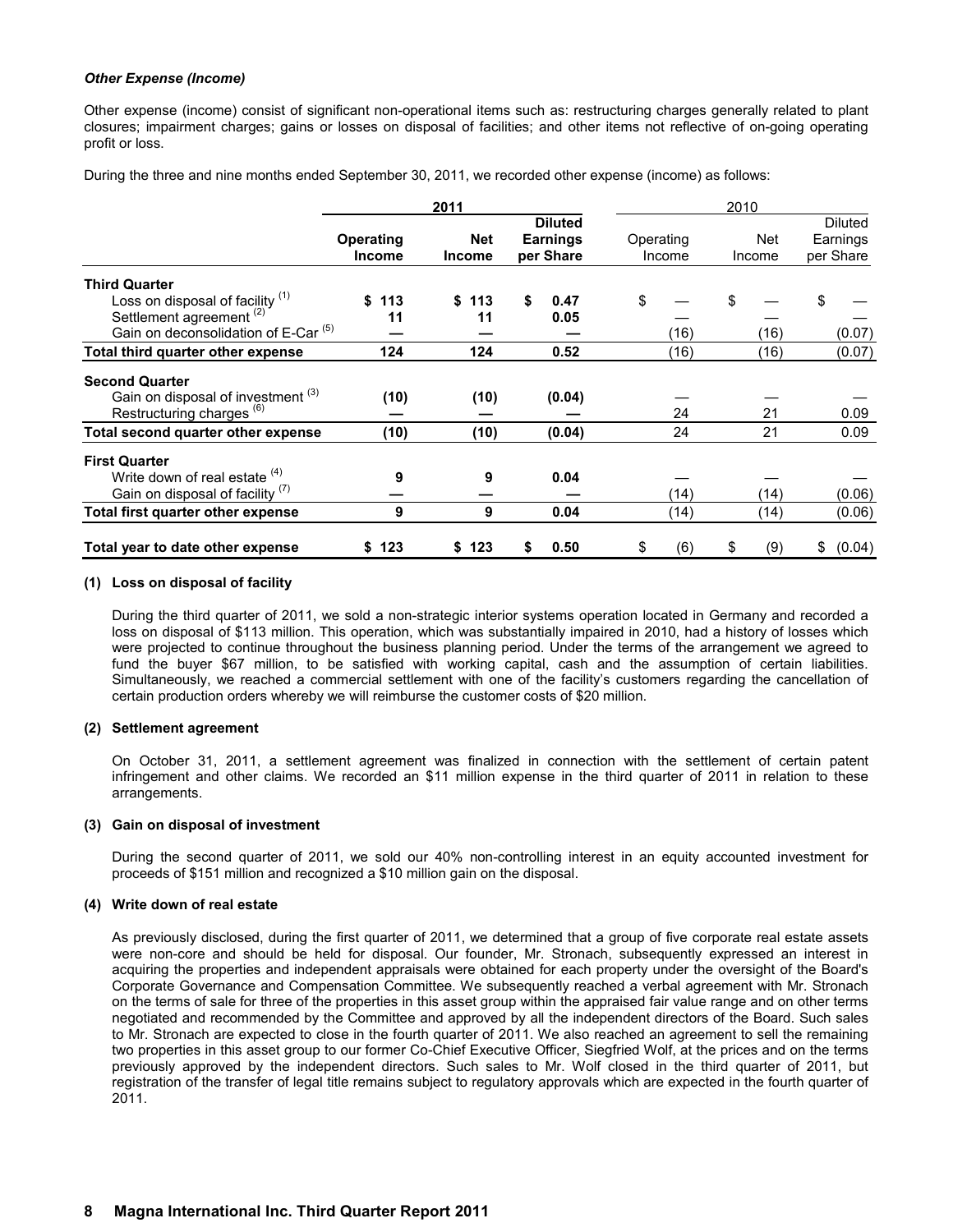***Other Expense (Income)***

Other expense (income) consist of significant non-operational items such as: restructuring charges generally related to plant closures; impairment charges; gains or losses on disposal of facilities; and other items not reflective of on-going operating profit or loss.

During the three and nine months ended September 30, 2011, we recorded other expense (income) as follows:

| | **2011** | | | 2010 | | |
|---|---|---|---|---|---|---|
| | **Operating Income** | **Net Income** | **Diluted Earnings per Share** | Operating Income | Net Income | Diluted Earnings per Share |
| **Third Quarter** | | | | | | |
| Loss on disposal of facility [(1)] | **$ 113** | **$ 113** | **$ 0.47** | $ — | $ — | $ — |
| Settlement agreement [(2)] | **11** | **11** | **0.05** | — | — | — |
| Gain on deconsolidation of E-Car [(5)] | **—** | **—** | **—** | (16) | (16) | (0.07) |
| **Total third quarter other expense** | **124** | **124** | **0.52** | (16) | (16) | (0.07) |
| **Second Quarter** | | | | | | |
| Gain on disposal of investment [(3)] | **(10)** | **(10)** | **(0.04)** | — | — | — |
| Restructuring charges [(6)] | **—** | **—** | **—** | 24 | 21 | 0.09 |
| **Total second quarter other expense** | **(10)** | **(10)** | **(0.04)** | 24 | 21 | 0.09 |
| **First Quarter** | | | | | | |
| Write down of real estate [(4)] | **9** | **9** | **0.04** | — | — | — |
| Gain on disposal of facility [(7)] | **—** | **—** | **—** | (14) | (14) | (0.06) |
| **Total first quarter other expense** | **9** | **9** | **0.04** | (14) | (14) | (0.06) |
| **Total year to date other expense** | **$ 123** | **$ 123** | **$ 0.50** | $ (6) | $ (9) | $ (0.04) |

**(1) Loss on disposal of facility**

During the third quarter of 2011, we sold a non-strategic interior systems operation located in Germany and recorded a loss on disposal of $113 million. This operation, which was substantially impaired in 2010, had a history of losses which were projected to continue throughout the business planning period. Under the terms of the arrangement we agreed to fund the buyer $67 million, to be satisfied with working capital, cash and the assumption of certain liabilities. Simultaneously, we reached a commercial settlement with one of the facility's customers regarding the cancellation of certain production orders whereby we will reimburse the customer costs of $20 million.

**(2) Settlement agreement**

On October 31, 2011, a settlement agreement was finalized in connection with the settlement of certain patent infringement and other claims. We recorded an $11 million expense in the third quarter of 2011 in relation to these arrangements.

**(3) Gain on disposal of investment**

During the second quarter of 2011, we sold our 40% non-controlling interest in an equity accounted investment for proceeds of $151 million and recognized a $10 million gain on the disposal.

**(4) Write down of real estate**

As previously disclosed, during the first quarter of 2011, we determined that a group of five corporate real estate assets were non-core and should be held for disposal. Our founder, Mr. Stronach, subsequently expressed an interest in acquiring the properties and independent appraisals were obtained for each property under the oversight of the Board's Corporate Governance and Compensation Committee. We subsequently reached a verbal agreement with Mr. Stronach on the terms of sale for three of the properties in this asset group within the appraised fair value range and on other terms negotiated and recommended by the Committee and approved by all the independent directors of the Board. Such sales to Mr. Stronach are expected to close in the fourth quarter of 2011. We also reached an agreement to sell the remaining two properties in this asset group to our former Co-Chief Executive Officer, Siegfried Wolf, at the prices and on the terms previously approved by the independent directors. Such sales to Mr. Wolf closed in the third quarter of 2011, but registration of the transfer of legal title remains subject to regulatory approvals which are expected in the fourth quarter of 2011.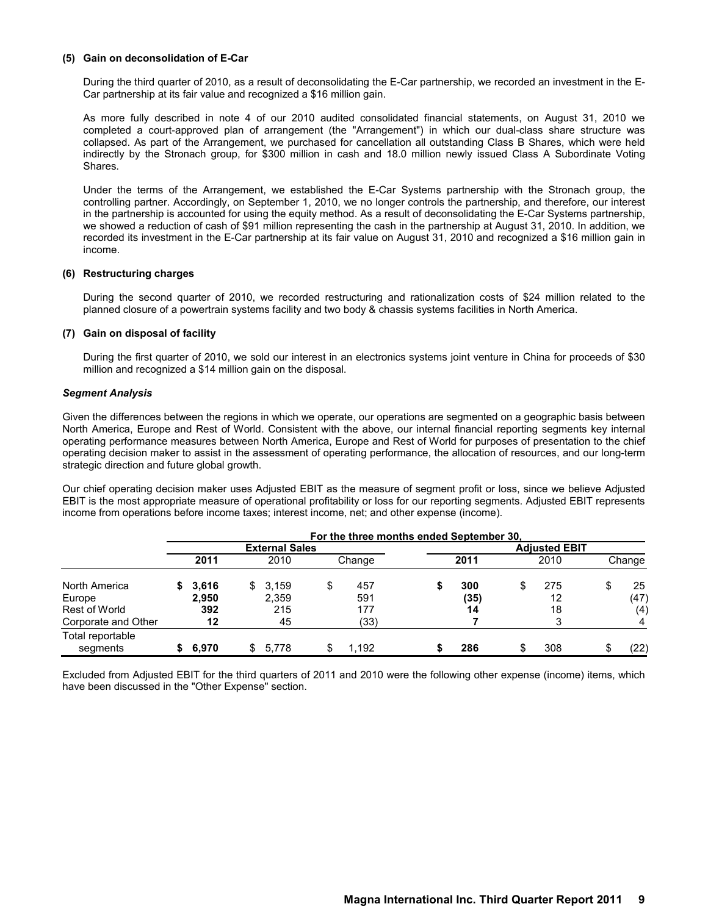**(5) Gain on deconsolidation of E-Car**

During the third quarter of 2010, as a result of deconsolidating the E-Car partnership, we recorded an investment in the E-Car partnership at its fair value and recognized a $16 million gain.

As more fully described in note 4 of our 2010 audited consolidated financial statements, on August 31, 2010 we completed a court-approved plan of arrangement (the "Arrangement") in which our dual-class share structure was collapsed. As part of the Arrangement, we purchased for cancellation all outstanding Class B Shares, which were held indirectly by the Stronach group, for $300 million in cash and 18.0 million newly issued Class A Subordinate Voting Shares.

Under the terms of the Arrangement, we established the E-Car Systems partnership with the Stronach group, the controlling partner. Accordingly, on September 1, 2010, we no longer controls the partnership, and therefore, our interest in the partnership is accounted for using the equity method. As a result of deconsolidating the E-Car Systems partnership, we showed a reduction of cash of $91 million representing the cash in the partnership at August 31, 2010. In addition, we recorded its investment in the E-Car partnership at its fair value on August 31, 2010 and recognized a $16 million gain in income.

**(6) Restructuring charges**

During the second quarter of 2010, we recorded restructuring and rationalization costs of $24 million related to the planned closure of a powertrain systems facility and two body & chassis systems facilities in North America.

**(7) Gain on disposal of facility**

During the first quarter of 2010, we sold our interest in an electronics systems joint venture in China for proceeds of $30 million and recognized a $14 million gain on the disposal.

***Segment Analysis***

Given the differences between the regions in which we operate, our operations are segmented on a geographic basis between North America, Europe and Rest of World. Consistent with the above, our internal financial reporting segments key internal operating performance measures between North America, Europe and Rest of World for purposes of presentation to the chief operating decision maker to assist in the assessment of operating performance, the allocation of resources, and our long-term strategic direction and future global growth.

Our chief operating decision maker uses Adjusted EBIT as the measure of segment profit or loss, since we believe Adjusted EBIT is the most appropriate measure of operational profitability or loss for our reporting segments. Adjusted EBIT represents income from operations before income taxes; interest income, net; and other expense (income).

| | For the three months ended September 30, | | | | | |
|---|---|---|---|---|---|---|
| | External Sales | | | Adjusted EBIT | | |
| | **2011** | 2010 | Change | **2011** | 2010 | Change |
| North America | **$ 3,616** | $ 3,159 | $ 457 | **$ 300** | $ 275 | $ 25 |
| Europe | **2,950** | 2,359 | 591 | **(35)** | 12 | (47) |
| Rest of World | **392** | 215 | 177 | **14** | 18 | (4) |
| Corporate and Other | **12** | 45 | (33) | **7** | 3 | 4 |
| Total reportable segments | **$ 6,970** | $ 5,778 | $ 1,192 | **$ 286** | $ 308 | $ (22) |

Excluded from Adjusted EBIT for the third quarters of 2011 and 2010 were the following other expense (income) items, which have been discussed in the "Other Expense" section.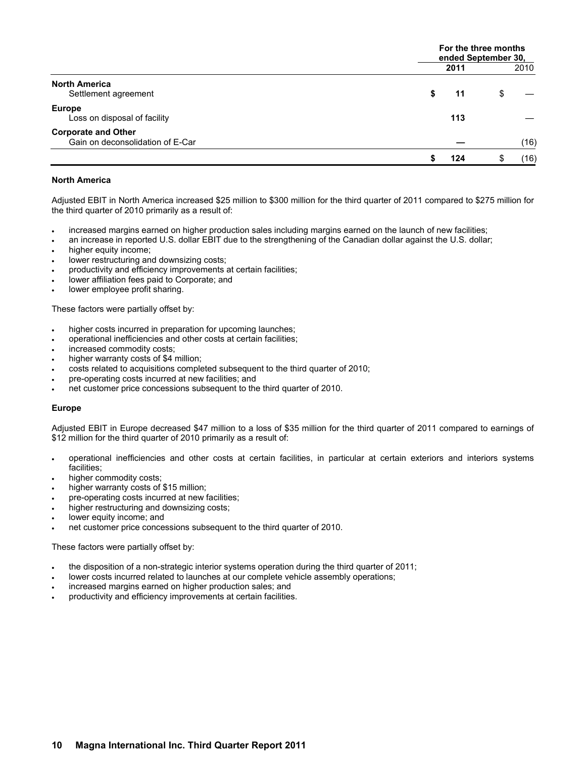| | For the three months ended September 30, | |
|---|---|---|
| | **2011** | 2010 |
| **North America** | | |
| Settlement agreement | **$ 11** | $ — |
| **Europe** | | |
| Loss on disposal of facility | **113** | — |
| **Corporate and Other** | | |
| Gain on deconsolidation of E-Car | **—** | (16) |
| | **$ 124** | $ (16) |

**North America**

Adjusted EBIT in North America increased $25 million to $300 million for the third quarter of 2011 compared to $275 million for the third quarter of 2010 primarily as a result of:

- increased margins earned on higher production sales including margins earned on the launch of new facilities;
- an increase in reported U.S. dollar EBIT due to the strengthening of the Canadian dollar against the U.S. dollar;
- higher equity income;
- lower restructuring and downsizing costs;
- productivity and efficiency improvements at certain facilities;
- lower affiliation fees paid to Corporate; and
- lower employee profit sharing.

These factors were partially offset by:

- higher costs incurred in preparation for upcoming launches;
- operational inefficiencies and other costs at certain facilities;
- increased commodity costs;
- higher warranty costs of $4 million;
- costs related to acquisitions completed subsequent to the third quarter of 2010;
- pre-operating costs incurred at new facilities; and
- net customer price concessions subsequent to the third quarter of 2010.

**Europe**

Adjusted EBIT in Europe decreased $47 million to a loss of $35 million for the third quarter of 2011 compared to earnings of $12 million for the third quarter of 2010 primarily as a result of:

- operational inefficiencies and other costs at certain facilities, in particular at certain exteriors and interiors systems facilities;
- higher commodity costs;
- higher warranty costs of $15 million;
- pre-operating costs incurred at new facilities;
- higher restructuring and downsizing costs;
- lower equity income; and
- net customer price concessions subsequent to the third quarter of 2010.

These factors were partially offset by:

- the disposition of a non-strategic interior systems operation during the third quarter of 2011;
- lower costs incurred related to launches at our complete vehicle assembly operations;
- increased margins earned on higher production sales; and
- productivity and efficiency improvements at certain facilities.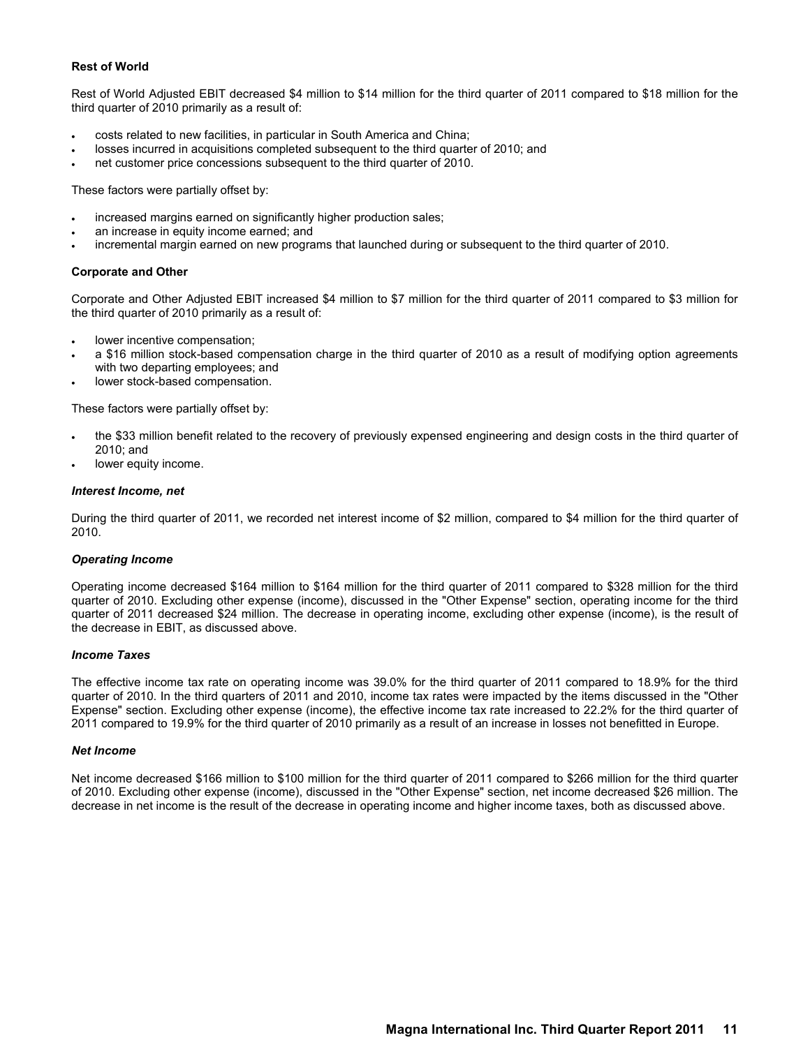**Rest of World**

Rest of World Adjusted EBIT decreased $4 million to $14 million for the third quarter of 2011 compared to $18 million for the third quarter of 2010 primarily as a result of:

- costs related to new facilities, in particular in South America and China;
- losses incurred in acquisitions completed subsequent to the third quarter of 2010; and
- net customer price concessions subsequent to the third quarter of 2010.

These factors were partially offset by:

- increased margins earned on significantly higher production sales;
- an increase in equity income earned; and
- incremental margin earned on new programs that launched during or subsequent to the third quarter of 2010.

**Corporate and Other**

Corporate and Other Adjusted EBIT increased $4 million to $7 million for the third quarter of 2011 compared to $3 million for the third quarter of 2010 primarily as a result of:

- lower incentive compensation;
- a $16 million stock-based compensation charge in the third quarter of 2010 as a result of modifying option agreements with two departing employees; and
- lower stock-based compensation.

These factors were partially offset by:

- the $33 million benefit related to the recovery of previously expensed engineering and design costs in the third quarter of 2010; and
- lower equity income.

***Interest Income, net***

During the third quarter of 2011, we recorded net interest income of $2 million, compared to $4 million for the third quarter of 2010.

***Operating Income***

Operating income decreased $164 million to $164 million for the third quarter of 2011 compared to $328 million for the third quarter of 2010. Excluding other expense (income), discussed in the "Other Expense" section, operating income for the third quarter of 2011 decreased $24 million. The decrease in operating income, excluding other expense (income), is the result of the decrease in EBIT, as discussed above.

***Income Taxes***

The effective income tax rate on operating income was 39.0% for the third quarter of 2011 compared to 18.9% for the third quarter of 2010. In the third quarters of 2011 and 2010, income tax rates were impacted by the items discussed in the "Other Expense" section. Excluding other expense (income), the effective income tax rate increased to 22.2% for the third quarter of 2011 compared to 19.9% for the third quarter of 2010 primarily as a result of an increase in losses not benefitted in Europe.

***Net Income***

Net income decreased $166 million to $100 million for the third quarter of 2011 compared to $266 million for the third quarter of 2010. Excluding other expense (income), discussed in the "Other Expense" section, net income decreased $26 million. The decrease in net income is the result of the decrease in operating income and higher income taxes, both as discussed above.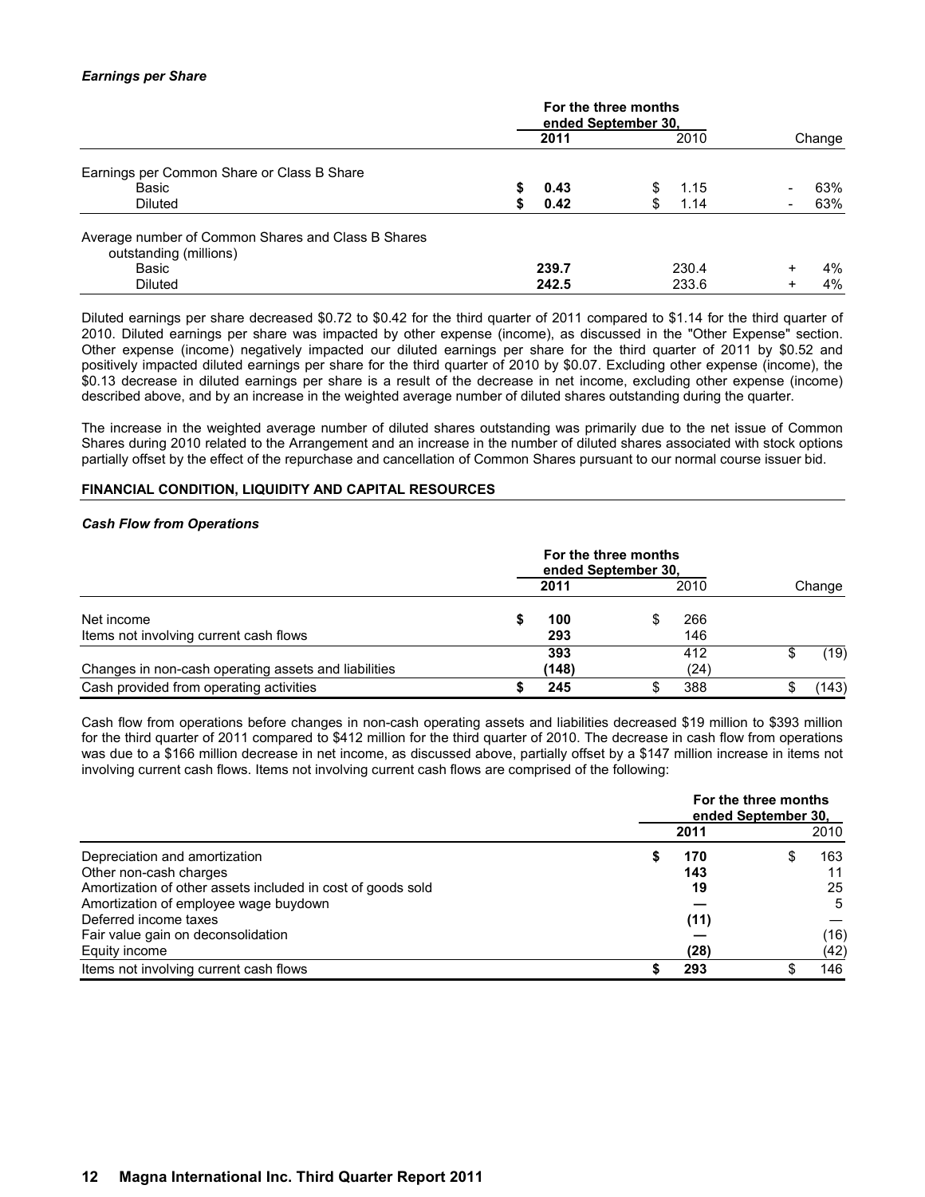### *Earnings per Share*

| | For the three months ended September 30, | | Change |
|---|---|---|---|
| | **2011** | 2010 | |
| Earnings per Common Share or Class B Share | | | |
| Basic | **$ 0.43** | $ 1.15 | - 63% |
| Diluted | **$ 0.42** | $ 1.14 | - 63% |
| Average number of Common Shares and Class B Shares outstanding (millions) | | | |
| Basic | **239.7** | 230.4 | + 4% |
| Diluted | **242.5** | 233.6 | + 4% |

Diluted earnings per share decreased $0.72 to $0.42 for the third quarter of 2011 compared to $1.14 for the third quarter of 2010. Diluted earnings per share was impacted by other expense (income), as discussed in the "Other Expense" section. Other expense (income) negatively impacted our diluted earnings per share for the third quarter of 2011 by $0.52 and positively impacted diluted earnings per share for the third quarter of 2010 by $0.07. Excluding other expense (income), the $0.13 decrease in diluted earnings per share is a result of the decrease in net income, excluding other expense (income) described above, and by an increase in the weighted average number of diluted shares outstanding during the quarter.

The increase in the weighted average number of diluted shares outstanding was primarily due to the net issue of Common Shares during 2010 related to the Arrangement and an increase in the number of diluted shares associated with stock options partially offset by the effect of the repurchase and cancellation of Common Shares pursuant to our normal course issuer bid.

## FINANCIAL CONDITION, LIQUIDITY AND CAPITAL RESOURCES

### *Cash Flow from Operations*

| | For the three months ended September 30, | | Change |
|---|---|---|---|
| | **2011** | 2010 | |
| Net income | **$ 100** | $ 266 | |
| Items not involving current cash flows | **293** | 146 | |
| | **393** | 412 | $ (19) |
| Changes in non-cash operating assets and liabilities | **(148)** | (24) | |
| Cash provided from operating activities | **$ 245** | $ 388 | $ (143) |

Cash flow from operations before changes in non-cash operating assets and liabilities decreased $19 million to $393 million for the third quarter of 2011 compared to $412 million for the third quarter of 2010. The decrease in cash flow from operations was due to a $166 million decrease in net income, as discussed above, partially offset by a $147 million increase in items not involving current cash flows. Items not involving current cash flows are comprised of the following:

| | For the three months ended September 30, | |
|---|---|---|
| | **2011** | 2010 |
| Depreciation and amortization | **$ 170** | $ 163 |
| Other non-cash charges | **143** | 11 |
| Amortization of other assets included in cost of goods sold | **19** | 25 |
| Amortization of employee wage buydown | **—** | 5 |
| Deferred income taxes | **(11)** | — |
| Fair value gain on deconsolidation | **—** | (16) |
| Equity income | **(28)** | (42) |
| Items not involving current cash flows | **$ 293** | $ 146 |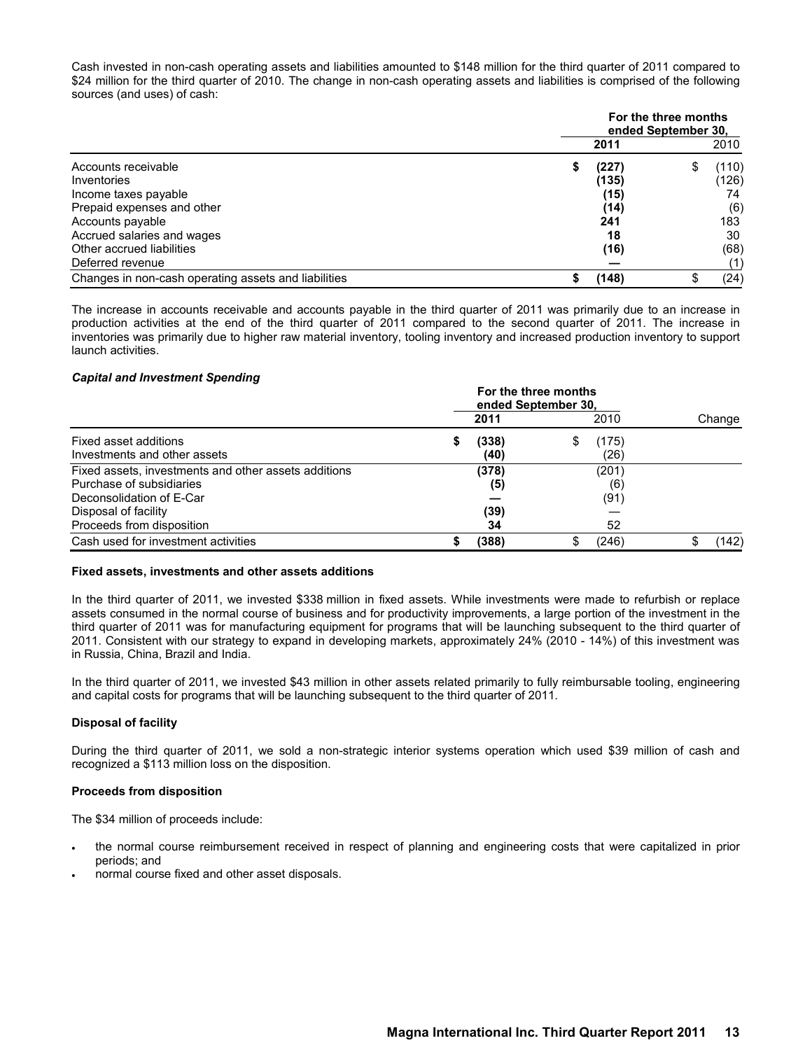Cash invested in non-cash operating assets and liabilities amounted to $148 million for the third quarter of 2011 compared to $24 million for the third quarter of 2010. The change in non-cash operating assets and liabilities is comprised of the following sources (and uses) of cash:

| | For the three months ended September 30, | |
|---|---|---|
| | **2011** | 2010 |
| Accounts receivable | **$ (227)** | $ (110) |
| Inventories | **(135)** | (126) |
| Income taxes payable | **(15)** | 74 |
| Prepaid expenses and other | **(14)** | (6) |
| Accounts payable | **241** | 183 |
| Accrued salaries and wages | **18** | 30 |
| Other accrued liabilities | **(16)** | (68) |
| Deferred revenue | **—** | (1) |
| Changes in non-cash operating assets and liabilities | **$ (148)** | $ (24) |

The increase in accounts receivable and accounts payable in the third quarter of 2011 was primarily due to an increase in production activities at the end of the third quarter of 2011 compared to the second quarter of 2011. The increase in inventories was primarily due to higher raw material inventory, tooling inventory and increased production inventory to support launch activities.

### *Capital and Investment Spending*

| | For the three months ended September 30, | | |
|---|---|---|---|
| | **2011** | 2010 | Change |
| Fixed asset additions | **$ (338)** | $ (175) | |
| Investments and other assets | **(40)** | (26) | |
| Fixed assets, investments and other assets additions | **(378)** | (201) | |
| Purchase of subsidiaries | **(5)** | (6) | |
| Deconsolidation of E-Car | **—** | (91) | |
| Disposal of facility | **(39)** | — | |
| Proceeds from disposition | **34** | 52 | |
| Cash used for investment activities | **$ (388)** | $ (246) | $ (142) |

**Fixed assets, investments and other assets additions**

In the third quarter of 2011, we invested $338 million in fixed assets. While investments were made to refurbish or replace assets consumed in the normal course of business and for productivity improvements, a large portion of the investment in the third quarter of 2011 was for manufacturing equipment for programs that will be launching subsequent to the third quarter of 2011. Consistent with our strategy to expand in developing markets, approximately 24% (2010 - 14%) of this investment was in Russia, China, Brazil and India.

In the third quarter of 2011, we invested $43 million in other assets related primarily to fully reimbursable tooling, engineering and capital costs for programs that will be launching subsequent to the third quarter of 2011.

**Disposal of facility**

During the third quarter of 2011, we sold a non-strategic interior systems operation which used $39 million of cash and recognized a $113 million loss on the disposition.

**Proceeds from disposition**

The $34 million of proceeds include:

- the normal course reimbursement received in respect of planning and engineering costs that were capitalized in prior periods; and
- normal course fixed and other asset disposals.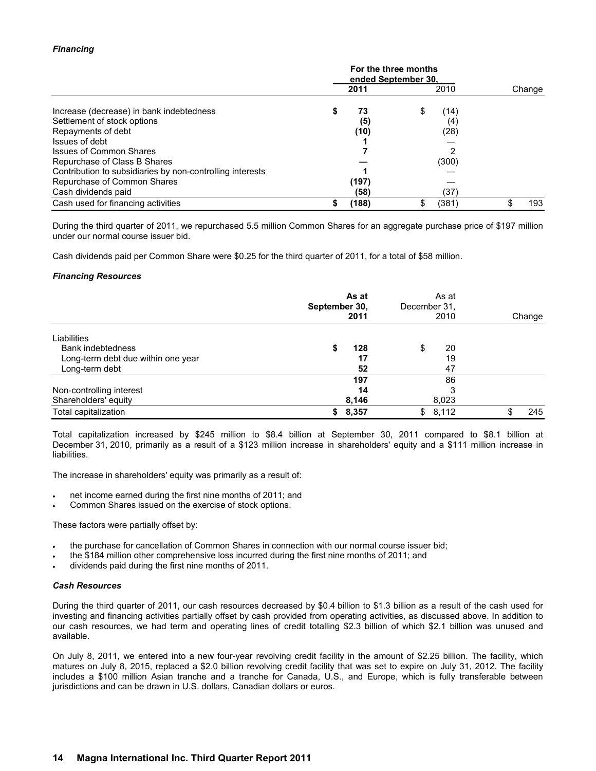***Financing***

| | For the three months ended September 30, | | |
|---|---|---|---|
| | **2011** | 2010 | Change |
| Increase (decrease) in bank indebtedness | **$ 73** | $ (14) | |
| Settlement of stock options | **(5)** | (4) | |
| Repayments of debt | **(10)** | (28) | |
| Issues of debt | **1** | — | |
| Issues of Common Shares | **7** | 2 | |
| Repurchase of Class B Shares | **—** | (300) | |
| Contribution to subsidiaries by non-controlling interests | **1** | — | |
| Repurchase of Common Shares | **(197)** | — | |
| Cash dividends paid | **(58)** | (37) | |
| Cash used for financing activities | **$ (188)** | $ (381) | $ 193 |

During the third quarter of 2011, we repurchased 5.5 million Common Shares for an aggregate purchase price of $197 million under our normal course issuer bid.

Cash dividends paid per Common Share were $0.25 for the third quarter of 2011, for a total of $58 million.

***Financing Resources***

| | **As at September 30, 2011** | As at December 31, 2010 | Change |
|---|---|---|---|
| Liabilities | | | |
| Bank indebtedness | **$ 128** | $ 20 | |
| Long-term debt due within one year | **17** | 19 | |
| Long-term debt | **52** | 47 | |
| | **197** | 86 | |
| Non-controlling interest | **14** | 3 | |
| Shareholders' equity | **8,146** | 8,023 | |
| Total capitalization | **$ 8,357** | $ 8,112 | $ 245 |

Total capitalization increased by $245 million to $8.4 billion at September 30, 2011 compared to $8.1 billion at December 31, 2010, primarily as a result of a $123 million increase in shareholders' equity and a $111 million increase in liabilities.

The increase in shareholders' equity was primarily as a result of:

- net income earned during the first nine months of 2011; and
- Common Shares issued on the exercise of stock options.

These factors were partially offset by:

- the purchase for cancellation of Common Shares in connection with our normal course issuer bid;
- the $184 million other comprehensive loss incurred during the first nine months of 2011; and
- dividends paid during the first nine months of 2011.

***Cash Resources***

During the third quarter of 2011, our cash resources decreased by $0.4 billion to $1.3 billion as a result of the cash used for investing and financing activities partially offset by cash provided from operating activities, as discussed above. In addition to our cash resources, we had term and operating lines of credit totalling $2.3 billion of which $2.1 billion was unused and available.

On July 8, 2011, we entered into a new four-year revolving credit facility in the amount of $2.25 billion. The facility, which matures on July 8, 2015, replaced a $2.0 billion revolving credit facility that was set to expire on July 31, 2012. The facility includes a $100 million Asian tranche and a tranche for Canada, U.S., and Europe, which is fully transferable between jurisdictions and can be drawn in U.S. dollars, Canadian dollars or euros.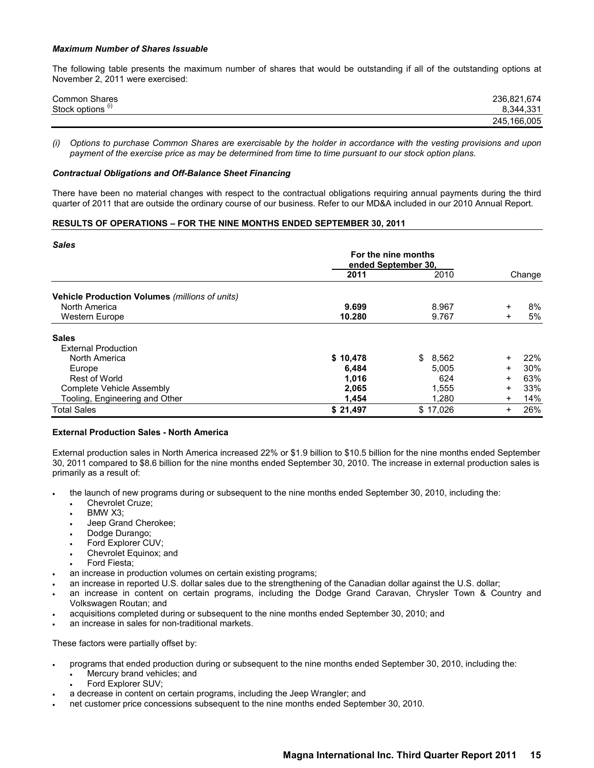***Maximum Number of Shares Issuable***

The following table presents the maximum number of shares that would be outstanding if all of the outstanding options at November 2, 2011 were exercised:

| | |
|---|---:|
| Common Shares | 236,821,674 |
| Stock options (i) | 8,344,331 |
| | 245,166,005 |

*(i) Options to purchase Common Shares are exercisable by the holder in accordance with the vesting provisions and upon payment of the exercise price as may be determined from time to time pursuant to our stock option plans.*

***Contractual Obligations and Off-Balance Sheet Financing***

There have been no material changes with respect to the contractual obligations requiring annual payments during the third quarter of 2011 that are outside the ordinary course of our business. Refer to our MD&A included in our 2010 Annual Report.

**RESULTS OF OPERATIONS – FOR THE NINE MONTHS ENDED SEPTEMBER 30, 2011**

***Sales***

| | For the nine months ended September 30, | | |
|---|---:|---:|---:|
| | **2011** | 2010 | Change |
| **Vehicle Production Volumes** *(millions of units)* | | | |
| North America | **9.699** | 8.967 | + 8% |
| Western Europe | **10.280** | 9.767 | + 5% |
| **Sales** | | | |
| External Production | | | |
| North America | **$ 10,478** | $ 8,562 | + 22% |
| Europe | **6,484** | 5,005 | + 30% |
| Rest of World | **1,016** | 624 | + 63% |
| Complete Vehicle Assembly | **2,065** | 1,555 | + 33% |
| Tooling, Engineering and Other | **1,454** | 1,280 | + 14% |
| Total Sales | **$ 21,497** | $ 17,026 | + 26% |

**External Production Sales - North America**

External production sales in North America increased 22% or $1.9 billion to $10.5 billion for the nine months ended September 30, 2011 compared to $8.6 billion for the nine months ended September 30, 2010. The increase in external production sales is primarily as a result of:

- the launch of new programs during or subsequent to the nine months ended September 30, 2010, including the:
  - Chevrolet Cruze;
  - BMW X3;
  - Jeep Grand Cherokee;
  - Dodge Durango;
  - Ford Explorer CUV;
  - Chevrolet Equinox; and
  - Ford Fiesta;
- an increase in production volumes on certain existing programs;
- an increase in reported U.S. dollar sales due to the strengthening of the Canadian dollar against the U.S. dollar;
- an increase in content on certain programs, including the Dodge Grand Caravan, Chrysler Town & Country and Volkswagen Routan; and
- acquisitions completed during or subsequent to the nine months ended September 30, 2010; and
- an increase in sales for non-traditional markets.

These factors were partially offset by:

- programs that ended production during or subsequent to the nine months ended September 30, 2010, including the:
  - Mercury brand vehicles; and
  - Ford Explorer SUV;
- a decrease in content on certain programs, including the Jeep Wrangler; and
- net customer price concessions subsequent to the nine months ended September 30, 2010.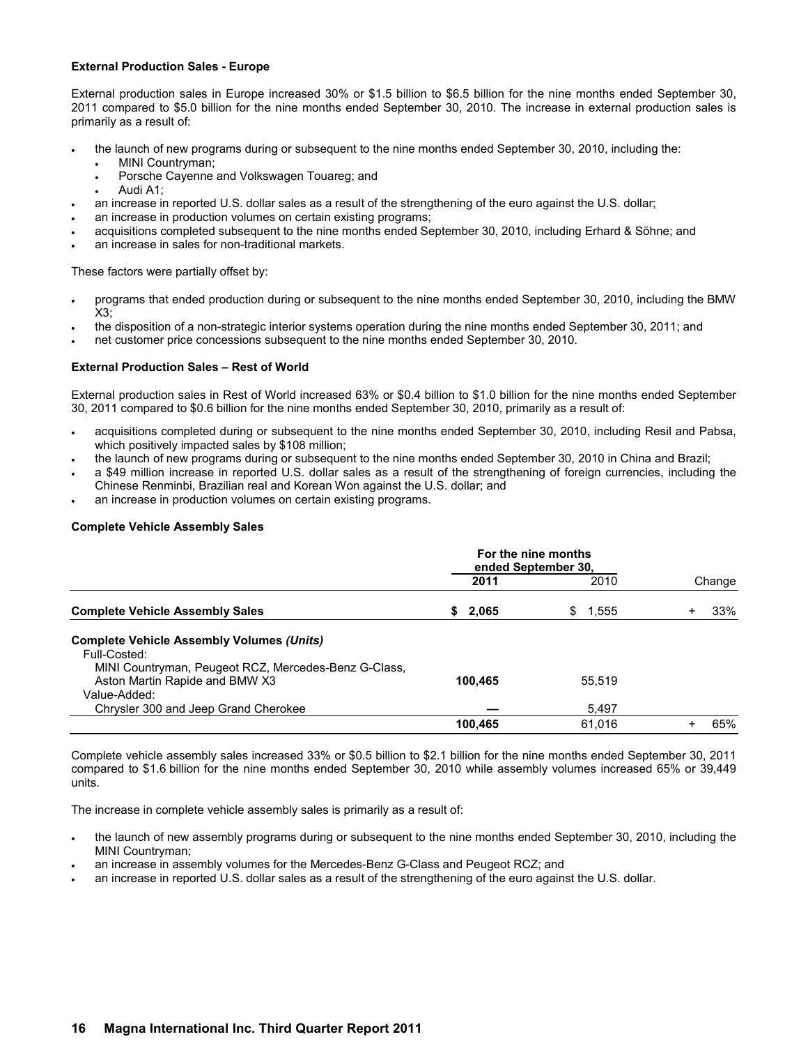**External Production Sales - Europe**

External production sales in Europe increased 30% or $1.5 billion to $6.5 billion for the nine months ended September 30, 2011 compared to $5.0 billion for the nine months ended September 30, 2010. The increase in external production sales is primarily as a result of:

- the launch of new programs during or subsequent to the nine months ended September 30, 2010, including the:
  - MINI Countryman;
  - Porsche Cayenne and Volkswagen Touareg; and
  - Audi A1;
- an increase in reported U.S. dollar sales as a result of the strengthening of the euro against the U.S. dollar;
- an increase in production volumes on certain existing programs;
- acquisitions completed subsequent to the nine months ended September 30, 2010, including Erhard & Söhne; and
- an increase in sales for non-traditional markets.

These factors were partially offset by:

- programs that ended production during or subsequent to the nine months ended September 30, 2010, including the BMW X3;
- the disposition of a non-strategic interior systems operation during the nine months ended September 30, 2011; and
- net customer price concessions subsequent to the nine months ended September 30, 2010.

**External Production Sales – Rest of World**

External production sales in Rest of World increased 63% or $0.4 billion to $1.0 billion for the nine months ended September 30, 2011 compared to $0.6 billion for the nine months ended September 30, 2010, primarily as a result of:

- acquisitions completed during or subsequent to the nine months ended September 30, 2010, including Resil and Pabsa, which positively impacted sales by $108 million;
- the launch of new programs during or subsequent to the nine months ended September 30, 2010 in China and Brazil;
- a $49 million increase in reported U.S. dollar sales as a result of the strengthening of foreign currencies, including the Chinese Renminbi, Brazilian real and Korean Won against the U.S. dollar; and
- an increase in production volumes on certain existing programs.

**Complete Vehicle Assembly Sales**

| | For the nine months ended September 30, | | |
|---|---|---|---|
| | **2011** | 2010 | Change |
| **Complete Vehicle Assembly Sales** | **$ 2,065** | $ 1,555 | + 33% |
| **Complete Vehicle Assembly Volumes *(Units)*** | | | |
| Full-Costed: | | | |
| MINI Countryman, Peugeot RCZ, Mercedes-Benz G-Class, Aston Martin Rapide and BMW X3 | **100,465** | 55,519 | |
| Value-Added: | | | |
| Chrysler 300 and Jeep Grand Cherokee | **—** | 5,497 | |
| | **100,465** | 61,016 | + 65% |

Complete vehicle assembly sales increased 33% or $0.5 billion to $2.1 billion for the nine months ended September 30, 2011 compared to $1.6 billion for the nine months ended September 30, 2010 while assembly volumes increased 65% or 39,449 units.

The increase in complete vehicle assembly sales is primarily as a result of:

- the launch of new assembly programs during or subsequent to the nine months ended September 30, 2010, including the MINI Countryman;
- an increase in assembly volumes for the Mercedes-Benz G-Class and Peugeot RCZ; and
- an increase in reported U.S. dollar sales as a result of the strengthening of the euro against the U.S. dollar.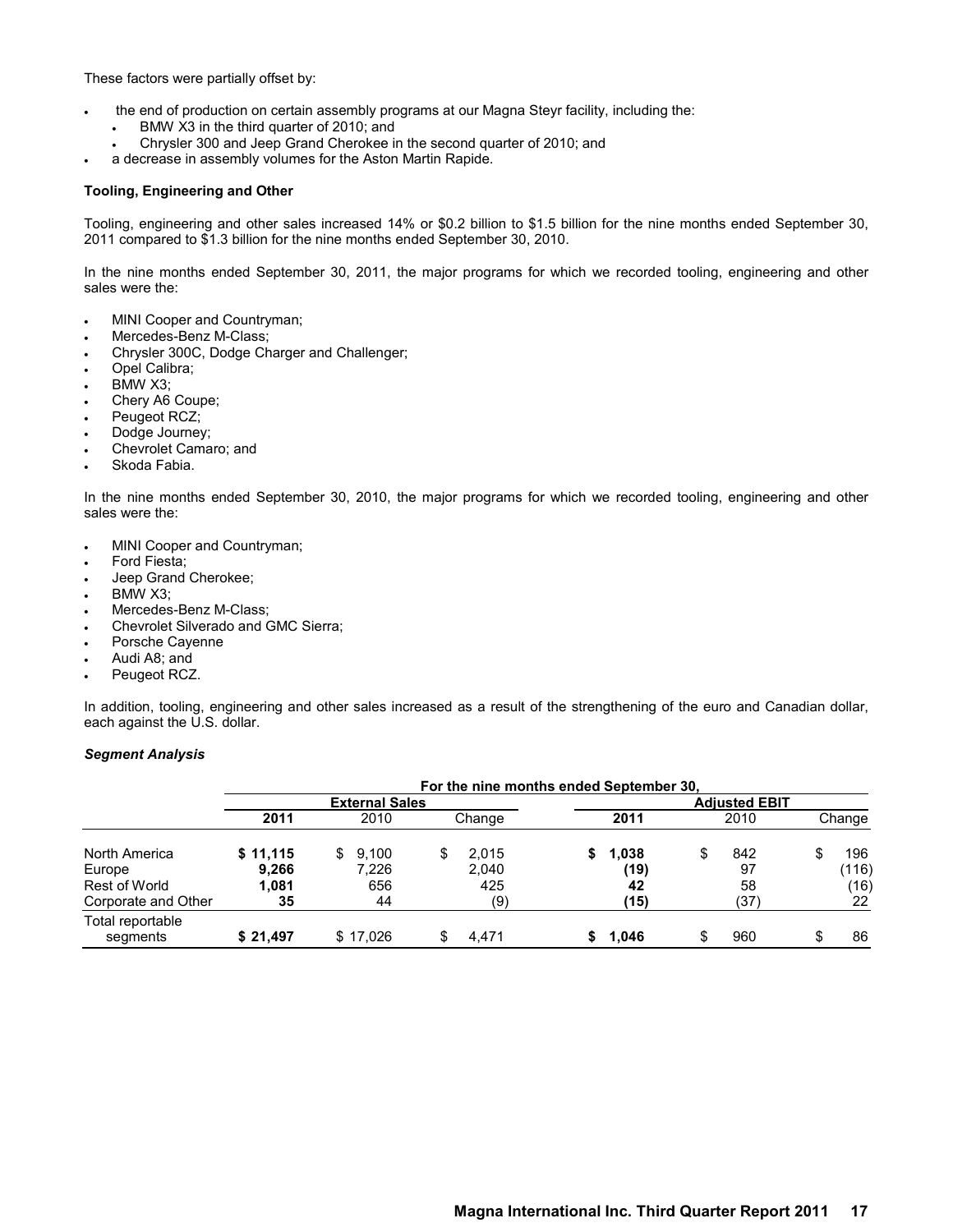These factors were partially offset by:

- the end of production on certain assembly programs at our Magna Steyr facility, including the:
  - BMW X3 in the third quarter of 2010; and
  - Chrysler 300 and Jeep Grand Cherokee in the second quarter of 2010; and
- a decrease in assembly volumes for the Aston Martin Rapide.

**Tooling, Engineering and Other**

Tooling, engineering and other sales increased 14% or $0.2 billion to $1.5 billion for the nine months ended September 30, 2011 compared to $1.3 billion for the nine months ended September 30, 2010.

In the nine months ended September 30, 2011, the major programs for which we recorded tooling, engineering and other sales were the:

- MINI Cooper and Countryman;
- Mercedes-Benz M-Class;
- Chrysler 300C, Dodge Charger and Challenger;
- Opel Calibra;
- BMW X3;
- Chery A6 Coupe;
- Peugeot RCZ;
- Dodge Journey;
- Chevrolet Camaro; and
- Skoda Fabia.

In the nine months ended September 30, 2010, the major programs for which we recorded tooling, engineering and other sales were the:

- MINI Cooper and Countryman;
- Ford Fiesta;
- Jeep Grand Cherokee;
- BMW X3;
- Mercedes-Benz M-Class;
- Chevrolet Silverado and GMC Sierra;
- Porsche Cayenne
- Audi A8; and
- Peugeot RCZ.

In addition, tooling, engineering and other sales increased as a result of the strengthening of the euro and Canadian dollar, each against the U.S. dollar.

***Segment Analysis***

| | For the nine months ended September 30, | | | | | |
|---|---|---|---|---|---|---|
| | External Sales | | | Adjusted EBIT | | |
| | **2011** | 2010 | Change | **2011** | 2010 | Change |
| North America | **$ 11,115** | $ 9,100 | $ 2,015 | **$ 1,038** | $ 842 | $ 196 |
| Europe | **9,266** | 7,226 | 2,040 | **(19)** | 97 | (116) |
| Rest of World | **1,081** | 656 | 425 | **42** | 58 | (16) |
| Corporate and Other | **35** | 44 | (9) | **(15)** | (37) | 22 |
| Total reportable segments | **$ 21,497** | $ 17,026 | $ 4,471 | **$ 1,046** | $ 960 | $ 86 |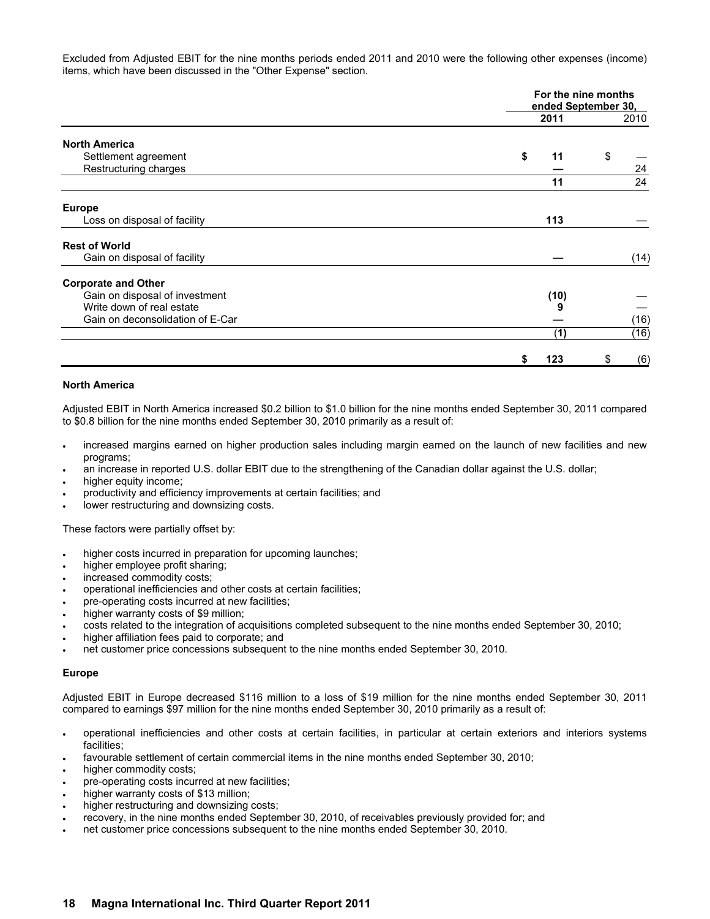Excluded from Adjusted EBIT for the nine months periods ended 2011 and 2010 were the following other expenses (income) items, which have been discussed in the "Other Expense" section.

| | For the nine months ended September 30, | |
|---|---|---|
| | **2011** | 2010 |
| **North America** | | |
| Settlement agreement | **$ 11** | $ — |
| Restructuring charges | **—** | 24 |
| | **11** | 24 |
| **Europe** | | |
| Loss on disposal of facility | **113** | — |
| **Rest of World** | | |
| Gain on disposal of facility | **—** | (14) |
| **Corporate and Other** | | |
| Gain on disposal of investment | **(10)** | — |
| Write down of real estate | **9** | — |
| Gain on deconsolidation of E-Car | **—** | (16) |
| | **(1)** | (16) |
| | **$ 123** | $ (6) |

**North America**

Adjusted EBIT in North America increased $0.2 billion to $1.0 billion for the nine months ended September 30, 2011 compared to $0.8 billion for the nine months ended September 30, 2010 primarily as a result of:

- increased margins earned on higher production sales including margin earned on the launch of new facilities and new programs;
- an increase in reported U.S. dollar EBIT due to the strengthening of the Canadian dollar against the U.S. dollar;
- higher equity income;
- productivity and efficiency improvements at certain facilities; and
- lower restructuring and downsizing costs.

These factors were partially offset by:

- higher costs incurred in preparation for upcoming launches;
- higher employee profit sharing;
- increased commodity costs;
- operational inefficiencies and other costs at certain facilities;
- pre-operating costs incurred at new facilities;
- higher warranty costs of $9 million;
- costs related to the integration of acquisitions completed subsequent to the nine months ended September 30, 2010;
- higher affiliation fees paid to corporate; and
- net customer price concessions subsequent to the nine months ended September 30, 2010.

**Europe**

Adjusted EBIT in Europe decreased $116 million to a loss of $19 million for the nine months ended September 30, 2011 compared to earnings $97 million for the nine months ended September 30, 2010 primarily as a result of:

- operational inefficiencies and other costs at certain facilities, in particular at certain exteriors and interiors systems facilities;
- favourable settlement of certain commercial items in the nine months ended September 30, 2010;
- higher commodity costs;
- pre-operating costs incurred at new facilities;
- higher warranty costs of $13 million;
- higher restructuring and downsizing costs;
- recovery, in the nine months ended September 30, 2010, of receivables previously provided for; and
- net customer price concessions subsequent to the nine months ended September 30, 2010.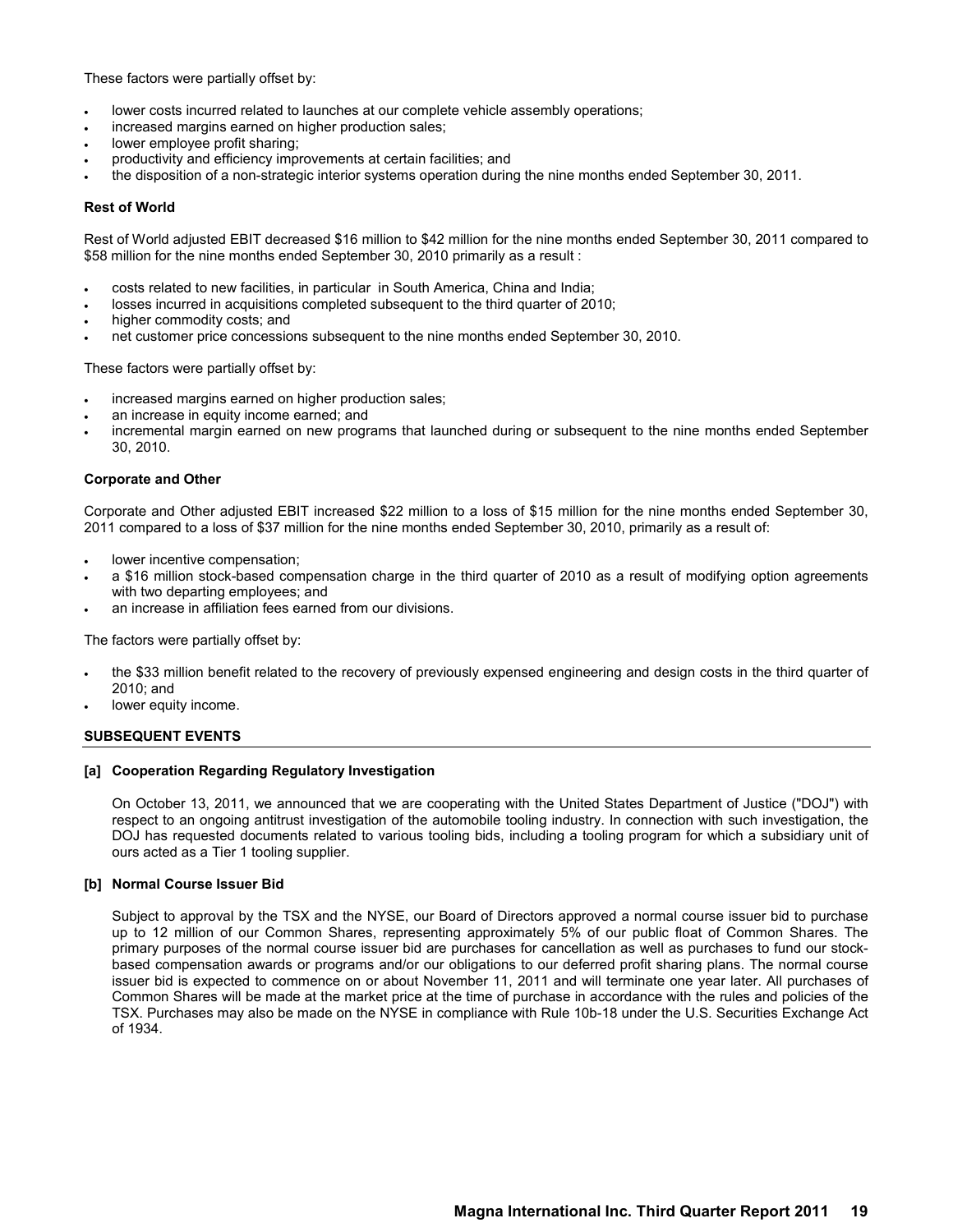These factors were partially offset by:

- lower costs incurred related to launches at our complete vehicle assembly operations;
- increased margins earned on higher production sales;
- lower employee profit sharing;
- productivity and efficiency improvements at certain facilities; and
- the disposition of a non-strategic interior systems operation during the nine months ended September 30, 2011.

**Rest of World**

Rest of World adjusted EBIT decreased $16 million to $42 million for the nine months ended September 30, 2011 compared to $58 million for the nine months ended September 30, 2010 primarily as a result :

- costs related to new facilities, in particular in South America, China and India;
- losses incurred in acquisitions completed subsequent to the third quarter of 2010;
- higher commodity costs; and
- net customer price concessions subsequent to the nine months ended September 30, 2010.

These factors were partially offset by:

- increased margins earned on higher production sales;
- an increase in equity income earned; and
- incremental margin earned on new programs that launched during or subsequent to the nine months ended September 30, 2010.

**Corporate and Other**

Corporate and Other adjusted EBIT increased $22 million to a loss of $15 million for the nine months ended September 30, 2011 compared to a loss of $37 million for the nine months ended September 30, 2010, primarily as a result of:

- lower incentive compensation;
- a $16 million stock-based compensation charge in the third quarter of 2010 as a result of modifying option agreements with two departing employees; and
- an increase in affiliation fees earned from our divisions.

The factors were partially offset by:

- the $33 million benefit related to the recovery of previously expensed engineering and design costs in the third quarter of 2010; and
- lower equity income.

## SUBSEQUENT EVENTS

**[a] Cooperation Regarding Regulatory Investigation**

On October 13, 2011, we announced that we are cooperating with the United States Department of Justice ("DOJ") with respect to an ongoing antitrust investigation of the automobile tooling industry. In connection with such investigation, the DOJ has requested documents related to various tooling bids, including a tooling program for which a subsidiary unit of ours acted as a Tier 1 tooling supplier.

**[b] Normal Course Issuer Bid**

Subject to approval by the TSX and the NYSE, our Board of Directors approved a normal course issuer bid to purchase up to 12 million of our Common Shares, representing approximately 5% of our public float of Common Shares. The primary purposes of the normal course issuer bid are purchases for cancellation as well as purchases to fund our stock-based compensation awards or programs and/or our obligations to our deferred profit sharing plans. The normal course issuer bid is expected to commence on or about November 11, 2011 and will terminate one year later. All purchases of Common Shares will be made at the market price at the time of purchase in accordance with the rules and policies of the TSX. Purchases may also be made on the NYSE in compliance with Rule 10b-18 under the U.S. Securities Exchange Act of 1934.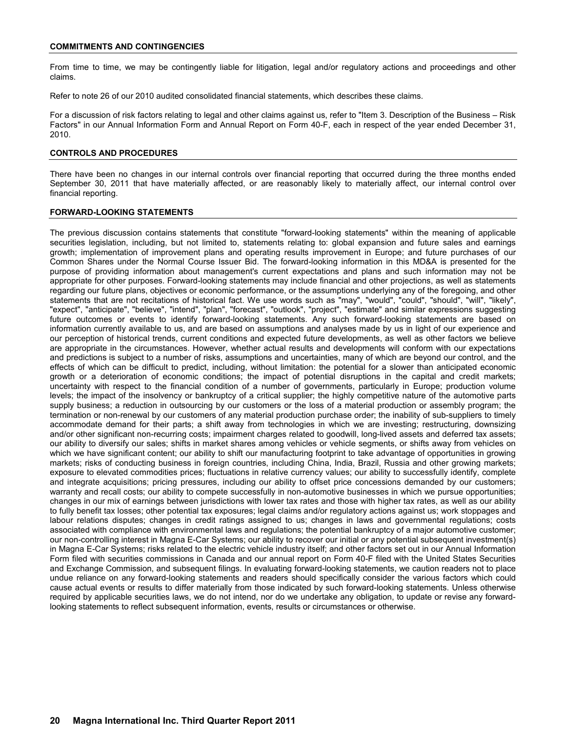## COMMITMENTS AND CONTINGENCIES

From time to time, we may be contingently liable for litigation, legal and/or regulatory actions and proceedings and other claims.

Refer to note 26 of our 2010 audited consolidated financial statements, which describes these claims.

For a discussion of risk factors relating to legal and other claims against us, refer to "Item 3. Description of the Business – Risk Factors" in our Annual Information Form and Annual Report on Form 40-F, each in respect of the year ended December 31, 2010.

## CONTROLS AND PROCEDURES

There have been no changes in our internal controls over financial reporting that occurred during the three months ended September 30, 2011 that have materially affected, or are reasonably likely to materially affect, our internal control over financial reporting.

## FORWARD-LOOKING STATEMENTS

The previous discussion contains statements that constitute "forward-looking statements" within the meaning of applicable securities legislation, including, but not limited to, statements relating to: global expansion and future sales and earnings growth; implementation of improvement plans and operating results improvement in Europe; and future purchases of our Common Shares under the Normal Course Issuer Bid. The forward-looking information in this MD&A is presented for the purpose of providing information about management's current expectations and plans and such information may not be appropriate for other purposes. Forward-looking statements may include financial and other projections, as well as statements regarding our future plans, objectives or economic performance, or the assumptions underlying any of the foregoing, and other statements that are not recitations of historical fact. We use words such as "may", "would", "could", "should", "will", "likely", "expect", "anticipate", "believe", "intend", "plan", "forecast", "outlook", "project", "estimate" and similar expressions suggesting future outcomes or events to identify forward-looking statements. Any such forward-looking statements are based on information currently available to us, and are based on assumptions and analyses made by us in light of our experience and our perception of historical trends, current conditions and expected future developments, as well as other factors we believe are appropriate in the circumstances. However, whether actual results and developments will conform with our expectations and predictions is subject to a number of risks, assumptions and uncertainties, many of which are beyond our control, and the effects of which can be difficult to predict, including, without limitation: the potential for a slower than anticipated economic growth or a deterioration of economic conditions; the impact of potential disruptions in the capital and credit markets; uncertainty with respect to the financial condition of a number of governments, particularly in Europe; production volume levels; the impact of the insolvency or bankruptcy of a critical supplier; the highly competitive nature of the automotive parts supply business; a reduction in outsourcing by our customers or the loss of a material production or assembly program; the termination or non-renewal by our customers of any material production purchase order; the inability of sub-suppliers to timely accommodate demand for their parts; a shift away from technologies in which we are investing; restructuring, downsizing and/or other significant non-recurring costs; impairment charges related to goodwill, long-lived assets and deferred tax assets; our ability to diversify our sales; shifts in market shares among vehicles or vehicle segments, or shifts away from vehicles on which we have significant content; our ability to shift our manufacturing footprint to take advantage of opportunities in growing markets; risks of conducting business in foreign countries, including China, India, Brazil, Russia and other growing markets; exposure to elevated commodities prices; fluctuations in relative currency values; our ability to successfully identify, complete and integrate acquisitions; pricing pressures, including our ability to offset price concessions demanded by our customers; warranty and recall costs; our ability to compete successfully in non-automotive businesses in which we pursue opportunities; changes in our mix of earnings between jurisdictions with lower tax rates and those with higher tax rates, as well as our ability to fully benefit tax losses; other potential tax exposures; legal claims and/or regulatory actions against us; work stoppages and labour relations disputes; changes in credit ratings assigned to us; changes in laws and governmental regulations; costs associated with compliance with environmental laws and regulations; the potential bankruptcy of a major automotive customer; our non-controlling interest in Magna E-Car Systems; our ability to recover our initial or any potential subsequent investment(s) in Magna E-Car Systems; risks related to the electric vehicle industry itself; and other factors set out in our Annual Information Form filed with securities commissions in Canada and our annual report on Form 40-F filed with the United States Securities and Exchange Commission, and subsequent filings. In evaluating forward-looking statements, we caution readers not to place undue reliance on any forward-looking statements and readers should specifically consider the various factors which could cause actual events or results to differ materially from those indicated by such forward-looking statements. Unless otherwise required by applicable securities laws, we do not intend, nor do we undertake any obligation, to update or revise any forward-looking statements to reflect subsequent information, events, results or circumstances or otherwise.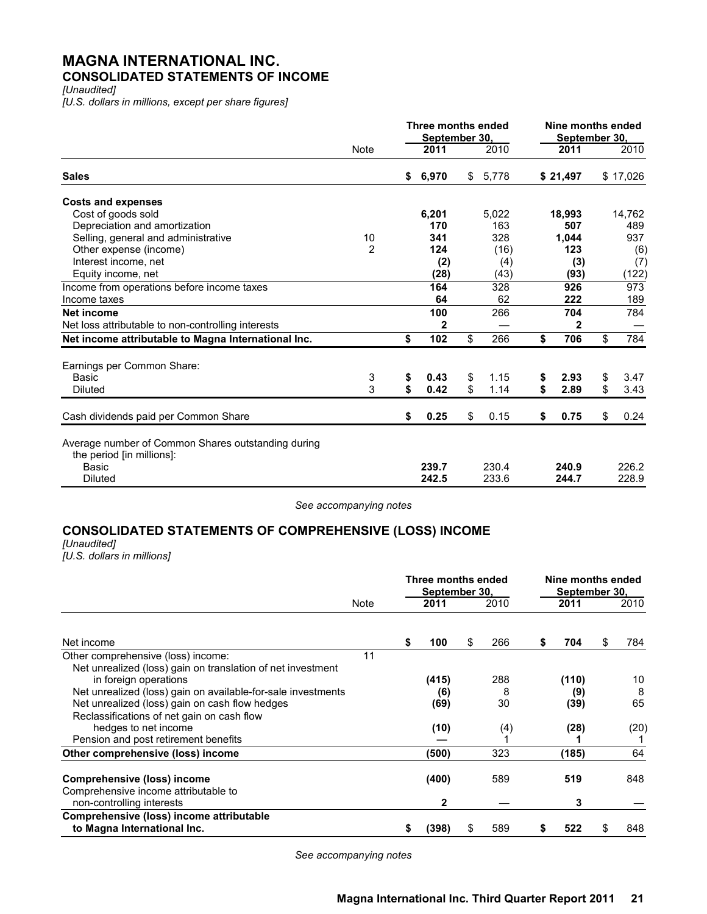# MAGNA INTERNATIONAL INC.

## CONSOLIDATED STATEMENTS OF INCOME

*[Unaudited]*
*[U.S. dollars in millions, except per share figures]*

| | Note | Three months ended September 30, 2011 | Three months ended September 30, 2010 | Nine months ended September 30, 2011 | Nine months ended September 30, 2010 |
|---|---|---|---|---|---|
| **Sales** | | **$ 6,970** | $ 5,778 | **$ 21,497** | $ 17,026 |
| **Costs and expenses** | | | | | |
| Cost of goods sold | | **6,201** | 5,022 | **18,993** | 14,762 |
| Depreciation and amortization | | **170** | 163 | **507** | 489 |
| Selling, general and administrative | 10 | **341** | 328 | **1,044** | 937 |
| Other expense (income) | 2 | **124** | (16) | **123** | (6) |
| Interest income, net | | **(2)** | (4) | **(3)** | (7) |
| Equity income, net | | **(28)** | (43) | **(93)** | (122) |
| Income from operations before income taxes | | **164** | 328 | **926** | 973 |
| Income taxes | | **64** | 62 | **222** | 189 |
| **Net income** | | **100** | 266 | **704** | 784 |
| Net loss attributable to non-controlling interests | | **2** | — | **2** | — |
| **Net income attributable to Magna International Inc.** | | **$ 102** | $ 266 | **$ 706** | $ 784 |
| Earnings per Common Share: | | | | | |
| Basic | 3 | **$ 0.43** | $ 1.15 | **$ 2.93** | $ 3.47 |
| Diluted | 3 | **$ 0.42** | $ 1.14 | **$ 2.89** | $ 3.43 |
| Cash dividends paid per Common Share | | **$ 0.25** | $ 0.15 | **$ 0.75** | $ 0.24 |
| Average number of Common Shares outstanding during the period [in millions]: | | | | | |
| Basic | | **239.7** | 230.4 | **240.9** | 226.2 |
| Diluted | | **242.5** | 233.6 | **244.7** | 228.9 |

*See accompanying notes*

## CONSOLIDATED STATEMENTS OF COMPREHENSIVE (LOSS) INCOME

*[Unaudited]*
*[U.S. dollars in millions]*

| | Note | Three months ended September 30, 2011 | Three months ended September 30, 2010 | Nine months ended September 30, 2011 | Nine months ended September 30, 2010 |
|---|---|---|---|---|---|
| Net income | | **$ 100** | $ 266 | **$ 704** | $ 784 |
| Other comprehensive (loss) income: | 11 | | | | |
| Net unrealized (loss) gain on translation of net investment in foreign operations | | **(415)** | 288 | **(110)** | 10 |
| Net unrealized (loss) gain on available-for-sale investments | | **(6)** | 8 | **(9)** | 8 |
| Net unrealized (loss) gain on cash flow hedges | | **(69)** | 30 | **(39)** | 65 |
| Reclassifications of net gain on cash flow hedges to net income | | **(10)** | (4) | **(28)** | (20) |
| Pension and post retirement benefits | | **—** | 1 | **1** | 1 |
| **Other comprehensive (loss) income** | | **(500)** | 323 | **(185)** | 64 |
| **Comprehensive (loss) income** | | **(400)** | 589 | **519** | 848 |
| Comprehensive income attributable to non-controlling interests | | **2** | — | **3** | — |
| **Comprehensive (loss) income attributable to Magna International Inc.** | | **$ (398)** | $ 589 | **$ 522** | $ 848 |

*See accompanying notes*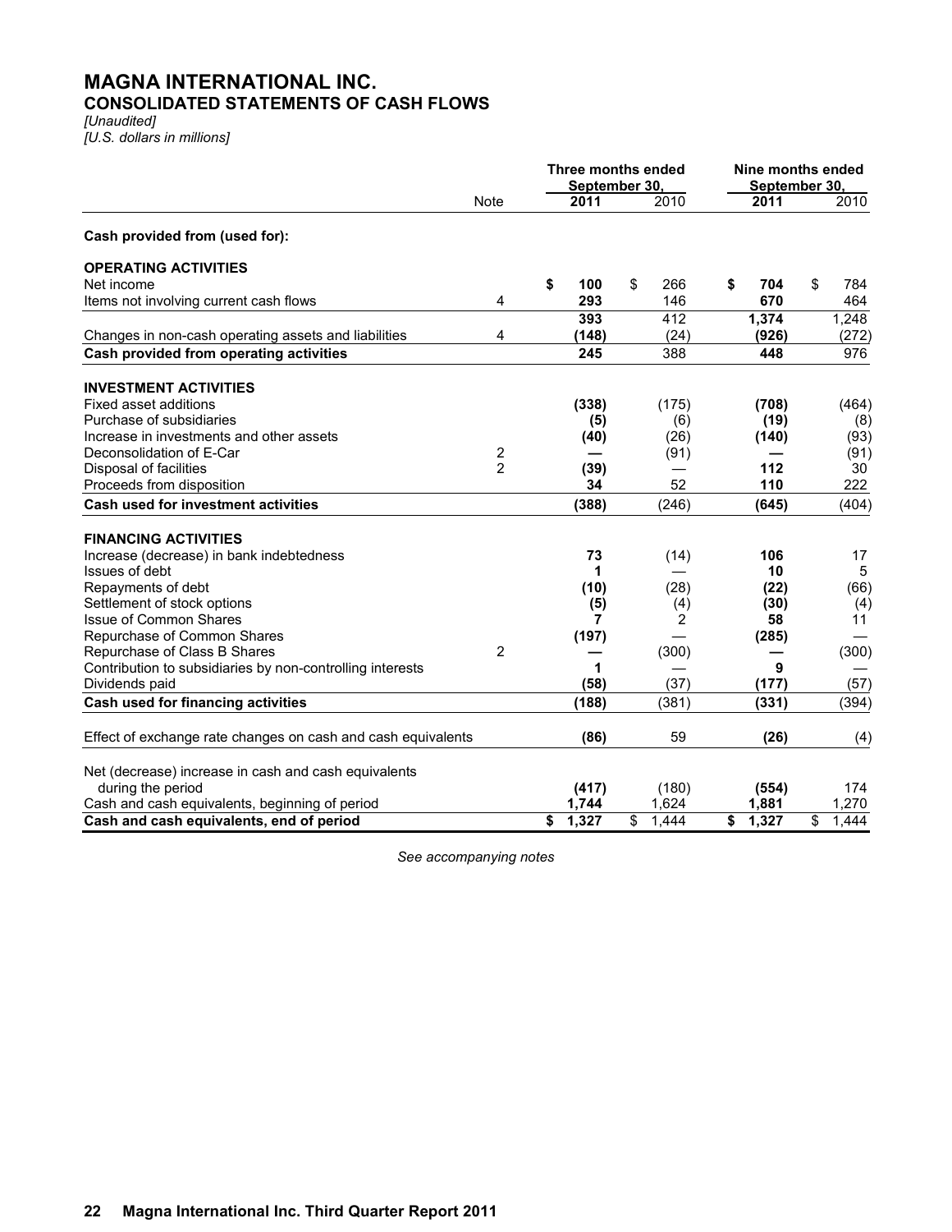# MAGNA INTERNATIONAL INC.

## CONSOLIDATED STATEMENTS OF CASH FLOWS

*[Unaudited]*
*[U.S. dollars in millions]*

| | Note | Three months ended September 30, 2011 | Three months ended September 30, 2010 | Nine months ended September 30, 2011 | Nine months ended September 30, 2010 |
|---|---|---|---|---|---|
| **Cash provided from (used for):** | | | | | |
| **OPERATING ACTIVITIES** | | | | | |
| Net income | | **$ 100** | $ 266 | **$ 704** | $ 784 |
| Items not involving current cash flows | 4 | **293** | 146 | **670** | 464 |
| | | **393** | 412 | **1,374** | 1,248 |
| Changes in non-cash operating assets and liabilities | 4 | **(148)** | (24) | **(926)** | (272) |
| **Cash provided from operating activities** | | **245** | 388 | **448** | 976 |
| **INVESTMENT ACTIVITIES** | | | | | |
| Fixed asset additions | | **(338)** | (175) | **(708)** | (464) |
| Purchase of subsidiaries | | **(5)** | (6) | **(19)** | (8) |
| Increase in investments and other assets | | **(40)** | (26) | **(140)** | (93) |
| Deconsolidation of E-Car | 2 | **—** | (91) | **—** | (91) |
| Disposal of facilities | 2 | **(39)** | — | **112** | 30 |
| Proceeds from disposition | | **34** | 52 | **110** | 222 |
| **Cash used for investment activities** | | **(388)** | (246) | **(645)** | (404) |
| **FINANCING ACTIVITIES** | | | | | |
| Increase (decrease) in bank indebtedness | | **73** | (14) | **106** | 17 |
| Issues of debt | | **1** | — | **10** | 5 |
| Repayments of debt | | **(10)** | (28) | **(22)** | (66) |
| Settlement of stock options | | **(5)** | (4) | **(30)** | (4) |
| Issue of Common Shares | | **7** | 2 | **58** | 11 |
| Repurchase of Common Shares | | **(197)** | — | **(285)** | — |
| Repurchase of Class B Shares | 2 | **—** | (300) | **—** | (300) |
| Contribution to subsidiaries by non-controlling interests | | **1** | — | **9** | — |
| Dividends paid | | **(58)** | (37) | **(177)** | (57) |
| **Cash used for financing activities** | | **(188)** | (381) | **(331)** | (394) |
| Effect of exchange rate changes on cash and cash equivalents | | **(86)** | 59 | **(26)** | (4) |
| Net (decrease) increase in cash and cash equivalents during the period | | **(417)** | (180) | **(554)** | 174 |
| Cash and cash equivalents, beginning of period | | **1,744** | 1,624 | **1,881** | 1,270 |
| **Cash and cash equivalents, end of period** | | **$ 1,327** | $ 1,444 | **$ 1,327** | $ 1,444 |

*See accompanying notes*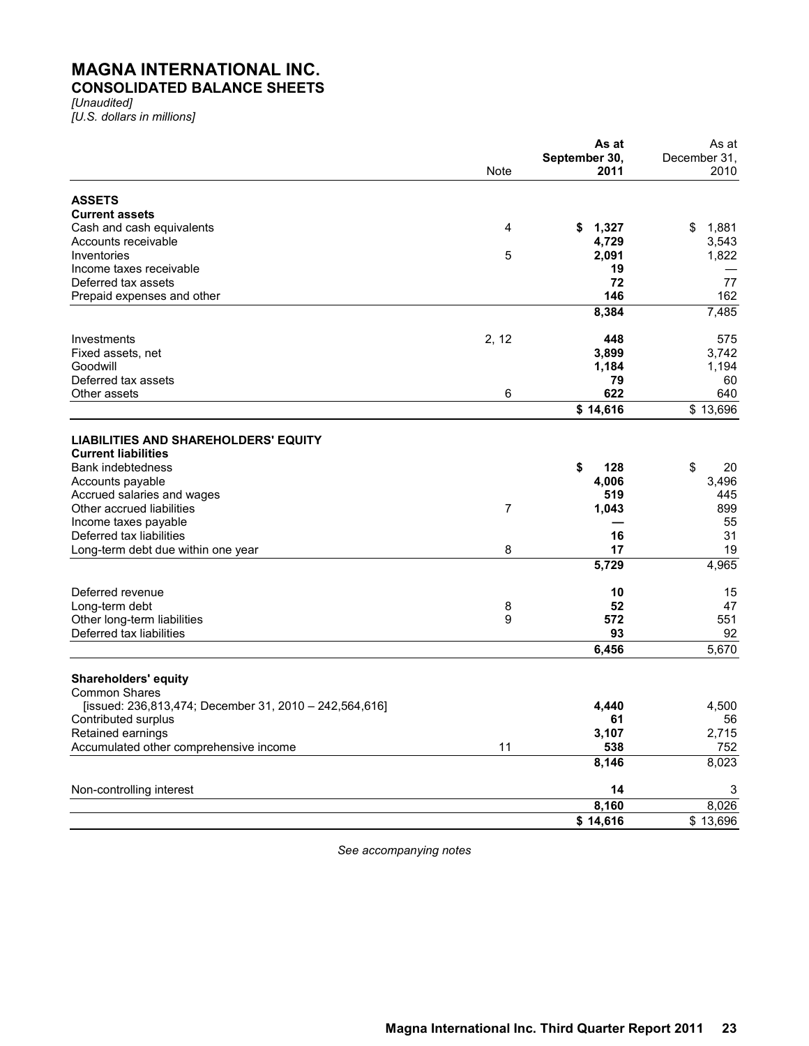# MAGNA INTERNATIONAL INC.

## CONSOLIDATED BALANCE SHEETS

*[Unaudited]*
*[U.S. dollars in millions]*

| | Note | As at September 30, 2011 | As at December 31, 2010 |
|---|---|---|---|
| **ASSETS** | | | |
| **Current assets** | | | |
| Cash and cash equivalents | 4 | **$ 1,327** | $ 1,881 |
| Accounts receivable | | **4,729** | 3,543 |
| Inventories | 5 | **2,091** | 1,822 |
| Income taxes receivable | | **19** | — |
| Deferred tax assets | | **72** | 77 |
| Prepaid expenses and other | | **146** | 162 |
| | | **8,384** | 7,485 |
| Investments | 2, 12 | **448** | 575 |
| Fixed assets, net | | **3,899** | 3,742 |
| Goodwill | | **1,184** | 1,194 |
| Deferred tax assets | | **79** | 60 |
| Other assets | 6 | **622** | 640 |
| | | **$ 14,616** | $ 13,696 |
| **LIABILITIES AND SHAREHOLDERS' EQUITY** | | | |
| **Current liabilities** | | | |
| Bank indebtedness | | **$ 128** | $ 20 |
| Accounts payable | | **4,006** | 3,496 |
| Accrued salaries and wages | | **519** | 445 |
| Other accrued liabilities | 7 | **1,043** | 899 |
| Income taxes payable | | **—** | 55 |
| Deferred tax liabilities | | **16** | 31 |
| Long-term debt due within one year | 8 | **17** | 19 |
| | | **5,729** | 4,965 |
| Deferred revenue | | **10** | 15 |
| Long-term debt | 8 | **52** | 47 |
| Other long-term liabilities | 9 | **572** | 551 |
| Deferred tax liabilities | | **93** | 92 |
| | | **6,456** | 5,670 |
| **Shareholders' equity** | | | |
| Common Shares | | | |
| [issued: 236,813,474; December 31, 2010 – 242,564,616] | | **4,440** | 4,500 |
| Contributed surplus | | **61** | 56 |
| Retained earnings | | **3,107** | 2,715 |
| Accumulated other comprehensive income | 11 | **538** | 752 |
| | | **8,146** | 8,023 |
| Non-controlling interest | | **14** | 3 |
| | | **8,160** | 8,026 |
| | | **$ 14,616** | $ 13,696 |

*See accompanying notes*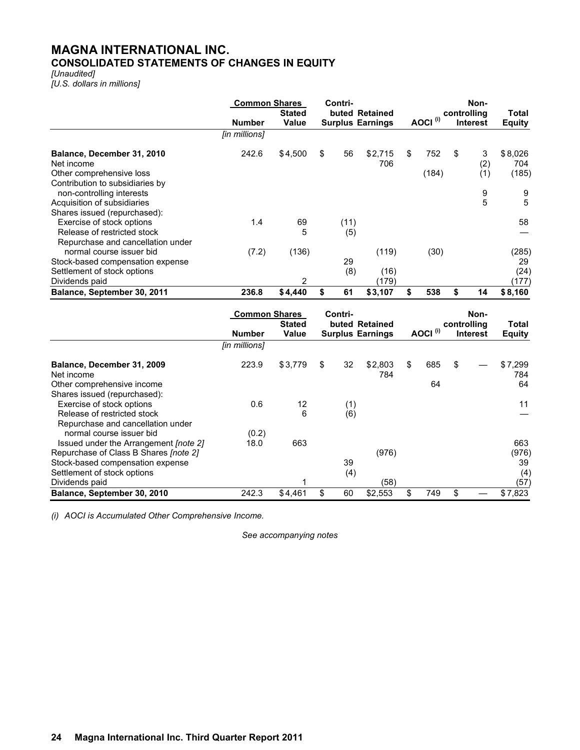# MAGNA INTERNATIONAL INC.

## CONSOLIDATED STATEMENTS OF CHANGES IN EQUITY

*[Unaudited]*
*[U.S. dollars in millions]*

| | Common Shares | | Contri- | | | Non- | |
|---|---|---|---|---|---|---|---|
| | Number | Stated Value | buted Surplus | Retained Earnings | AOCI [(i)] | controlling Interest | Total Equity |
| | *[in millions]* | | | | | | |
| **Balance, December 31, 2010** | 242.6 | $4,500 | $ 56 | $2,715 | $ 752 | $ 3 | $8,026 |
| Net income | | | | 706 | | (2) | 704 |
| Other comprehensive loss | | | | | (184) | (1) | (185) |
| Contribution to subsidiaries by non-controlling interests | | | | | | 9 | 9 |
| Acquisition of subsidiaries | | | | | | 5 | 5 |
| Shares issued (repurchased): | | | | | | | |
| Exercise of stock options | 1.4 | 69 | (11) | | | | 58 |
| Release of restricted stock | | 5 | (5) | | | | — |
| Repurchase and cancellation under normal course issuer bid | (7.2) | (136) | | (119) | (30) | | (285) |
| Stock-based compensation expense | | | 29 | | | | 29 |
| Settlement of stock options | | | (8) | (16) | | | (24) |
| Dividends paid | | 2 | | (179) | | | (177) |
| **Balance, September 30, 2011** | **236.8** | **$4,440** | **$ 61** | **$3,107** | **$ 538** | **$ 14** | **$8,160** |

| | Common Shares | | Contri- | | | Non- | |
|---|---|---|---|---|---|---|---|
| | Number | Stated Value | buted Surplus | Retained Earnings | AOCI [(i)] | controlling Interest | Total Equity |
| | *[in millions]* | | | | | | |
| **Balance, December 31, 2009** | 223.9 | $3,779 | $ 32 | $2,803 | $ 685 | $ — | $7,299 |
| Net income | | | | 784 | | | 784 |
| Other comprehensive income | | | | | 64 | | 64 |
| Shares issued (repurchased): | | | | | | | |
| Exercise of stock options | 0.6 | 12 | (1) | | | | 11 |
| Release of restricted stock | | 6 | (6) | | | | — |
| Repurchase and cancellation under normal course issuer bid | (0.2) | | | | | | |
| Issued under the Arrangement *[note 2]* | 18.0 | 663 | | | | | 663 |
| Repurchase of Class B Shares *[note 2]* | | | | (976) | | | (976) |
| Stock-based compensation expense | | | 39 | | | | 39 |
| Settlement of stock options | | | (4) | | | | (4) |
| Dividends paid | | 1 | | (58) | | | (57) |
| **Balance, September 30, 2010** | 242.3 | $4,461 | $ 60 | $2,553 | $ 749 | $ — | $7,823 |

*(i) AOCI is Accumulated Other Comprehensive Income.*

*See accompanying notes*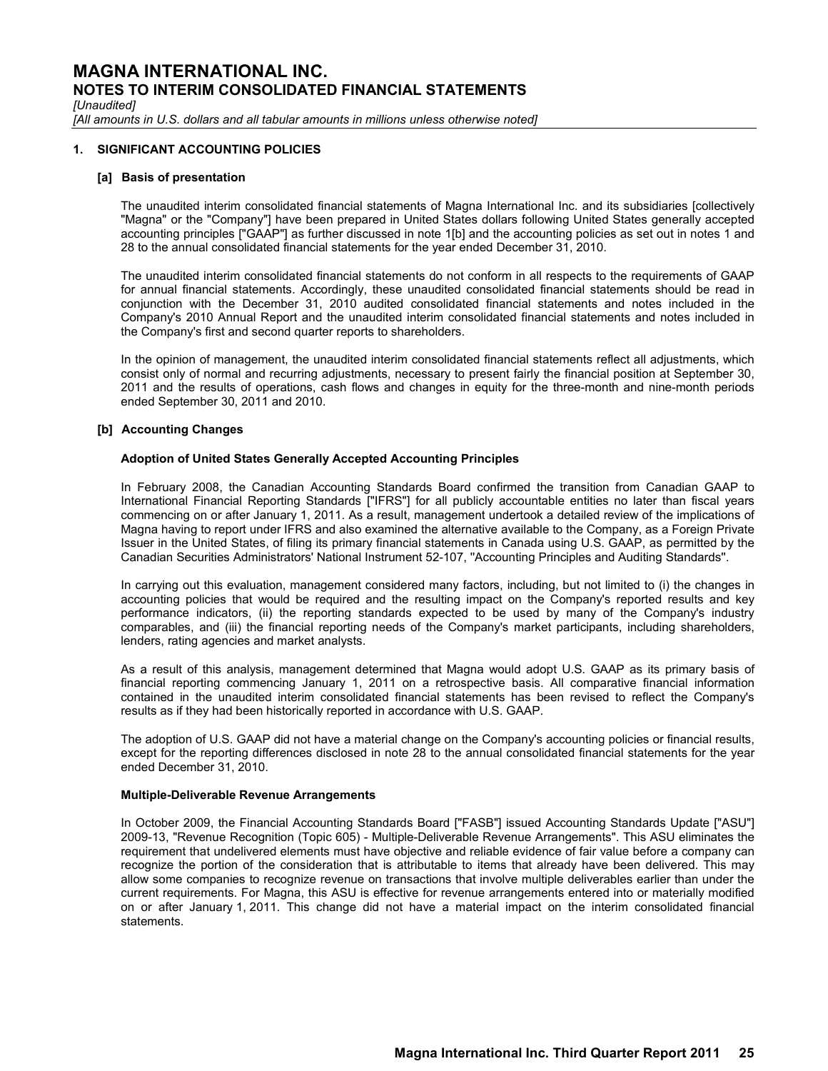# MAGNA INTERNATIONAL INC.

## NOTES TO INTERIM CONSOLIDATED FINANCIAL STATEMENTS

*[Unaudited]*

*[All amounts in U.S. dollars and all tabular amounts in millions unless otherwise noted]*

### 1. SIGNIFICANT ACCOUNTING POLICIES

#### [a] Basis of presentation

The unaudited interim consolidated financial statements of Magna International Inc. and its subsidiaries [collectively "Magna" or the "Company"] have been prepared in United States dollars following United States generally accepted accounting principles ["GAAP"] as further discussed in note 1[b] and the accounting policies as set out in notes 1 and 28 to the annual consolidated financial statements for the year ended December 31, 2010.

The unaudited interim consolidated financial statements do not conform in all respects to the requirements of GAAP for annual financial statements. Accordingly, these unaudited consolidated financial statements should be read in conjunction with the December 31, 2010 audited consolidated financial statements and notes included in the Company's 2010 Annual Report and the unaudited interim consolidated financial statements and notes included in the Company's first and second quarter reports to shareholders.

In the opinion of management, the unaudited interim consolidated financial statements reflect all adjustments, which consist only of normal and recurring adjustments, necessary to present fairly the financial position at September 30, 2011 and the results of operations, cash flows and changes in equity for the three-month and nine-month periods ended September 30, 2011 and 2010.

#### [b] Accounting Changes

**Adoption of United States Generally Accepted Accounting Principles**

In February 2008, the Canadian Accounting Standards Board confirmed the transition from Canadian GAAP to International Financial Reporting Standards ["IFRS"] for all publicly accountable entities no later than fiscal years commencing on or after January 1, 2011. As a result, management undertook a detailed review of the implications of Magna having to report under IFRS and also examined the alternative available to the Company, as a Foreign Private Issuer in the United States, of filing its primary financial statements in Canada using U.S. GAAP, as permitted by the Canadian Securities Administrators' National Instrument 52-107, "Accounting Principles and Auditing Standards".

In carrying out this evaluation, management considered many factors, including, but not limited to (i) the changes in accounting policies that would be required and the resulting impact on the Company's reported results and key performance indicators, (ii) the reporting standards expected to be used by many of the Company's industry comparables, and (iii) the financial reporting needs of the Company's market participants, including shareholders, lenders, rating agencies and market analysts.

As a result of this analysis, management determined that Magna would adopt U.S. GAAP as its primary basis of financial reporting commencing January 1, 2011 on a retrospective basis. All comparative financial information contained in the unaudited interim consolidated financial statements has been revised to reflect the Company's results as if they had been historically reported in accordance with U.S. GAAP.

The adoption of U.S. GAAP did not have a material change on the Company's accounting policies or financial results, except for the reporting differences disclosed in note 28 to the annual consolidated financial statements for the year ended December 31, 2010.

**Multiple-Deliverable Revenue Arrangements**

In October 2009, the Financial Accounting Standards Board ["FASB"] issued Accounting Standards Update ["ASU"] 2009-13, "Revenue Recognition (Topic 605) - Multiple-Deliverable Revenue Arrangements". This ASU eliminates the requirement that undelivered elements must have objective and reliable evidence of fair value before a company can recognize the portion of the consideration that is attributable to items that already have been delivered. This may allow some companies to recognize revenue on transactions that involve multiple deliverables earlier than under the current requirements. For Magna, this ASU is effective for revenue arrangements entered into or materially modified on or after January 1, 2011. This change did not have a material impact on the interim consolidated financial statements.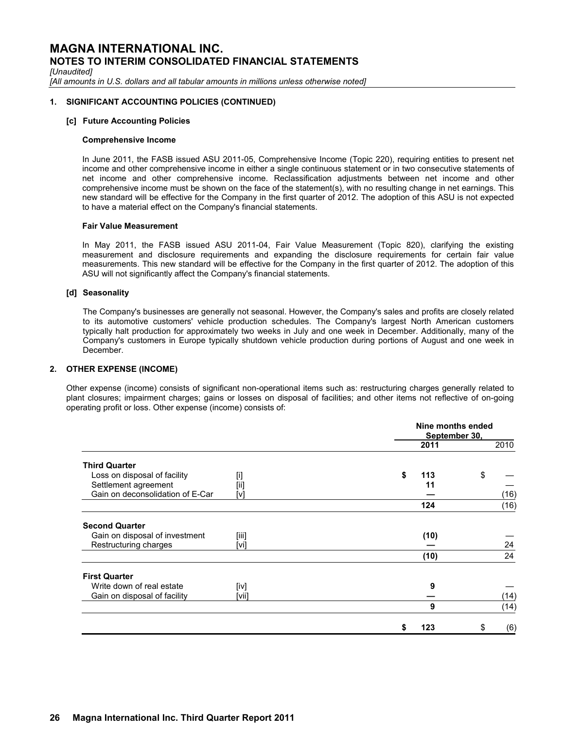# MAGNA INTERNATIONAL INC.
## NOTES TO INTERIM CONSOLIDATED FINANCIAL STATEMENTS

*[Unaudited]*

*[All amounts in U.S. dollars and all tabular amounts in millions unless otherwise noted]*

### 1. SIGNIFICANT ACCOUNTING POLICIES (CONTINUED)

#### [c] Future Accounting Policies

**Comprehensive Income**

In June 2011, the FASB issued ASU 2011-05, Comprehensive Income (Topic 220), requiring entities to present net income and other comprehensive income in either a single continuous statement or in two consecutive statements of net income and other comprehensive income. Reclassification adjustments between net income and other comprehensive income must be shown on the face of the statement(s), with no resulting change in net earnings. This new standard will be effective for the Company in the first quarter of 2012. The adoption of this ASU is not expected to have a material effect on the Company's financial statements.

**Fair Value Measurement**

In May 2011, the FASB issued ASU 2011-04, Fair Value Measurement (Topic 820), clarifying the existing measurement and disclosure requirements and expanding the disclosure requirements for certain fair value measurements. This new standard will be effective for the Company in the first quarter of 2012. The adoption of this ASU will not significantly affect the Company's financial statements.

#### [d] Seasonality

The Company's businesses are generally not seasonal. However, the Company's sales and profits are closely related to its automotive customers' vehicle production schedules. The Company's largest North American customers typically halt production for approximately two weeks in July and one week in December. Additionally, many of the Company's customers in Europe typically shutdown vehicle production during portions of August and one week in December.

### 2. OTHER EXPENSE (INCOME)

Other expense (income) consists of significant non-operational items such as: restructuring charges generally related to plant closures; impairment charges; gains or losses on disposal of facilities; and other items not reflective of on-going operating profit or loss. Other expense (income) consists of:

| | | Nine months ended September 30, | |
|---|---|---|---|
| | | **2011** | 2010 |
| **Third Quarter** | | | |
| Loss on disposal of facility | [i] | **$ 113** | $ — |
| Settlement agreement | [ii] | **11** | — |
| Gain on deconsolidation of E-Car | [v] | **—** | (16) |
| | | **124** | (16) |
| **Second Quarter** | | | |
| Gain on disposal of investment | [iii] | **(10)** | — |
| Restructuring charges | [vi] | **—** | 24 |
| | | **(10)** | 24 |
| **First Quarter** | | | |
| Write down of real estate | [iv] | **9** | — |
| Gain on disposal of facility | [vii] | **—** | (14) |
| | | **9** | (14) |
| | | **$ 123** | $ (6) |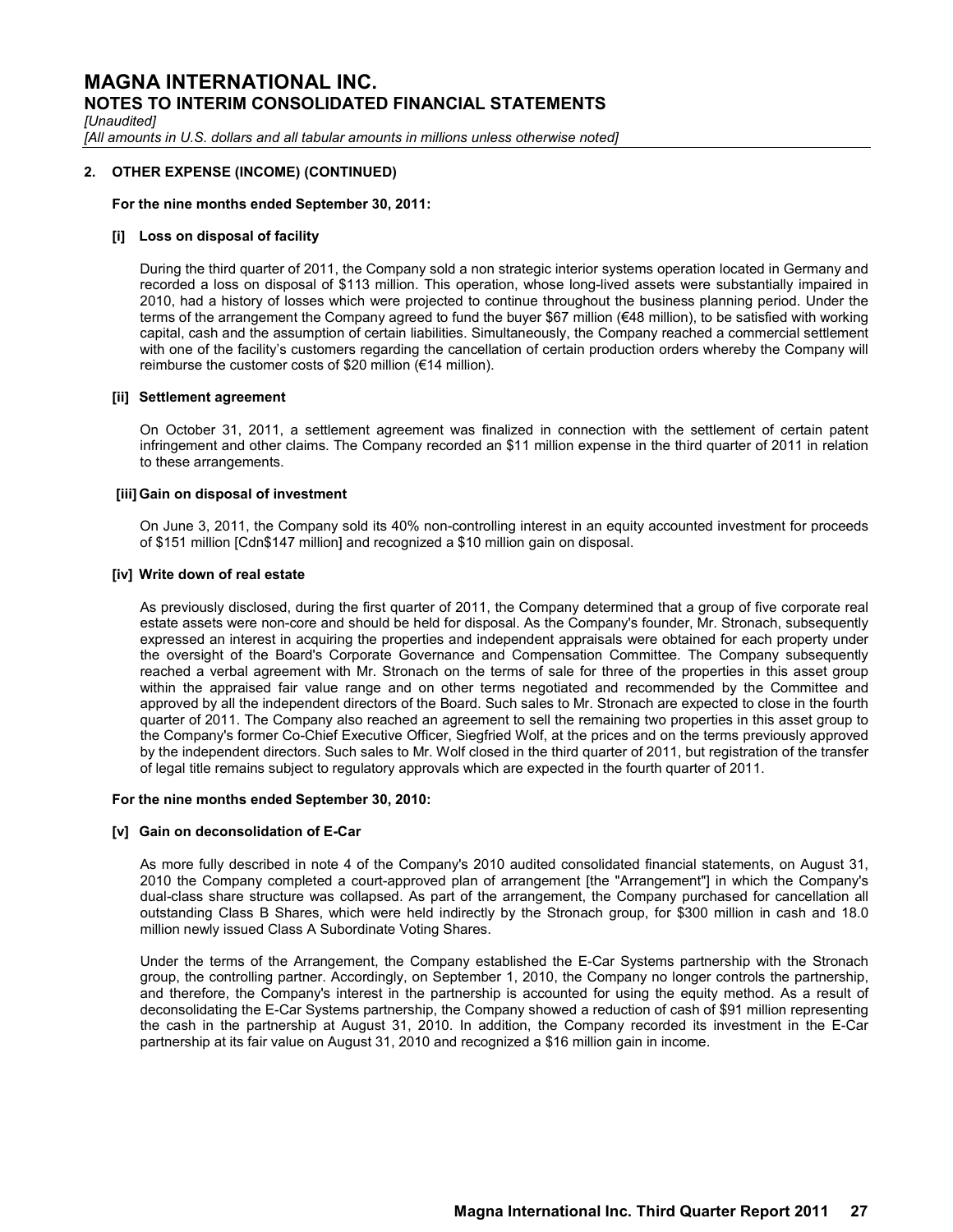## 2. OTHER EXPENSE (INCOME) (CONTINUED)

**For the nine months ended September 30, 2011:**

**[i] Loss on disposal of facility**

During the third quarter of 2011, the Company sold a non strategic interior systems operation located in Germany and recorded a loss on disposal of $113 million. This operation, whose long-lived assets were substantially impaired in 2010, had a history of losses which were projected to continue throughout the business planning period. Under the terms of the arrangement the Company agreed to fund the buyer $67 million (€48 million), to be satisfied with working capital, cash and the assumption of certain liabilities. Simultaneously, the Company reached a commercial settlement with one of the facility's customers regarding the cancellation of certain production orders whereby the Company will reimburse the customer costs of $20 million (€14 million).

**[ii] Settlement agreement**

On October 31, 2011, a settlement agreement was finalized in connection with the settlement of certain patent infringement and other claims. The Company recorded an $11 million expense in the third quarter of 2011 in relation to these arrangements.

**[iii] Gain on disposal of investment**

On June 3, 2011, the Company sold its 40% non-controlling interest in an equity accounted investment for proceeds of $151 million [Cdn$147 million] and recognized a $10 million gain on disposal.

**[iv] Write down of real estate**

As previously disclosed, during the first quarter of 2011, the Company determined that a group of five corporate real estate assets were non-core and should be held for disposal. As the Company's founder, Mr. Stronach, subsequently expressed an interest in acquiring the properties and independent appraisals were obtained for each property under the oversight of the Board's Corporate Governance and Compensation Committee. The Company subsequently reached a verbal agreement with Mr. Stronach on the terms of sale for three of the properties in this asset group within the appraised fair value range and on other terms negotiated and recommended by the Committee and approved by all the independent directors of the Board. Such sales to Mr. Stronach are expected to close in the fourth quarter of 2011. The Company also reached an agreement to sell the remaining two properties in this asset group to the Company's former Co-Chief Executive Officer, Siegfried Wolf, at the prices and on the terms previously approved by the independent directors. Such sales to Mr. Wolf closed in the third quarter of 2011, but registration of the transfer of legal title remains subject to regulatory approvals which are expected in the fourth quarter of 2011.

**For the nine months ended September 30, 2010:**

**[v] Gain on deconsolidation of E-Car**

As more fully described in note 4 of the Company's 2010 audited consolidated financial statements, on August 31, 2010 the Company completed a court-approved plan of arrangement [the "Arrangement"] in which the Company's dual-class share structure was collapsed. As part of the arrangement, the Company purchased for cancellation all outstanding Class B Shares, which were held indirectly by the Stronach group, for $300 million in cash and 18.0 million newly issued Class A Subordinate Voting Shares.

Under the terms of the Arrangement, the Company established the E-Car Systems partnership with the Stronach group, the controlling partner. Accordingly, on September 1, 2010, the Company no longer controls the partnership, and therefore, the Company's interest in the partnership is accounted for using the equity method. As a result of deconsolidating the E-Car Systems partnership, the Company showed a reduction of cash of $91 million representing the cash in the partnership at August 31, 2010. In addition, the Company recorded its investment in the E-Car partnership at its fair value on August 31, 2010 and recognized a $16 million gain in income.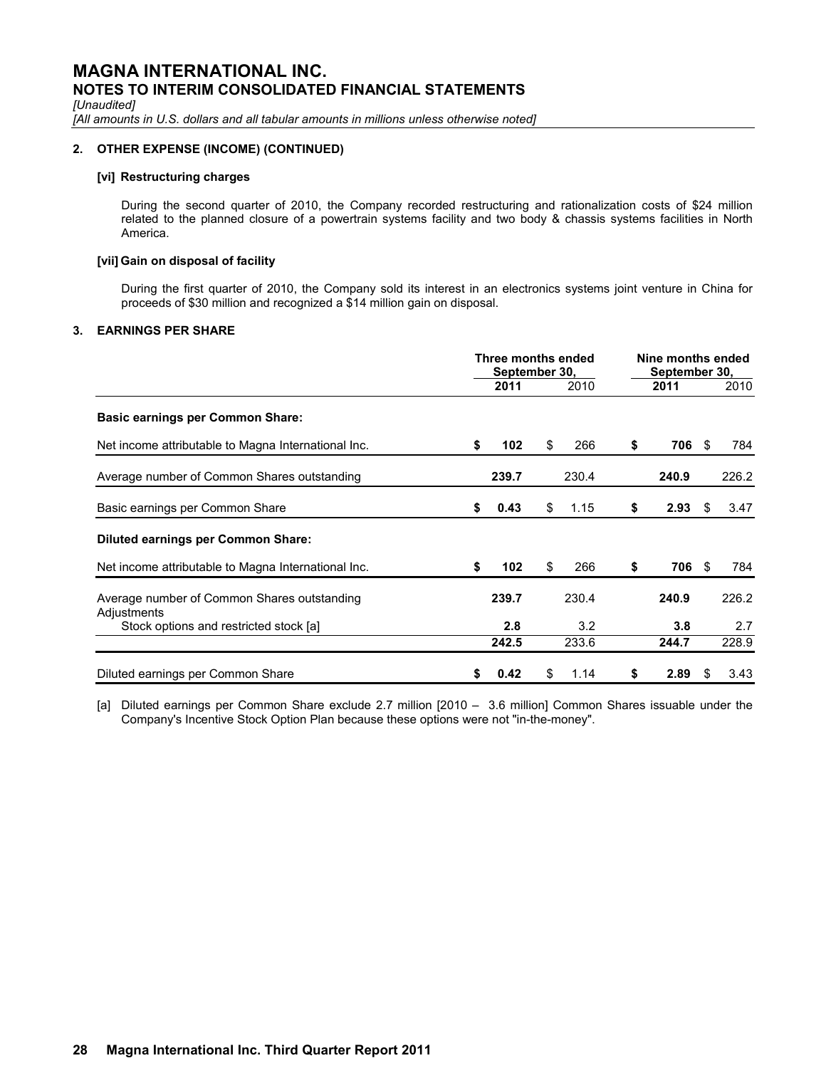**MAGNA INTERNATIONAL INC.**
**NOTES TO INTERIM CONSOLIDATED FINANCIAL STATEMENTS**
*[Unaudited]*
*[All amounts in U.S. dollars and all tabular amounts in millions unless otherwise noted]*

**2. OTHER EXPENSE (INCOME) (CONTINUED)**

**[vi] Restructuring charges**

During the second quarter of 2010, the Company recorded restructuring and rationalization costs of $24 million related to the planned closure of a powertrain systems facility and two body & chassis systems facilities in North America.

**[vii] Gain on disposal of facility**

During the first quarter of 2010, the Company sold its interest in an electronics systems joint venture in China for proceeds of $30 million and recognized a $14 million gain on disposal.

**3. EARNINGS PER SHARE**

| | Three months ended September 30, | | Nine months ended September 30, | |
|---|---|---|---|---|
| | **2011** | 2010 | **2011** | 2010 |
| **Basic earnings per Common Share:** | | | | |
| Net income attributable to Magna International Inc. | **$ 102** | $ 266 | **$ 706** | $ 784 |
| Average number of Common Shares outstanding | **239.7** | 230.4 | **240.9** | 226.2 |
| Basic earnings per Common Share | **$ 0.43** | $ 1.15 | **$ 2.93** | $ 3.47 |
| **Diluted earnings per Common Share:** | | | | |
| Net income attributable to Magna International Inc. | **$ 102** | $ 266 | **$ 706** | $ 784 |
| Average number of Common Shares outstanding | **239.7** | 230.4 | **240.9** | 226.2 |
| Adjustments | | | | |
| Stock options and restricted stock [a] | **2.8** | 3.2 | **3.8** | 2.7 |
| | **242.5** | 233.6 | **244.7** | 228.9 |
| Diluted earnings per Common Share | **$ 0.42** | $ 1.14 | **$ 2.89** | $ 3.43 |

[a] Diluted earnings per Common Share exclude 2.7 million [2010 – 3.6 million] Common Shares issuable under the Company's Incentive Stock Option Plan because these options were not "in-the-money".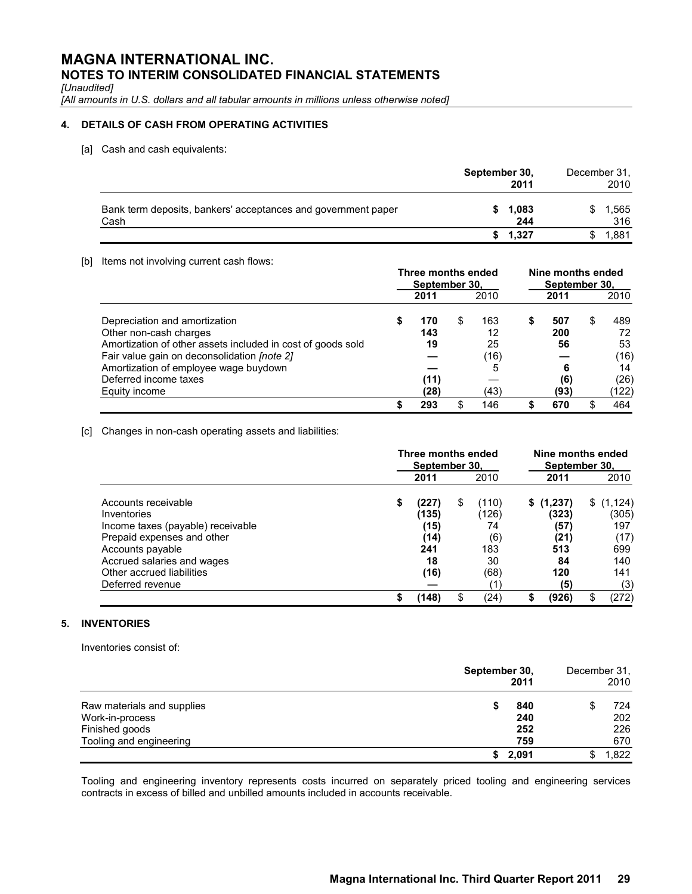# MAGNA INTERNATIONAL INC.

## NOTES TO INTERIM CONSOLIDATED FINANCIAL STATEMENTS

*[Unaudited]*

*[All amounts in U.S. dollars and all tabular amounts in millions unless otherwise noted]*

### 4. DETAILS OF CASH FROM OPERATING ACTIVITIES

[a] Cash and cash equivalents:

| | September 30, 2011 | December 31, 2010 |
|---|---|---|
| Bank term deposits, bankers' acceptances and government paper | **$ 1,083** | $ 1,565 |
| Cash | **244** | 316 |
| | **$ 1,327** | $ 1,881 |

[b] Items not involving current cash flows:

| | Three months ended September 30, | | Nine months ended September 30, | |
|---|---|---|---|---|
| | **2011** | 2010 | **2011** | 2010 |
| Depreciation and amortization | **$ 170** | $ 163 | **$ 507** | $ 489 |
| Other non-cash charges | **143** | 12 | **200** | 72 |
| Amortization of other assets included in cost of goods sold | **19** | 25 | **56** | 53 |
| Fair value gain on deconsolidation *[note 2]* | **—** | (16) | **—** | (16) |
| Amortization of employee wage buydown | **—** | 5 | **6** | 14 |
| Deferred income taxes | **(11)** | — | **(6)** | (26) |
| Equity income | **(28)** | (43) | **(93)** | (122) |
| | **$ 293** | $ 146 | **$ 670** | $ 464 |

[c] Changes in non-cash operating assets and liabilities:

| | Three months ended September 30, | | Nine months ended September 30, | |
|---|---|---|---|---|
| | **2011** | 2010 | **2011** | 2010 |
| Accounts receivable | **$ (227)** | $ (110) | **$ (1,237)** | $ (1,124) |
| Inventories | **(135)** | (126) | **(323)** | (305) |
| Income taxes (payable) receivable | **(15)** | 74 | **(57)** | 197 |
| Prepaid expenses and other | **(14)** | (6) | **(21)** | (17) |
| Accounts payable | **241** | 183 | **513** | 699 |
| Accrued salaries and wages | **18** | 30 | **84** | 140 |
| Other accrued liabilities | **(16)** | (68) | **120** | 141 |
| Deferred revenue | **—** | (1) | **(5)** | (3) |
| | **$ (148)** | $ (24) | **$ (926)** | $ (272) |

### 5. INVENTORIES

Inventories consist of:

| | September 30, 2011 | December 31, 2010 |
|---|---|---|
| Raw materials and supplies | **$ 840** | $ 724 |
| Work-in-process | **240** | 202 |
| Finished goods | **252** | 226 |
| Tooling and engineering | **759** | 670 |
| | **$ 2,091** | $ 1,822 |

Tooling and engineering inventory represents costs incurred on separately priced tooling and engineering services contracts in excess of billed and unbilled amounts included in accounts receivable.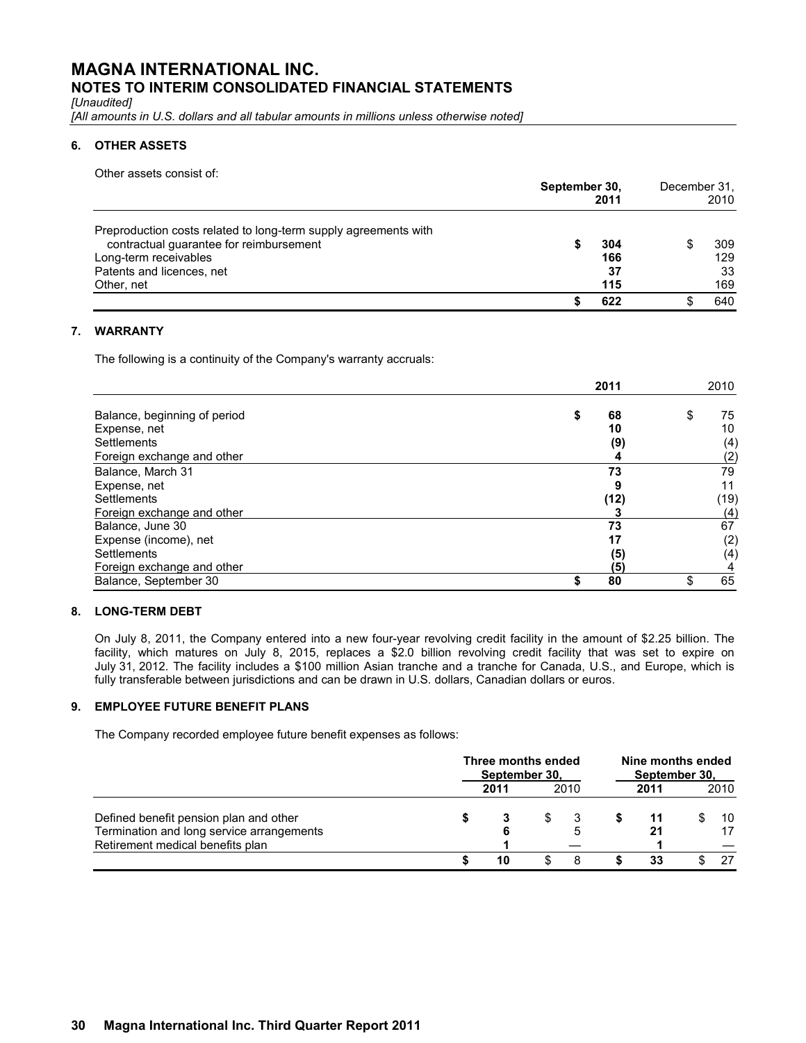# MAGNA INTERNATIONAL INC.

## NOTES TO INTERIM CONSOLIDATED FINANCIAL STATEMENTS

*[Unaudited]*

*[All amounts in U.S. dollars and all tabular amounts in millions unless otherwise noted]*

### 6. OTHER ASSETS

Other assets consist of:

| | September 30, 2011 | December 31, 2010 |
|---|---|---|
| Preproduction costs related to long-term supply agreements with contractual guarantee for reimbursement | **$ 304** | $ 309 |
| Long-term receivables | **166** | 129 |
| Patents and licences, net | **37** | 33 |
| Other, net | **115** | 169 |
| | **$ 622** | $ 640 |

### 7. WARRANTY

The following is a continuity of the Company's warranty accruals:

| | 2011 | 2010 |
|---|---|---|
| Balance, beginning of period | **$ 68** | $ 75 |
| Expense, net | **10** | 10 |
| Settlements | **(9)** | (4) |
| Foreign exchange and other | **4** | (2) |
| Balance, March 31 | **73** | 79 |
| Expense, net | **9** | 11 |
| Settlements | **(12)** | (19) |
| Foreign exchange and other | **3** | (4) |
| Balance, June 30 | **73** | 67 |
| Expense (income), net | **17** | (2) |
| Settlements | **(5)** | (4) |
| Foreign exchange and other | **(5)** | 4 |
| Balance, September 30 | **$ 80** | $ 65 |

### 8. LONG-TERM DEBT

On July 8, 2011, the Company entered into a new four-year revolving credit facility in the amount of $2.25 billion. The facility, which matures on July 8, 2015, replaces a $2.0 billion revolving credit facility that was set to expire on July 31, 2012. The facility includes a $100 million Asian tranche and a tranche for Canada, U.S., and Europe, which is fully transferable between jurisdictions and can be drawn in U.S. dollars, Canadian dollars or euros.

### 9. EMPLOYEE FUTURE BENEFIT PLANS

The Company recorded employee future benefit expenses as follows:

| | Three months ended September 30, | | Nine months ended September 30, | |
|---|---|---|---|---|
| | 2011 | 2010 | 2011 | 2010 |
| Defined benefit pension plan and other | **$ 3** | $ 3 | **$ 11** | $ 10 |
| Termination and long service arrangements | **6** | 5 | **21** | 17 |
| Retirement medical benefits plan | **1** | — | **1** | — |
| | **$ 10** | $ 8 | **$ 33** | $ 27 |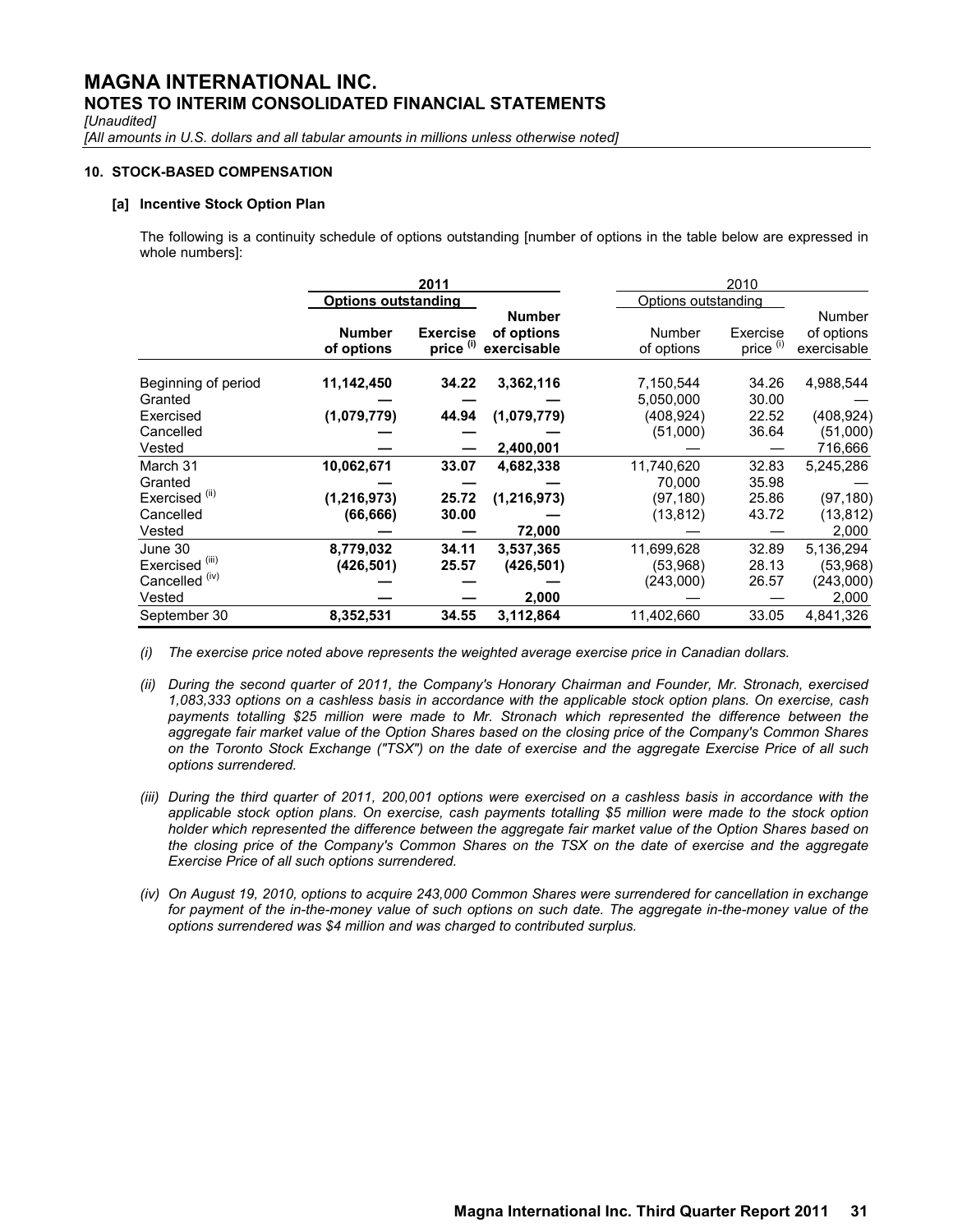# MAGNA INTERNATIONAL INC.
## NOTES TO INTERIM CONSOLIDATED FINANCIAL STATEMENTS

*[Unaudited]*

*[All amounts in U.S. dollars and all tabular amounts in millions unless otherwise noted]*

### 10. STOCK-BASED COMPENSATION

#### [a] Incentive Stock Option Plan

The following is a continuity schedule of options outstanding [number of options in the table below are expressed in whole numbers]:

| | **2011** | | | 2010 | | |
|---|---|---|---|---|---|---|
| | **Options outstanding** | | | Options outstanding | | |
| | **Number of options** | **Exercise price [(i)]** | **Number of options exercisable** | Number of options | Exercise price [(i)] | Number of options exercisable |
| Beginning of period | **11,142,450** | **34.22** | **3,362,116** | 7,150,544 | 34.26 | 4,988,544 |
| Granted | **—** | **—** | **—** | 5,050,000 | 30.00 | — |
| Exercised | **(1,079,779)** | **44.94** | **(1,079,779)** | (408,924) | 22.52 | (408,924) |
| Cancelled | **—** | **—** | **—** | (51,000) | 36.64 | (51,000) |
| Vested | **—** | **—** | **2,400,001** | — | — | 716,666 |
| March 31 | **10,062,671** | **33.07** | **4,682,338** | 11,740,620 | 32.83 | 5,245,286 |
| Granted | **—** | **—** | **—** | 70,000 | 35.98 | — |
| Exercised [(ii)] | **(1,216,973)** | **25.72** | **(1,216,973)** | (97,180) | 25.86 | (97,180) |
| Cancelled | **(66,666)** | **30.00** | **—** | (13,812) | 43.72 | (13,812) |
| Vested | **—** | **—** | **72,000** | — | — | 2,000 |
| June 30 | **8,779,032** | **34.11** | **3,537,365** | 11,699,628 | 32.89 | 5,136,294 |
| Exercised [(iii)] | **(426,501)** | **25.57** | **(426,501)** | (53,968) | 28.13 | (53,968) |
| Cancelled [(iv)] | **—** | **—** | **—** | (243,000) | 26.57 | (243,000) |
| Vested | **—** | **—** | **2,000** | — | — | 2,000 |
| September 30 | **8,352,531** | **34.55** | **3,112,864** | 11,402,660 | 33.05 | 4,841,326 |

*(i) The exercise price noted above represents the weighted average exercise price in Canadian dollars.*

*(ii) During the second quarter of 2011, the Company's Honorary Chairman and Founder, Mr. Stronach, exercised 1,083,333 options on a cashless basis in accordance with the applicable stock option plans. On exercise, cash payments totalling $25 million were made to Mr. Stronach which represented the difference between the aggregate fair market value of the Option Shares based on the closing price of the Company's Common Shares on the Toronto Stock Exchange ("TSX") on the date of exercise and the aggregate Exercise Price of all such options surrendered.*

*(iii) During the third quarter of 2011, 200,001 options were exercised on a cashless basis in accordance with the applicable stock option plans. On exercise, cash payments totalling $5 million were made to the stock option holder which represented the difference between the aggregate fair market value of the Option Shares based on the closing price of the Company's Common Shares on the TSX on the date of exercise and the aggregate Exercise Price of all such options surrendered.*

*(iv) On August 19, 2010, options to acquire 243,000 Common Shares were surrendered for cancellation in exchange for payment of the in-the-money value of such options on such date. The aggregate in-the-money value of the options surrendered was $4 million and was charged to contributed surplus.*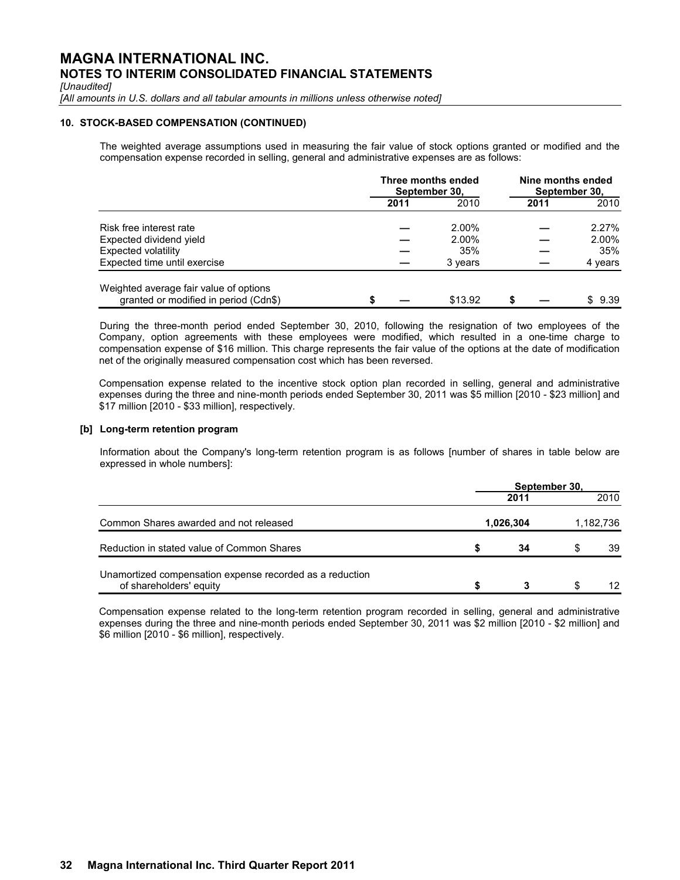# MAGNA INTERNATIONAL INC.
## NOTES TO INTERIM CONSOLIDATED FINANCIAL STATEMENTS

*[Unaudited]*

*[All amounts in U.S. dollars and all tabular amounts in millions unless otherwise noted]*

### 10. STOCK-BASED COMPENSATION (CONTINUED)

The weighted average assumptions used in measuring the fair value of stock options granted or modified and the compensation expense recorded in selling, general and administrative expenses are as follows:

| | Three months ended September 30, | | Nine months ended September 30, | |
|---|---|---|---|---|
| | **2011** | 2010 | **2011** | 2010 |
| Risk free interest rate | — | 2.00% | — | 2.27% |
| Expected dividend yield | — | 2.00% | — | 2.00% |
| Expected volatility | — | 35% | — | 35% |
| Expected time until exercise | — | 3 years | — | 4 years |
| Weighted average fair value of options granted or modified in period (Cdn$) | **$ —** | $13.92 | **$ —** | $ 9.39 |

During the three-month period ended September 30, 2010, following the resignation of two employees of the Company, option agreements with these employees were modified, which resulted in a one-time charge to compensation expense of $16 million. This charge represents the fair value of the options at the date of modification net of the originally measured compensation cost which has been reversed.

Compensation expense related to the incentive stock option plan recorded in selling, general and administrative expenses during the three and nine-month periods ended September 30, 2011 was $5 million [2010 - $23 million] and $17 million [2010 - $33 million], respectively.

**[b] Long-term retention program**

Information about the Company's long-term retention program is as follows [number of shares in table below are expressed in whole numbers]:

| | September 30, | |
|---|---|---|
| | **2011** | 2010 |
| Common Shares awarded and not released | **1,026,304** | 1,182,736 |
| Reduction in stated value of Common Shares | **$ 34** | $ 39 |
| Unamortized compensation expense recorded as a reduction of shareholders' equity | **$ 3** | $ 12 |

Compensation expense related to the long-term retention program recorded in selling, general and administrative expenses during the three and nine-month periods ended September 30, 2011 was $2 million [2010 - $2 million] and $6 million [2010 - $6 million], respectively.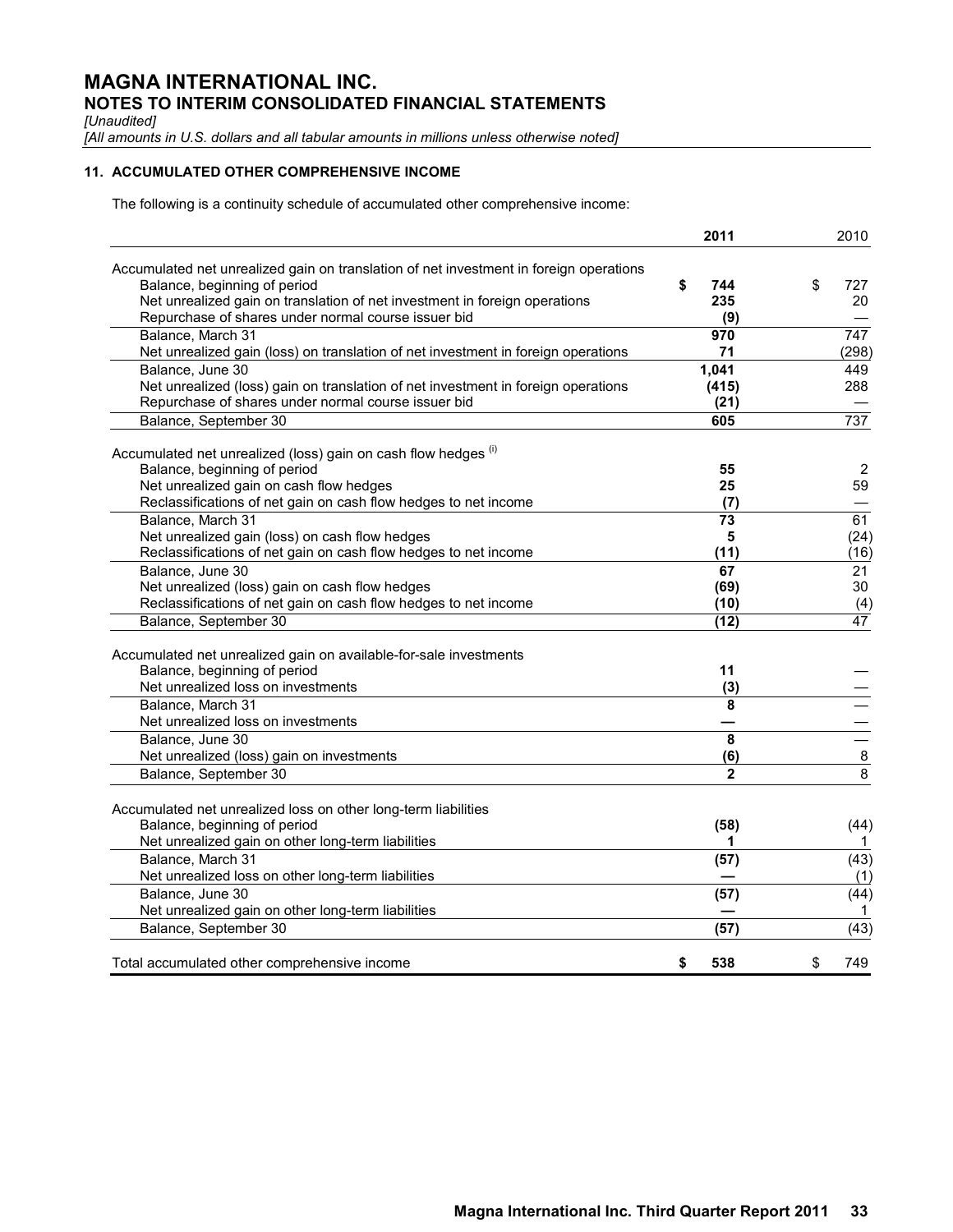# MAGNA INTERNATIONAL INC.

## NOTES TO INTERIM CONSOLIDATED FINANCIAL STATEMENTS

*[Unaudited]*

*[All amounts in U.S. dollars and all tabular amounts in millions unless otherwise noted]*

### 11. ACCUMULATED OTHER COMPREHENSIVE INCOME

The following is a continuity schedule of accumulated other comprehensive income:

| | **2011** | 2010 |
|---|---|---|
| Accumulated net unrealized gain on translation of net investment in foreign operations | | |
| Balance, beginning of period | **$ 744** | $ 727 |
| Net unrealized gain on translation of net investment in foreign operations | **235** | 20 |
| Repurchase of shares under normal course issuer bid | **(9)** | — |
| Balance, March 31 | **970** | 747 |
| Net unrealized gain (loss) on translation of net investment in foreign operations | **71** | (298) |
| Balance, June 30 | **1,041** | 449 |
| Net unrealized (loss) gain on translation of net investment in foreign operations | **(415)** | 288 |
| Repurchase of shares under normal course issuer bid | **(21)** | — |
| Balance, September 30 | **605** | 737 |
| Accumulated net unrealized (loss) gain on cash flow hedges [(i)] | | |
| Balance, beginning of period | **55** | 2 |
| Net unrealized gain on cash flow hedges | **25** | 59 |
| Reclassifications of net gain on cash flow hedges to net income | **(7)** | — |
| Balance, March 31 | **73** | 61 |
| Net unrealized gain (loss) on cash flow hedges | **5** | (24) |
| Reclassifications of net gain on cash flow hedges to net income | **(11)** | (16) |
| Balance, June 30 | **67** | 21 |
| Net unrealized (loss) gain on cash flow hedges | **(69)** | 30 |
| Reclassifications of net gain on cash flow hedges to net income | **(10)** | (4) |
| Balance, September 30 | **(12)** | 47 |
| Accumulated net unrealized gain on available-for-sale investments | | |
| Balance, beginning of period | **11** | — |
| Net unrealized loss on investments | **(3)** | — |
| Balance, March 31 | **8** | — |
| Net unrealized loss on investments | **—** | — |
| Balance, June 30 | **8** | — |
| Net unrealized (loss) gain on investments | **(6)** | 8 |
| Balance, September 30 | **2** | 8 |
| Accumulated net unrealized loss on other long-term liabilities | | |
| Balance, beginning of period | **(58)** | (44) |
| Net unrealized gain on other long-term liabilities | **1** | 1 |
| Balance, March 31 | **(57)** | (43) |
| Net unrealized loss on other long-term liabilities | **—** | (1) |
| Balance, June 30 | **(57)** | (44) |
| Net unrealized gain on other long-term liabilities | **—** | 1 |
| Balance, September 30 | **(57)** | (43) |
| Total accumulated other comprehensive income | **$ 538** | $ 749 |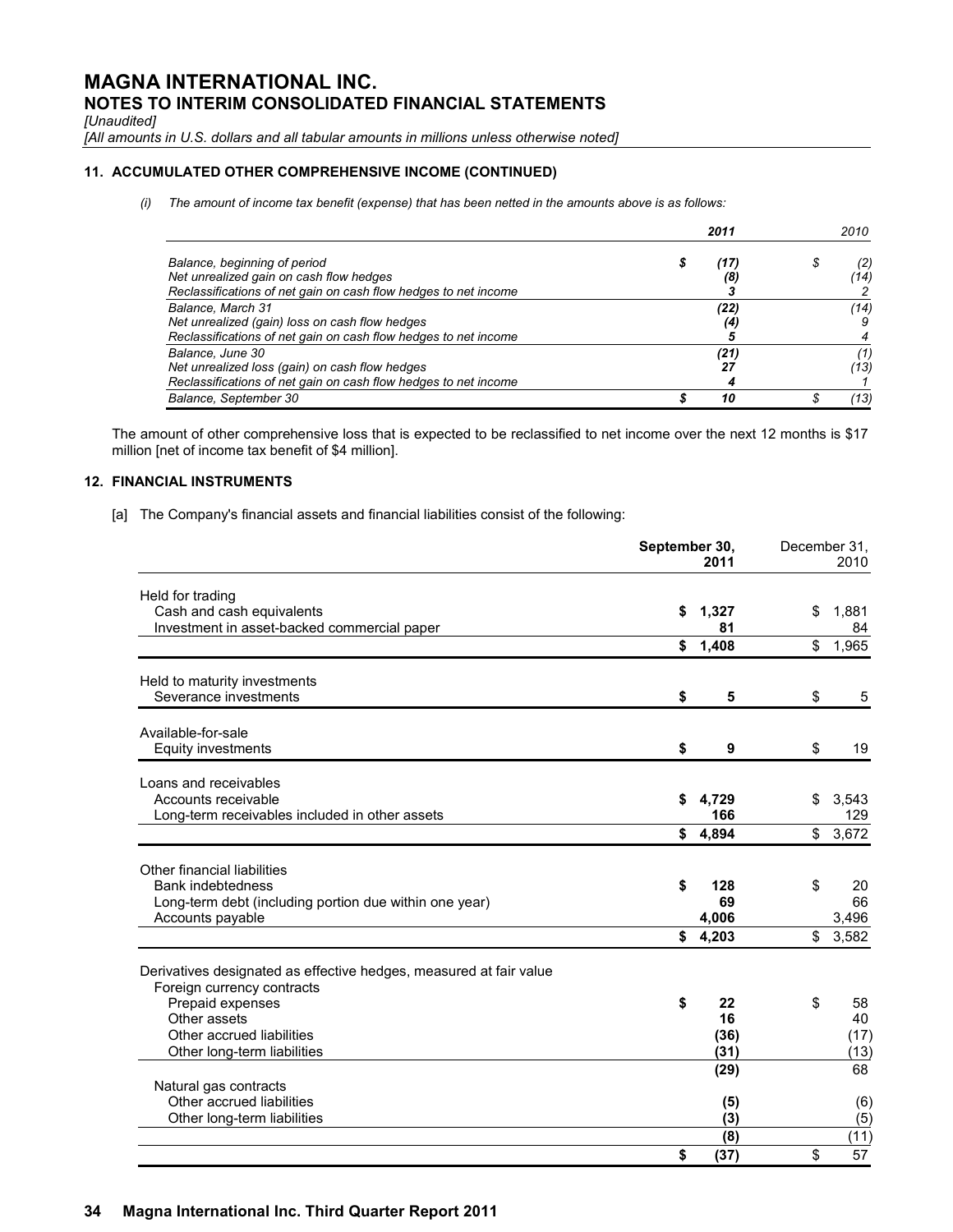# MAGNA INTERNATIONAL INC.

## NOTES TO INTERIM CONSOLIDATED FINANCIAL STATEMENTS

*[Unaudited]*

*[All amounts in U.S. dollars and all tabular amounts in millions unless otherwise noted]*

### 11. ACCUMULATED OTHER COMPREHENSIVE INCOME (CONTINUED)

*(i) The amount of income tax benefit (expense) that has been netted in the amounts above is as follows:*

| | ***2011*** | *2010* |
|---|---|---|
| *Balance, beginning of period* | ***$ (17)*** | *$ (2)* |
| *Net unrealized gain on cash flow hedges* | ***(8)*** | *(14)* |
| *Reclassifications of net gain on cash flow hedges to net income* | ***3*** | *2* |
| *Balance, March 31* | ***(22)*** | *(14)* |
| *Net unrealized (gain) loss on cash flow hedges* | ***(4)*** | *9* |
| *Reclassifications of net gain on cash flow hedges to net income* | ***5*** | *4* |
| *Balance, June 30* | ***(21)*** | *(1)* |
| *Net unrealized loss (gain) on cash flow hedges* | ***27*** | *(13)* |
| *Reclassifications of net gain on cash flow hedges to net income* | ***4*** | *1* |
| *Balance, September 30* | ***$ 10*** | *$ (13)* |

The amount of other comprehensive loss that is expected to be reclassified to net income over the next 12 months is $17 million [net of income tax benefit of $4 million].

### 12. FINANCIAL INSTRUMENTS

[a] The Company's financial assets and financial liabilities consist of the following:

| | **September 30, 2011** | December 31, 2010 |
|---|---|---|
| Held for trading | | |
| Cash and cash equivalents | **$ 1,327** | $ 1,881 |
| Investment in asset-backed commercial paper | **81** | 84 |
| | **$ 1,408** | $ 1,965 |
| Held to maturity investments | | |
| Severance investments | **$ 5** | $ 5 |
| Available-for-sale | | |
| Equity investments | **$ 9** | $ 19 |
| Loans and receivables | | |
| Accounts receivable | **$ 4,729** | $ 3,543 |
| Long-term receivables included in other assets | **166** | 129 |
| | **$ 4,894** | $ 3,672 |
| Other financial liabilities | | |
| Bank indebtedness | **$ 128** | $ 20 |
| Long-term debt (including portion due within one year) | **69** | 66 |
| Accounts payable | **4,006** | 3,496 |
| | **$ 4,203** | $ 3,582 |
| Derivatives designated as effective hedges, measured at fair value | | |
| Foreign currency contracts | | |
| Prepaid expenses | **$ 22** | $ 58 |
| Other assets | **16** | 40 |
| Other accrued liabilities | **(36)** | (17) |
| Other long-term liabilities | **(31)** | (13) |
| | **(29)** | 68 |
| Natural gas contracts | | |
| Other accrued liabilities | **(5)** | (6) |
| Other long-term liabilities | **(3)** | (5) |
| | **(8)** | (11) |
| | **$ (37)** | $ 57 |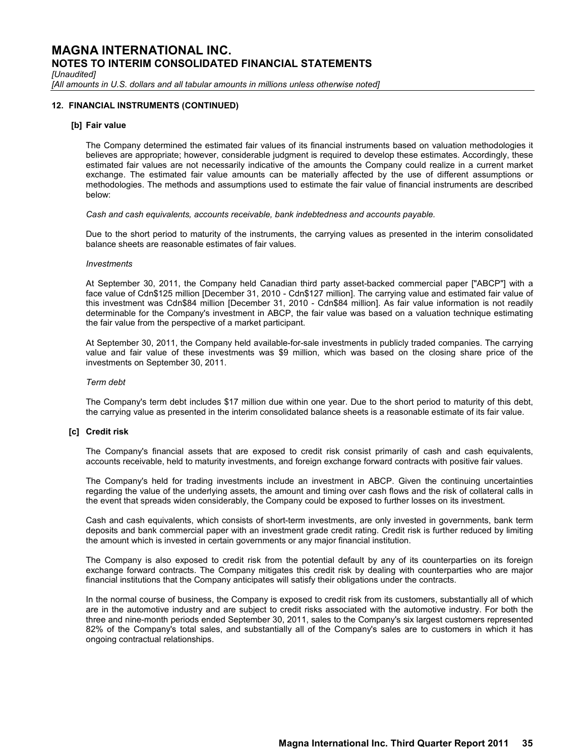## 12. FINANCIAL INSTRUMENTS (CONTINUED)

### [b] Fair value

The Company determined the estimated fair values of its financial instruments based on valuation methodologies it believes are appropriate; however, considerable judgment is required to develop these estimates. Accordingly, these estimated fair values are not necessarily indicative of the amounts the Company could realize in a current market exchange. The estimated fair value amounts can be materially affected by the use of different assumptions or methodologies. The methods and assumptions used to estimate the fair value of financial instruments are described below:

*Cash and cash equivalents, accounts receivable, bank indebtedness and accounts payable.*

Due to the short period to maturity of the instruments, the carrying values as presented in the interim consolidated balance sheets are reasonable estimates of fair values.

*Investments*

At September 30, 2011, the Company held Canadian third party asset-backed commercial paper ["ABCP"] with a face value of Cdn$125 million [December 31, 2010 - Cdn$127 million]. The carrying value and estimated fair value of this investment was Cdn$84 million [December 31, 2010 - Cdn$84 million]. As fair value information is not readily determinable for the Company's investment in ABCP, the fair value was based on a valuation technique estimating the fair value from the perspective of a market participant.

At September 30, 2011, the Company held available-for-sale investments in publicly traded companies. The carrying value and fair value of these investments was $9 million, which was based on the closing share price of the investments on September 30, 2011.

*Term debt*

The Company's term debt includes $17 million due within one year. Due to the short period to maturity of this debt, the carrying value as presented in the interim consolidated balance sheets is a reasonable estimate of its fair value.

### [c] Credit risk

The Company's financial assets that are exposed to credit risk consist primarily of cash and cash equivalents, accounts receivable, held to maturity investments, and foreign exchange forward contracts with positive fair values.

The Company's held for trading investments include an investment in ABCP. Given the continuing uncertainties regarding the value of the underlying assets, the amount and timing over cash flows and the risk of collateral calls in the event that spreads widen considerably, the Company could be exposed to further losses on its investment.

Cash and cash equivalents, which consists of short-term investments, are only invested in governments, bank term deposits and bank commercial paper with an investment grade credit rating. Credit risk is further reduced by limiting the amount which is invested in certain governments or any major financial institution.

The Company is also exposed to credit risk from the potential default by any of its counterparties on its foreign exchange forward contracts. The Company mitigates this credit risk by dealing with counterparties who are major financial institutions that the Company anticipates will satisfy their obligations under the contracts.

In the normal course of business, the Company is exposed to credit risk from its customers, substantially all of which are in the automotive industry and are subject to credit risks associated with the automotive industry. For both the three and nine-month periods ended September 30, 2011, sales to the Company's six largest customers represented 82% of the Company's total sales, and substantially all of the Company's sales are to customers in which it has ongoing contractual relationships.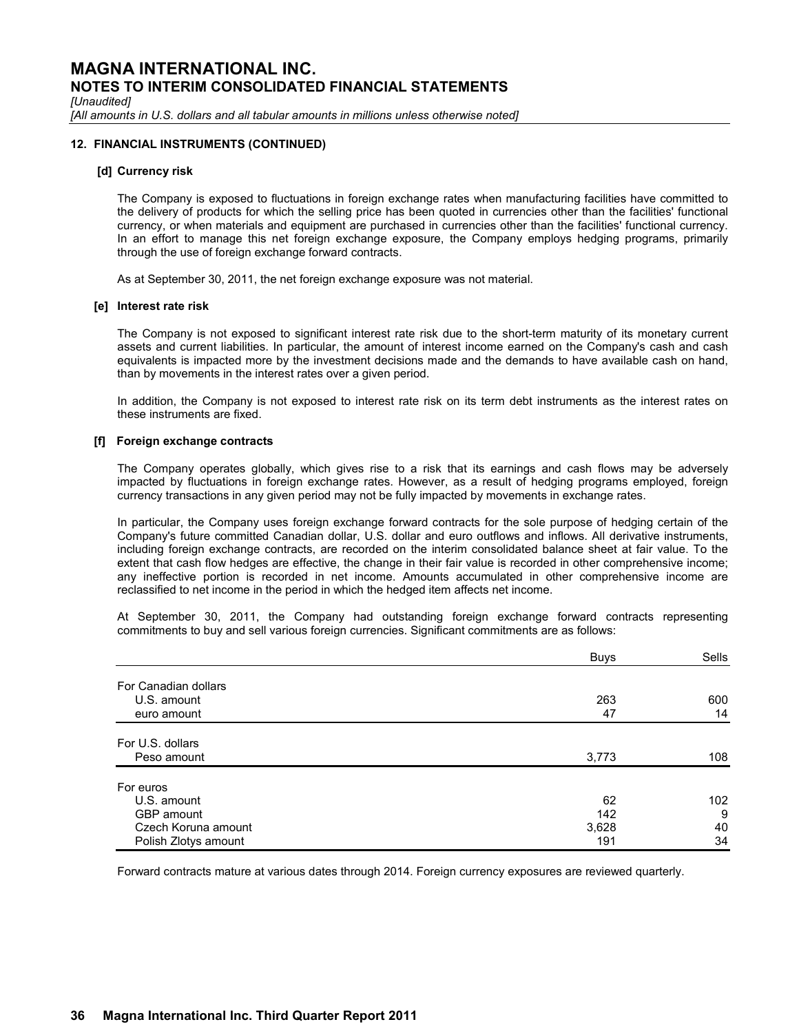# MAGNA INTERNATIONAL INC.
## NOTES TO INTERIM CONSOLIDATED FINANCIAL STATEMENTS

*[Unaudited]*

*[All amounts in U.S. dollars and all tabular amounts in millions unless otherwise noted]*

### 12. FINANCIAL INSTRUMENTS (CONTINUED)

**[d] Currency risk**

The Company is exposed to fluctuations in foreign exchange rates when manufacturing facilities have committed to the delivery of products for which the selling price has been quoted in currencies other than the facilities' functional currency, or when materials and equipment are purchased in currencies other than the facilities' functional currency. In an effort to manage this net foreign exchange exposure, the Company employs hedging programs, primarily through the use of foreign exchange forward contracts.

As at September 30, 2011, the net foreign exchange exposure was not material.

**[e] Interest rate risk**

The Company is not exposed to significant interest rate risk due to the short-term maturity of its monetary current assets and current liabilities. In particular, the amount of interest income earned on the Company's cash and cash equivalents is impacted more by the investment decisions made and the demands to have available cash on hand, than by movements in the interest rates over a given period.

In addition, the Company is not exposed to interest rate risk on its term debt instruments as the interest rates on these instruments are fixed.

**[f] Foreign exchange contracts**

The Company operates globally, which gives rise to a risk that its earnings and cash flows may be adversely impacted by fluctuations in foreign exchange rates. However, as a result of hedging programs employed, foreign currency transactions in any given period may not be fully impacted by movements in exchange rates.

In particular, the Company uses foreign exchange forward contracts for the sole purpose of hedging certain of the Company's future committed Canadian dollar, U.S. dollar and euro outflows and inflows. All derivative instruments, including foreign exchange contracts, are recorded on the interim consolidated balance sheet at fair value. To the extent that cash flow hedges are effective, the change in their fair value is recorded in other comprehensive income; any ineffective portion is recorded in net income. Amounts accumulated in other comprehensive income are reclassified to net income in the period in which the hedged item affects net income.

At September 30, 2011, the Company had outstanding foreign exchange forward contracts representing commitments to buy and sell various foreign currencies. Significant commitments are as follows:

| | Buys | Sells |
|---|---:|---:|
| For Canadian dollars | | |
| U.S. amount | 263 | 600 |
| euro amount | 47 | 14 |
| For U.S. dollars | | |
| Peso amount | 3,773 | 108 |
| For euros | | |
| U.S. amount | 62 | 102 |
| GBP amount | 142 | 9 |
| Czech Koruna amount | 3,628 | 40 |
| Polish Zlotys amount | 191 | 34 |

Forward contracts mature at various dates through 2014. Foreign currency exposures are reviewed quarterly.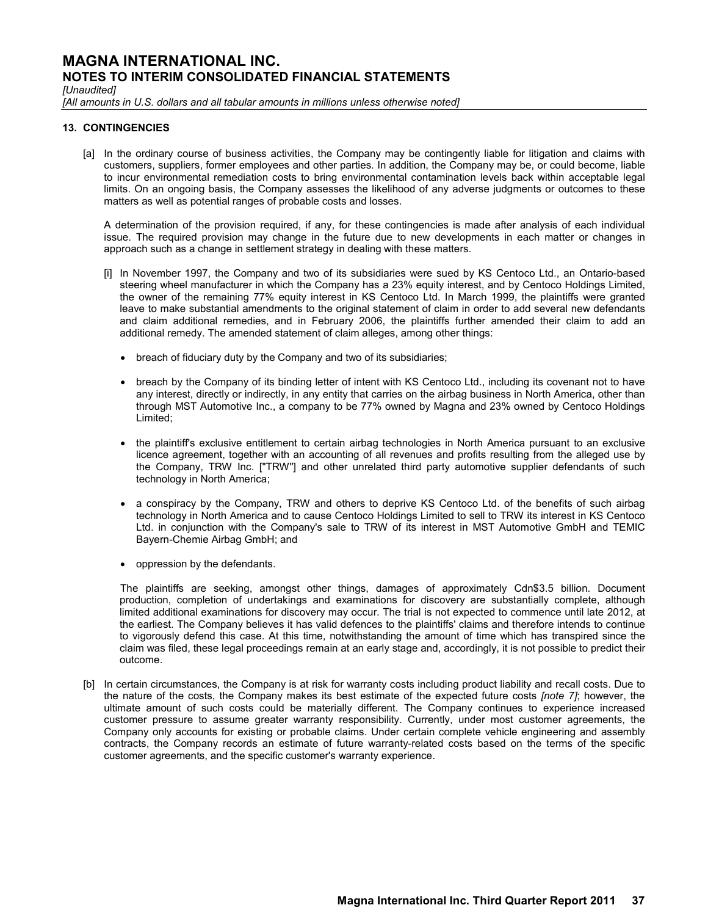# MAGNA INTERNATIONAL INC.
## NOTES TO INTERIM CONSOLIDATED FINANCIAL STATEMENTS

*[Unaudited]*

*[All amounts in U.S. dollars and all tabular amounts in millions unless otherwise noted]*

### 13. CONTINGENCIES

[a] In the ordinary course of business activities, the Company may be contingently liable for litigation and claims with customers, suppliers, former employees and other parties. In addition, the Company may be, or could become, liable to incur environmental remediation costs to bring environmental contamination levels back within acceptable legal limits. On an ongoing basis, the Company assesses the likelihood of any adverse judgments or outcomes to these matters as well as potential ranges of probable costs and losses.

A determination of the provision required, if any, for these contingencies is made after analysis of each individual issue. The required provision may change in the future due to new developments in each matter or changes in approach such as a change in settlement strategy in dealing with these matters.

[i] In November 1997, the Company and two of its subsidiaries were sued by KS Centoco Ltd., an Ontario-based steering wheel manufacturer in which the Company has a 23% equity interest, and by Centoco Holdings Limited, the owner of the remaining 77% equity interest in KS Centoco Ltd. In March 1999, the plaintiffs were granted leave to make substantial amendments to the original statement of claim in order to add several new defendants and claim additional remedies, and in February 2006, the plaintiffs further amended their claim to add an additional remedy. The amended statement of claim alleges, among other things:

- breach of fiduciary duty by the Company and two of its subsidiaries;
- breach by the Company of its binding letter of intent with KS Centoco Ltd., including its covenant not to have any interest, directly or indirectly, in any entity that carries on the airbag business in North America, other than through MST Automotive Inc., a company to be 77% owned by Magna and 23% owned by Centoco Holdings Limited;
- the plaintiff's exclusive entitlement to certain airbag technologies in North America pursuant to an exclusive licence agreement, together with an accounting of all revenues and profits resulting from the alleged use by the Company, TRW Inc. ["TRW"] and other unrelated third party automotive supplier defendants of such technology in North America;
- a conspiracy by the Company, TRW and others to deprive KS Centoco Ltd. of the benefits of such airbag technology in North America and to cause Centoco Holdings Limited to sell to TRW its interest in KS Centoco Ltd. in conjunction with the Company's sale to TRW of its interest in MST Automotive GmbH and TEMIC Bayern-Chemie Airbag GmbH; and
- oppression by the defendants.

The plaintiffs are seeking, amongst other things, damages of approximately Cdn$3.5 billion. Document production, completion of undertakings and examinations for discovery are substantially complete, although limited additional examinations for discovery may occur. The trial is not expected to commence until late 2012, at the earliest. The Company believes it has valid defences to the plaintiffs' claims and therefore intends to continue to vigorously defend this case. At this time, notwithstanding the amount of time which has transpired since the claim was filed, these legal proceedings remain at an early stage and, accordingly, it is not possible to predict their outcome.

[b] In certain circumstances, the Company is at risk for warranty costs including product liability and recall costs. Due to the nature of the costs, the Company makes its best estimate of the expected future costs *[note 7]*; however, the ultimate amount of such costs could be materially different. The Company continues to experience increased customer pressure to assume greater warranty responsibility. Currently, under most customer agreements, the Company only accounts for existing or probable claims. Under certain complete vehicle engineering and assembly contracts, the Company records an estimate of future warranty-related costs based on the terms of the specific customer agreements, and the specific customer's warranty experience.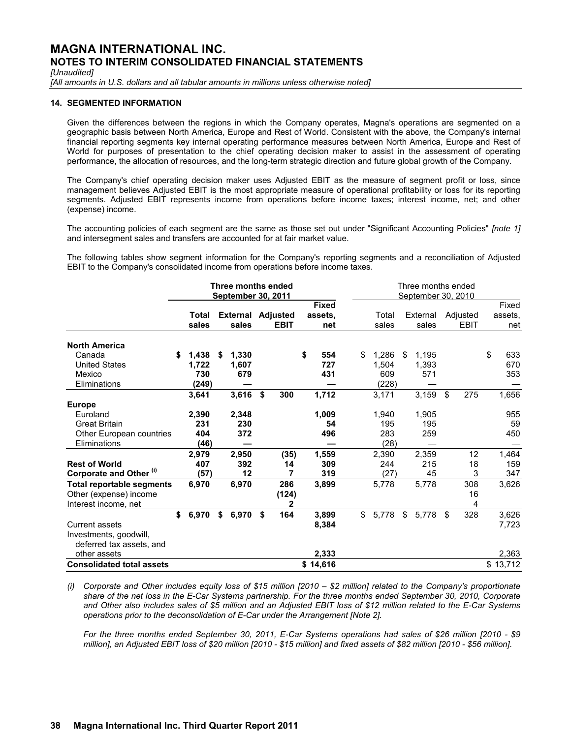# MAGNA INTERNATIONAL INC.

## NOTES TO INTERIM CONSOLIDATED FINANCIAL STATEMENTS

*[Unaudited]*

*[All amounts in U.S. dollars and all tabular amounts in millions unless otherwise noted]*

### 14. SEGMENTED INFORMATION

Given the differences between the regions in which the Company operates, Magna's operations are segmented on a geographic basis between North America, Europe and Rest of World. Consistent with the above, the Company's internal financial reporting segments key internal operating performance measures between North America, Europe and Rest of World for purposes of presentation to the chief operating decision maker to assist in the assessment of operating performance, the allocation of resources, and the long-term strategic direction and future global growth of the Company.

The Company's chief operating decision maker uses Adjusted EBIT as the measure of segment profit or loss, since management believes Adjusted EBIT is the most appropriate measure of operational profitability or loss for its reporting segments. Adjusted EBIT represents income from operations before income taxes; interest income, net; and other (expense) income.

The accounting policies of each segment are the same as those set out under "Significant Accounting Policies" *[note 1]* and intersegment sales and transfers are accounted for at fair market value.

The following tables show segment information for the Company's reporting segments and a reconciliation of Adjusted EBIT to the Company's consolidated income from operations before income taxes.

| | **Three months ended September 30, 2011** | | | | Three months ended September 30, 2010 | | | |
|---|---|---|---|---|---|---|---|---|
| | **Total sales** | **External sales** | **Adjusted EBIT** | **Fixed assets, net** | Total sales | External sales | Adjusted EBIT | Fixed assets, net |
| **North America** | | | | | | | | |
| Canada | **$ 1,438** | **$ 1,330** | | **$ 554** | $ 1,286 | $ 1,195 | | $ 633 |
| United States | **1,722** | **1,607** | | **727** | 1,504 | 1,393 | | 670 |
| Mexico | **730** | **679** | | **431** | 609 | 571 | | 353 |
| Eliminations | **(249)** | **—** | | **—** | (228) | — | | — |
| | **3,641** | **3,616** | **$ 300** | **1,712** | 3,171 | 3,159 | $ 275 | 1,656 |
| **Europe** | | | | | | | | |
| Euroland | **2,390** | **2,348** | | **1,009** | 1,940 | 1,905 | | 955 |
| Great Britain | **231** | **230** | | **54** | 195 | 195 | | 59 |
| Other European countries | **404** | **372** | | **496** | 283 | 259 | | 450 |
| Eliminations | **(46)** | **—** | | **—** | (28) | — | | — |
| | **2,979** | **2,950** | **(35)** | **1,559** | 2,390 | 2,359 | 12 | 1,464 |
| **Rest of World** | **407** | **392** | **14** | **309** | 244 | 215 | 18 | 159 |
| **Corporate and Other (i)** | **(57)** | **12** | **7** | **319** | (27) | 45 | 3 | 347 |
| **Total reportable segments** | **6,970** | **6,970** | **286** | **3,899** | 5,778 | 5,778 | 308 | 3,626 |
| Other (expense) income | | | **(124)** | | | | 16 | |
| Interest income, net | | | **2** | | | | 4 | |
| | **$ 6,970** | **$ 6,970** | **$ 164** | **3,899** | $ 5,778 | $ 5,778 | $ 328 | 3,626 |
| Current assets | | | | **8,384** | | | | 7,723 |
| Investments, goodwill, deferred tax assets, and other assets | | | | **2,333** | | | | 2,363 |
| **Consolidated total assets** | | | | **$ 14,616** | | | | $ 13,712 |

*(i) Corporate and Other includes equity loss of $15 million [2010 – $2 million] related to the Company's proportionate share of the net loss in the E-Car Systems partnership. For the three months ended September 30, 2010, Corporate and Other also includes sales of $5 million and an Adjusted EBIT loss of $12 million related to the E-Car Systems operations prior to the deconsolidation of E-Car under the Arrangement [Note 2].*

*For the three months ended September 30, 2011, E-Car Systems operations had sales of $26 million [2010 - $9 million], an Adjusted EBIT loss of $20 million [2010 - $15 million] and fixed assets of $82 million [2010 - $56 million].*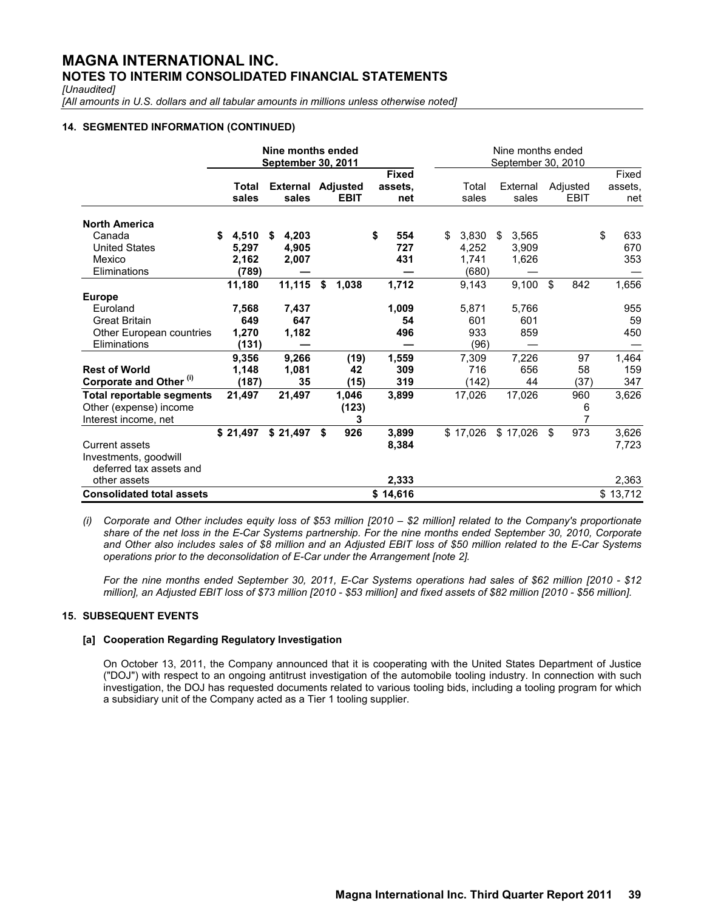# MAGNA INTERNATIONAL INC.

## NOTES TO INTERIM CONSOLIDATED FINANCIAL STATEMENTS

*[Unaudited]*

*[All amounts in U.S. dollars and all tabular amounts in millions unless otherwise noted]*

### 14. SEGMENTED INFORMATION (CONTINUED)

| | Nine months ended September 30, 2011 | | | | Nine months ended September 30, 2010 | | | |
|---|---|---|---|---|---|---|---|---|
| | **Total sales** | **External sales** | **Adjusted EBIT** | **Fixed assets, net** | Total sales | External sales | Adjusted EBIT | Fixed assets, net |
| **North America** | | | | | | | | |
| Canada | **$ 4,510** | **$ 4,203** | | **$ 554** | $ 3,830 | $ 3,565 | | $ 633 |
| United States | **5,297** | **4,905** | | **727** | 4,252 | 3,909 | | 670 |
| Mexico | **2,162** | **2,007** | | **431** | 1,741 | 1,626 | | 353 |
| Eliminations | **(789)** | **—** | | **—** | (680) | — | | — |
| | **11,180** | **11,115** | **$ 1,038** | **1,712** | 9,143 | 9,100 | $ 842 | 1,656 |
| **Europe** | | | | | | | | |
| Euroland | **7,568** | **7,437** | | **1,009** | 5,871 | 5,766 | | 955 |
| Great Britain | **649** | **647** | | **54** | 601 | 601 | | 59 |
| Other European countries | **1,270** | **1,182** | | **496** | 933 | 859 | | 450 |
| Eliminations | **(131)** | **—** | | **—** | (96) | — | | — |
| | **9,356** | **9,266** | **(19)** | **1,559** | 7,309 | 7,226 | 97 | 1,464 |
| **Rest of World** | **1,148** | **1,081** | **42** | **309** | 716 | 656 | 58 | 159 |
| **Corporate and Other [(i)]** | **(187)** | **35** | **(15)** | **319** | (142) | 44 | (37) | 347 |
| **Total reportable segments** | **21,497** | **21,497** | **1,046** | **3,899** | 17,026 | 17,026 | 960 | 3,626 |
| Other (expense) income | | | **(123)** | | | | 6 | |
| Interest income, net | | | **3** | | | | 7 | |
| | **$ 21,497** | **$ 21,497** | **$ 926** | **3,899** | $ 17,026 | $ 17,026 | $ 973 | 3,626 |
| Current assets | | | | **8,384** | | | | 7,723 |
| Investments, goodwill deferred tax assets and other assets | | | | **2,333** | | | | 2,363 |
| **Consolidated total assets** | | | | **$ 14,616** | | | | $ 13,712 |

*(i) Corporate and Other includes equity loss of $53 million [2010 – $2 million] related to the Company's proportionate share of the net loss in the E-Car Systems partnership. For the nine months ended September 30, 2010, Corporate and Other also includes sales of $8 million and an Adjusted EBIT loss of $50 million related to the E-Car Systems operations prior to the deconsolidation of E-Car under the Arrangement [note 2].*

*For the nine months ended September 30, 2011, E-Car Systems operations had sales of $62 million [2010 - $12 million], an Adjusted EBIT loss of $73 million [2010 - $53 million] and fixed assets of $82 million [2010 - $56 million].*

### 15. SUBSEQUENT EVENTS

#### [a] Cooperation Regarding Regulatory Investigation

On October 13, 2011, the Company announced that it is cooperating with the United States Department of Justice ("DOJ") with respect to an ongoing antitrust investigation of the automobile tooling industry. In connection with such investigation, the DOJ has requested documents related to various tooling bids, including a tooling program for which a subsidiary unit of the Company acted as a Tier 1 tooling supplier.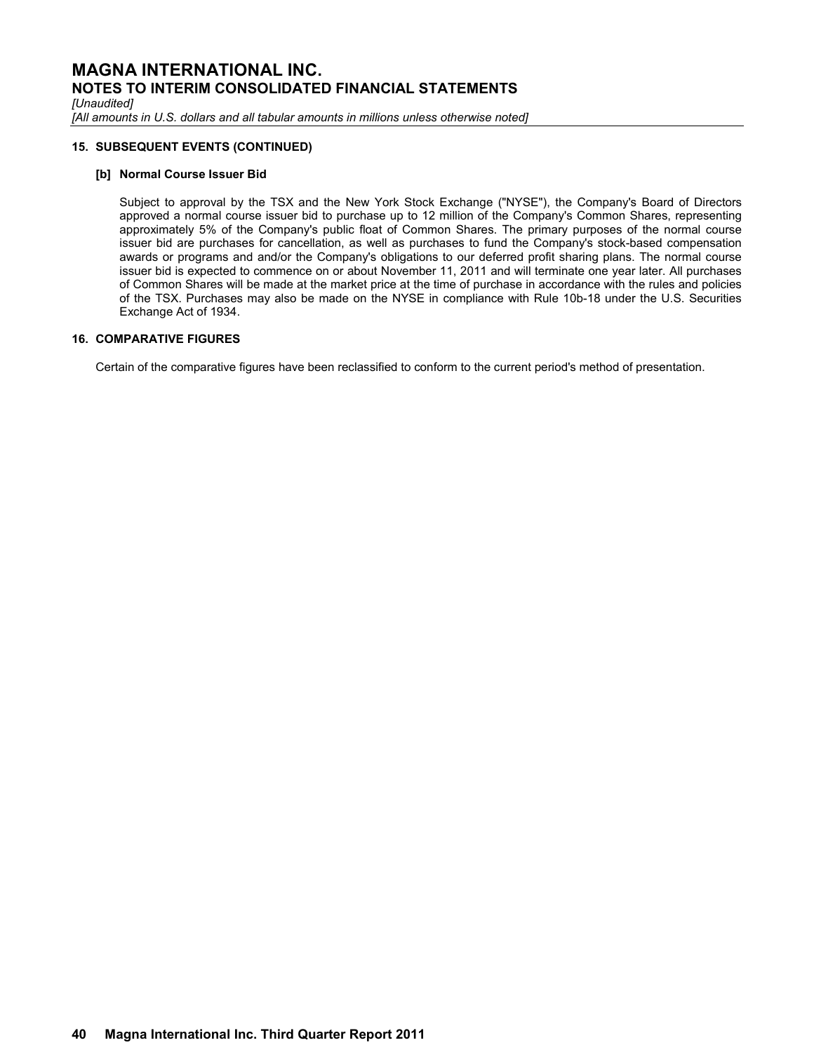# MAGNA INTERNATIONAL INC.
## NOTES TO INTERIM CONSOLIDATED FINANCIAL STATEMENTS

*[Unaudited]*
*[All amounts in U.S. dollars and all tabular amounts in millions unless otherwise noted]*

### 15. SUBSEQUENT EVENTS (CONTINUED)

**[b] Normal Course Issuer Bid**

Subject to approval by the TSX and the New York Stock Exchange ("NYSE"), the Company's Board of Directors approved a normal course issuer bid to purchase up to 12 million of the Company's Common Shares, representing approximately 5% of the Company's public float of Common Shares. The primary purposes of the normal course issuer bid are purchases for cancellation, as well as purchases to fund the Company's stock-based compensation awards or programs and and/or the Company's obligations to our deferred profit sharing plans. The normal course issuer bid is expected to commence on or about November 11, 2011 and will terminate one year later. All purchases of Common Shares will be made at the market price at the time of purchase in accordance with the rules and policies of the TSX. Purchases may also be made on the NYSE in compliance with Rule 10b-18 under the U.S. Securities Exchange Act of 1934.

### 16. COMPARATIVE FIGURES

Certain of the comparative figures have been reclassified to conform to the current period's method of presentation.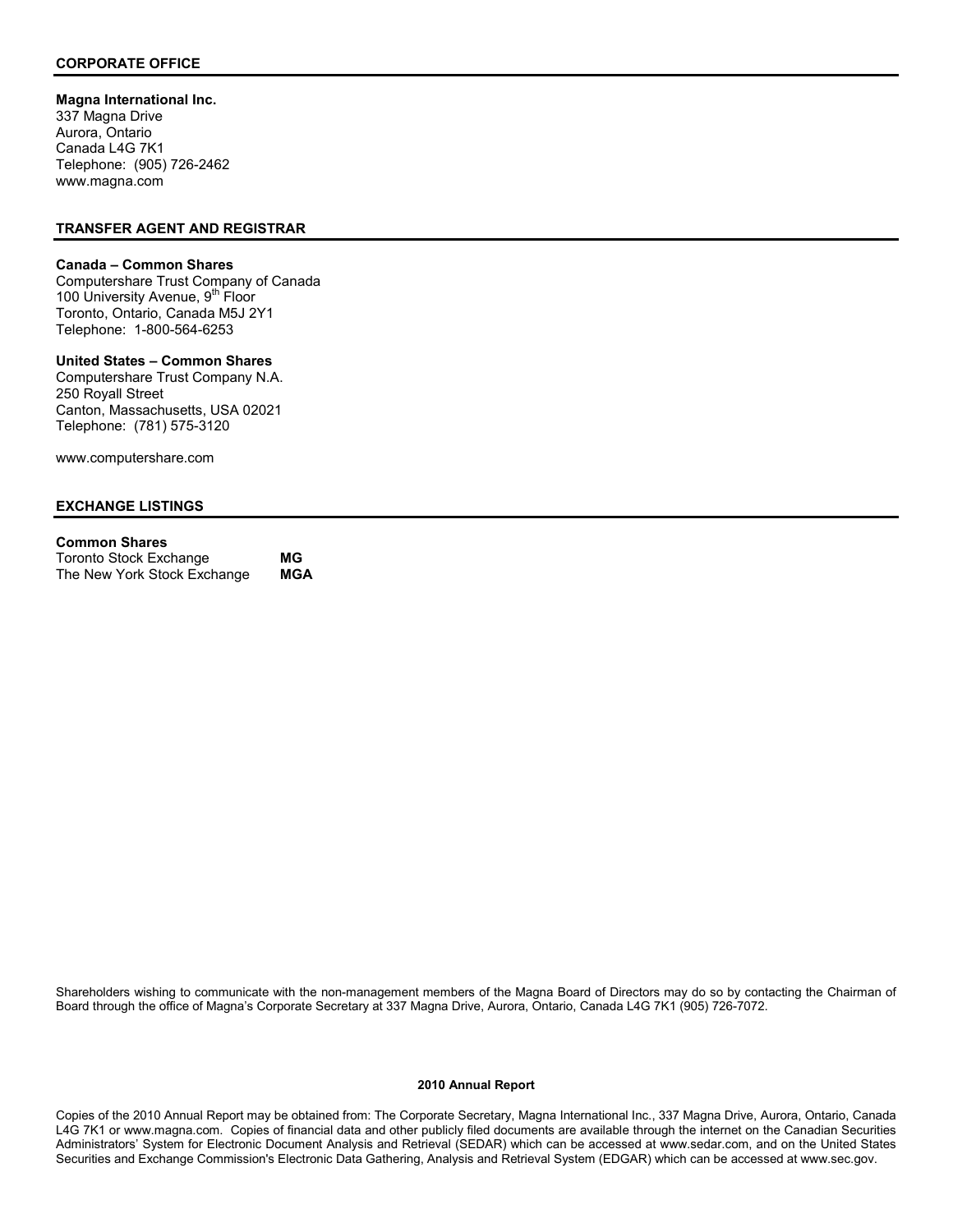## CORPORATE OFFICE

**Magna International Inc.**
337 Magna Drive
Aurora, Ontario
Canada L4G 7K1
Telephone: (905) 726-2462
www.magna.com

## TRANSFER AGENT AND REGISTRAR

**Canada – Common Shares**
Computershare Trust Company of Canada
100 University Avenue, 9th Floor
Toronto, Ontario, Canada M5J 2Y1
Telephone: 1-800-564-6253

**United States – Common Shares**
Computershare Trust Company N.A.
250 Royall Street
Canton, Massachusetts, USA 02021
Telephone: (781) 575-3120

www.computershare.com

## EXCHANGE LISTINGS

**Common Shares**

| | |
|---|---|
| Toronto Stock Exchange | **MG** |
| The New York Stock Exchange | **MGA** |

Shareholders wishing to communicate with the non-management members of the Magna Board of Directors may do so by contacting the Chairman of Board through the office of Magna's Corporate Secretary at 337 Magna Drive, Aurora, Ontario, Canada L4G 7K1 (905) 726-7072.

**2010 Annual Report**

Copies of the 2010 Annual Report may be obtained from: The Corporate Secretary, Magna International Inc., 337 Magna Drive, Aurora, Ontario, Canada L4G 7K1 or www.magna.com. Copies of financial data and other publicly filed documents are available through the internet on the Canadian Securities Administrators' System for Electronic Document Analysis and Retrieval (SEDAR) which can be accessed at www.sedar.com, and on the United States Securities and Exchange Commission's Electronic Data Gathering, Analysis and Retrieval System (EDGAR) which can be accessed at www.sec.gov.